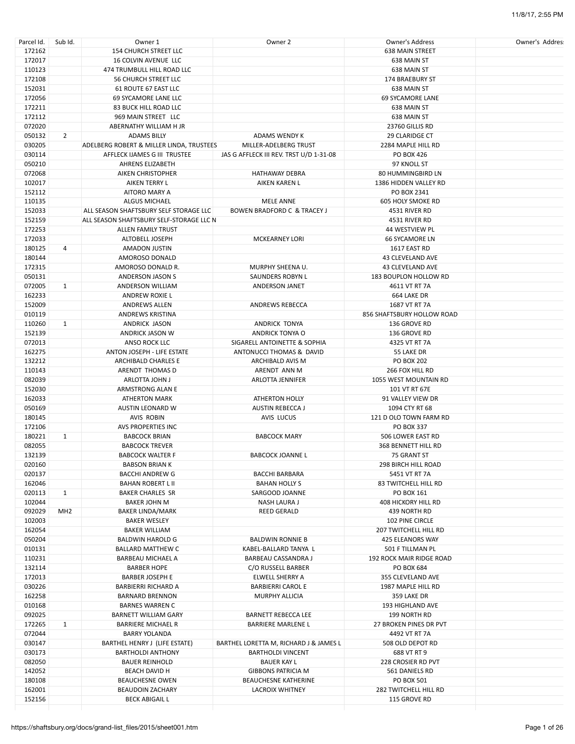| Parcel Id. | Sub Id. | Owner 1 | Owner 2 | Owner's Address | Owner's Addres |
|---|---|---|---|---|---|
| 172162 | | 154 CHURCH STREET LLC | | 638 MAIN STREET | |
| 172017 | | 16 COLVIN AVENUE LLC | | 638 MAIN ST | |
| 110123 | | 474 TRUMBULL HILL ROAD LLC | | 638 MAIN ST | |
| 172108 | | 56 CHURCH STREET LLC | | 174 BRAEBURY ST | |
| 152031 | | 61 ROUTE 67 EAST LLC | | 638 MAIN ST | |
| 172056 | | 69 SYCAMORE LANE LLC | | 69 SYCAMORE LANE | |
| 172211 | | 83 BUCK HILL ROAD LLC | | 638 MAIN ST | |
| 172112 | | 969 MAIN STREET LLC | | 638 MAIN ST | |
| 072020 | | ABERNATHY WILLIAM H JR | | 23760 GILLIS RD | |
| 050132 | 2 | ADAMS BILLY | ADAMS WENDY K | 29 CLARIDGE CT | |
| 030205 | | ADELBERG ROBERT & MILLER LINDA, TRUSTEES | MILLER-ADELBERG TRUST | 2284 MAPLE HILL RD | |
| 030114 | | AFFLECK IJAMES G III TRUSTEE | JAS G AFFLECK III REV. TRST U/D 1-31-08 | PO BOX 426 | |
| 050210 | | AHRENS ELIZABETH | | 97 KNOLL ST | |
| 072068 | | AIKEN CHRISTOPHER | HATHAWAY DEBRA | 80 HUMMINGBIRD LN | |
| 102017 | | AIKEN TERRY L | AIKEN KAREN L | 1386 HIDDEN VALLEY RD | |
| 152112 | | AITORO MARY A | | PO BOX 2341 | |
| 110135 | | ALGUS MICHAEL | MELE ANNE | 605 HOLY SMOKE RD | |
| 152033 | | ALL SEASON SHAFTSBURY SELF STORAGE LLC | BOWEN BRADFORD C & TRACEY J | 4531 RIVER RD | |
| 152159 | | ALL SEASON SHAFTSBURY SELF-STORAGE LLC N | | 4531 RIVER RD | |
| 172253 | | ALLEN FAMILY TRUST | | 44 WESTVIEW PL | |
| 172033 | | ALTOBELL JOSEPH | MCKEARNEY LORI | 66 SYCAMORE LN | |
| 180125 | 4 | AMADON JUSTIN | | 1617 EAST RD | |
| 180144 | | AMOROSO DONALD | | 43 CLEVELAND AVE | |
| 172315 | | AMOROSO DONALD R. | MURPHY SHEENA U. | 43 CLEVELAND AVE | |
| 050131 | | ANDERSON JASON S | SAUNDERS ROBYN L | 183 BOUPLON HOLLOW RD | |
| 072005 | 1 | ANDERSON WILLIAM | ANDERSON JANET | 4611 VT RT 7A | |
| 162233 | | ANDREW ROXIE L | | 664 LAKE DR | |
| 152009 | | ANDREWS ALLEN | ANDREWS REBECCA | 1687 VT RT 7A | |
| 010119 | | ANDREWS KRISTINA | | 856 SHAFTSBURY HOLLOW ROAD | |
| 110260 | 1 | ANDRICK JASON | ANDRICK TONYA | 136 GROVE RD | |
| 152139 | | ANDRICK JASON W | ANDRICK TONYA O | 136 GROVE RD | |
| 072013 | | ANSO ROCK LLC | SIGARELL ANTOINETTE & SOPHIA | 4325 VT RT 7A | |
| 162275 | | ANTON JOSEPH - LIFE ESTATE | ANTONUCCI THOMAS & DAVID | 55 LAKE DR | |
| 132212 | | ARCHIBALD CHARLES E | ARCHIBALD AVIS M | PO BOX 202 | |
| 110143 | | ARENDT THOMAS D | ARENDT ANN M | 266 FOX HILL RD | |
| 082039 | | ARLOTTA JOHN J | ARLOTTA JENNIFER | 1055 WEST MOUNTAIN RD | |
| 152030 | | ARMSTRONG ALAN E | | 101 VT RT 67E | |
| 162033 | | ATHERTON MARK | ATHERTON HOLLY | 91 VALLEY VIEW DR | |
| 050169 | | AUSTIN LEONARD W | AUSTIN REBECCA J | 1094 CTY RT 68 | |
| 180145 | | AVIS ROBIN | AVIS LUCUS | 121 D OLO TOWN FARM RD | |
| 172106 | | AVS PROPERTIES INC | | PO BOX 337 | |
| 180221 | 1 | BABCOCK BRIAN | BABCOCK MARY | 506 LOWER EAST RD | |
| 082055 | | BABCOCK TREVER | | 368 BENNETT HILL RD | |
| 132139 | | BABCOCK WALTER F | BABCOCK JOANNE L | 75 GRANT ST | |
| 020160 | | BABSON BRIAN K | | 298 BIRCH HILL ROAD | |
| 020137 | | BACCHI ANDREW G | BACCHI BARBARA | 5451 VT RT 7A | |
| 162046 | | BAHAN ROBERT L II | BAHAN HOLLY S | 83 TWITCHELL HILL RD | |
| 020113 | 1 | BAKER CHARLES SR | SARGOOD JOANNE | PO BOX 161 | |
| 102044 | | BAKER JOHN M | NASH LAURA J | 408 HICKORY HILL RD | |
| 092029 | MH2 | BAKER LINDA/MARK | REED GERALD | 439 NORTH RD | |
| 102003 | | BAKER WESLEY | | 102 PINE CIRCLE | |
| 162054 | | BAKER WILLIAM | | 207 TWITCHELL HILL RD | |
| 050204 | | BALDWIN HAROLD G | BALDWIN RONNIE B | 425 ELEANORS WAY | |
| 010131 | | BALLARD MATTHEW C | KABEL-BALLARD TANYA L | 501 F TILLMAN PL | |
| 110231 | | BARBEAU MICHAEL A | BARBEAU CASSANDRA J | 192 ROCK MAIR RIDGE ROAD | |
| 132114 | | BARBER HOPE | C/O RUSSELL BARBER | PO BOX 684 | |
| 172013 | | BARBER JOSEPH E | ELWELL SHERRY A | 355 CLEVELAND AVE | |
| 030226 | | BARBIERRI RICHARD A | BARBIERRI CAROL E | 1987 MAPLE HILL RD | |
| 162258 | | BARNARD BRENNON | MURPHY ALLICIA | 359 LAKE DR | |
| 010168 | | BARNES WARREN C | | 193 HIGHLAND AVE | |
| 092025 | | BARNETT WILLIAM GARY | BARNETT REBECCA LEE | 199 NORTH RD | |
| 172265 | 1 | BARRIERE MICHAEL R | BARRIERE MARLENE L | 27 BROKEN PINES DR PVT | |
| 072044 | | BARRY YOLANDA | | 4492 VT RT 7A | |
| 030147 | | BARTHEL HENRY J (LIFE ESTATE) | BARTHEL LORETTA M, RICHARD J & JAMES L | 508 OLD DEPOT RD | |
| 030173 | | BARTHOLDI ANTHONY | BARTHOLDI VINCENT | 688 VT RT 9 | |
| 082050 | | BAUER REINHOLD | BAUER KAY L | 228 CROSIER RD PVT | |
| 142052 | | BEACH DAVID H | GIBBONS PATRICIA M | 561 DANIELS RD | |
| 180108 | | BEAUCHESNE OWEN | BEAUCHESNE KATHERINE | PO BOX 501 | |
| 162001 | | BEAUDOIN ZACHARY | LACROIX WHITNEY | 282 TWITCHELL HILL RD | |
| 152156 | | BECK ABIGAIL L | | 115 GROVE RD | |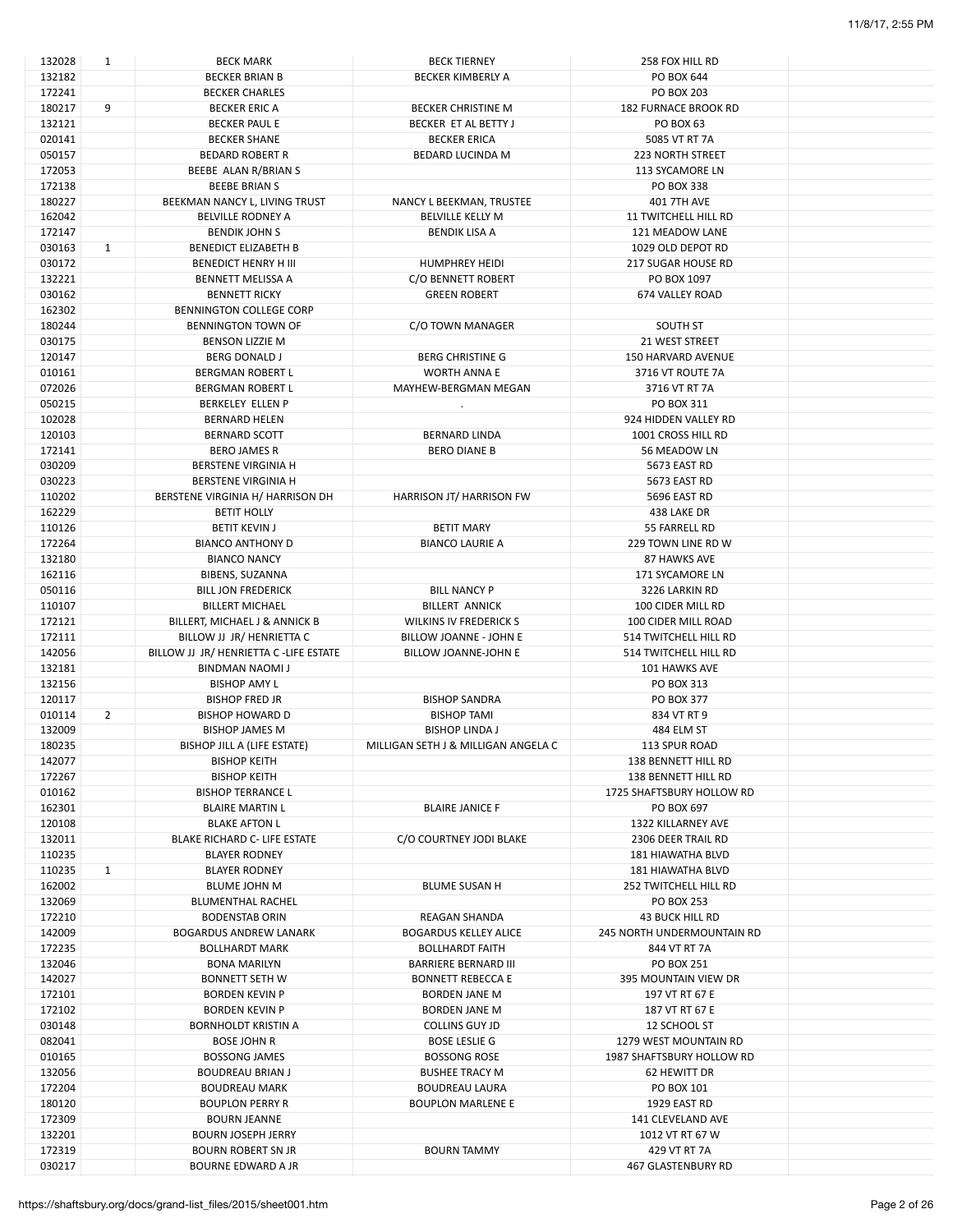| | | | | | |
|---|---|---|---|---|---|
| 132028 | 1 | BECK MARK | BECK TIERNEY | 258 FOX HILL RD | |
| 132182 | | BECKER BRIAN B | BECKER KIMBERLY A | PO BOX 644 | |
| 172241 | | BECKER CHARLES | | PO BOX 203 | |
| 180217 | 9 | BECKER ERIC A | BECKER CHRISTINE M | 182 FURNACE BROOK RD | |
| 132121 | | BECKER PAUL E | BECKER ET AL BETTY J | PO BOX 63 | |
| 020141 | | BECKER SHANE | BECKER ERICA | 5085 VT RT 7A | |
| 050157 | | BEDARD ROBERT R | BEDARD LUCINDA M | 223 NORTH STREET | |
| 172053 | | BEEBE ALAN R/BRIAN S | | 113 SYCAMORE LN | |
| 172138 | | BEEBE BRIAN S | | PO BOX 338 | |
| 180227 | | BEEKMAN NANCY L, LIVING TRUST | NANCY L BEEKMAN, TRUSTEE | 401 7TH AVE | |
| 162042 | | BELVILLE RODNEY A | BELVILLE KELLY M | 11 TWITCHELL HILL RD | |
| 172147 | | BENDIK JOHN S | BENDIK LISA A | 121 MEADOW LANE | |
| 030163 | 1 | BENEDICT ELIZABETH B | | 1029 OLD DEPOT RD | |
| 030172 | | BENEDICT HENRY H III | HUMPHREY HEIDI | 217 SUGAR HOUSE RD | |
| 132221 | | BENNETT MELISSA A | C/O BENNETT ROBERT | PO BOX 1097 | |
| 030162 | | BENNETT RICKY | GREEN ROBERT | 674 VALLEY ROAD | |
| 162302 | | BENNINGTON COLLEGE CORP | | | |
| 180244 | | BENNINGTON TOWN OF | C/O TOWN MANAGER | SOUTH ST | |
| 030175 | | BENSON LIZZIE M | | 21 WEST STREET | |
| 120147 | | BERG DONALD J | BERG CHRISTINE G | 150 HARVARD AVENUE | |
| 010161 | | BERGMAN ROBERT L | WORTH ANNA E | 3716 VT ROUTE 7A | |
| 072026 | | BERGMAN ROBERT L | MAYHEW-BERGMAN MEGAN | 3716 VT RT 7A | |
| 050215 | | BERKELEY ELLEN P | . | PO BOX 311 | |
| 102028 | | BERNARD HELEN | | 924 HIDDEN VALLEY RD | |
| 120103 | | BERNARD SCOTT | BERNARD LINDA | 1001 CROSS HILL RD | |
| 172141 | | BERO JAMES R | BERO DIANE B | 56 MEADOW LN | |
| 030209 | | BERSTENE VIRGINIA H | | 5673 EAST RD | |
| 030223 | | BERSTENE VIRGINIA H | | 5673 EAST RD | |
| 110202 | | BERSTENE VIRGINIA H/ HARRISON DH | HARRISON JT/ HARRISON FW | 5696 EAST RD | |
| 162229 | | BETIT HOLLY | | 438 LAKE DR | |
| 110126 | | BETIT KEVIN J | BETIT MARY | 55 FARRELL RD | |
| 172264 | | BIANCO ANTHONY D | BIANCO LAURIE A | 229 TOWN LINE RD W | |
| 132180 | | BIANCO NANCY | | 87 HAWKS AVE | |
| 162116 | | BIBENS, SUZANNA | | 171 SYCAMORE LN | |
| 050116 | | BILL JON FREDERICK | BILL NANCY P | 3226 LARKIN RD | |
| 110107 | | BILLERT MICHAEL | BILLERT ANNICK | 100 CIDER MILL RD | |
| 172121 | | BILLERT, MICHAEL J & ANNICK B | WILKINS IV FREDERICK S | 100 CIDER MILL ROAD | |
| 172111 | | BILLOW JJ JR/ HENRIETTA C | BILLOW JOANNE - JOHN E | 514 TWITCHELL HILL RD | |
| 142056 | | BILLOW JJ JR/ HENRIETTA C -LIFE ESTATE | BILLOW JOANNE-JOHN E | 514 TWITCHELL HILL RD | |
| 132181 | | BINDMAN NAOMI J | | 101 HAWKS AVE | |
| 132156 | | BISHOP AMY L | | PO BOX 313 | |
| 120117 | | BISHOP FRED JR | BISHOP SANDRA | PO BOX 377 | |
| 010114 | 2 | BISHOP HOWARD D | BISHOP TAMI | 834 VT RT 9 | |
| 132009 | | BISHOP JAMES M | BISHOP LINDA J | 484 ELM ST | |
| 180235 | | BISHOP JILL A (LIFE ESTATE) | MILLIGAN SETH J & MILLIGAN ANGELA C | 113 SPUR ROAD | |
| 142077 | | BISHOP KEITH | | 138 BENNETT HILL RD | |
| 172267 | | BISHOP KEITH | | 138 BENNETT HILL RD | |
| 010162 | | BISHOP TERRANCE L | | 1725 SHAFTSBURY HOLLOW RD | |
| 162301 | | BLAIRE MARTIN L | BLAIRE JANICE F | PO BOX 697 | |
| 120108 | | BLAKE AFTON L | | 1322 KILLARNEY AVE | |
| 132011 | | BLAKE RICHARD C- LIFE ESTATE | C/O COURTNEY JODI BLAKE | 2306 DEER TRAIL RD | |
| 110235 | | BLAYER RODNEY | | 181 HIAWATHA BLVD | |
| 110235 | 1 | BLAYER RODNEY | | 181 HIAWATHA BLVD | |
| 162002 | | BLUME JOHN M | BLUME SUSAN H | 252 TWITCHELL HILL RD | |
| 132069 | | BLUMENTHAL RACHEL | | PO BOX 253 | |
| 172210 | | BODENSTAB ORIN | REAGAN SHANDA | 43 BUCK HILL RD | |
| 142009 | | BOGARDUS ANDREW LANARK | BOGARDUS KELLEY ALICE | 245 NORTH UNDERMOUNTAIN RD | |
| 172235 | | BOLLHARDT MARK | BOLLHARDT FAITH | 844 VT RT 7A | |
| 132046 | | BONA MARILYN | BARRIERE BERNARD III | PO BOX 251 | |
| 142027 | | BONNETT SETH W | BONNETT REBECCA E | 395 MOUNTAIN VIEW DR | |
| 172101 | | BORDEN KEVIN P | BORDEN JANE M | 197 VT RT 67 E | |
| 172102 | | BORDEN KEVIN P | BORDEN JANE M | 187 VT RT 67 E | |
| 030148 | | BORNHOLDT KRISTIN A | COLLINS GUY JD | 12 SCHOOL ST | |
| 082041 | | BOSE JOHN R | BOSE LESLIE G | 1279 WEST MOUNTAIN RD | |
| 010165 | | BOSSONG JAMES | BOSSONG ROSE | 1987 SHAFTSBURY HOLLOW RD | |
| 132056 | | BOUDREAU BRIAN J | BUSHEE TRACY M | 62 HEWITT DR | |
| 172204 | | BOUDREAU MARK | BOUDREAU LAURA | PO BOX 101 | |
| 180120 | | BOUPLON PERRY R | BOUPLON MARLENE E | 1929 EAST RD | |
| 172309 | | BOURN JEANNE | | 141 CLEVELAND AVE | |
| 132201 | | BOURN JOSEPH JERRY | | 1012 VT RT 67 W | |
| 172319 | | BOURN ROBERT SN JR | BOURN TAMMY | 429 VT RT 7A | |
| 030217 | | BOURNE EDWARD A JR | | 467 GLASTENBURY RD | |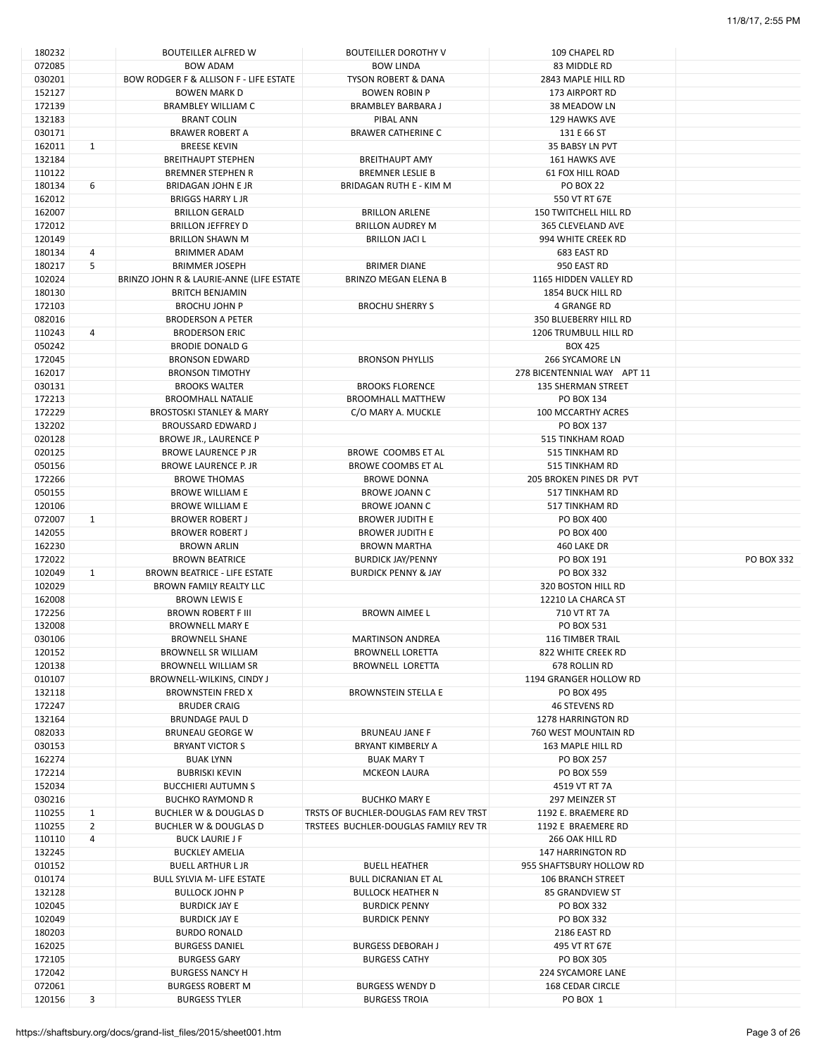| | | | | | |
|---|---|---|---|---|---|
| 180232 | | BOUTEILLER ALFRED W | BOUTEILLER DOROTHY V | 109 CHAPEL RD | |
| 072085 | | BOW ADAM | BOW LINDA | 83 MIDDLE RD | |
| 030201 | | BOW RODGER F & ALLISON F - LIFE ESTATE | TYSON ROBERT & DANA | 2843 MAPLE HILL RD | |
| 152127 | | BOWEN MARK D | BOWEN ROBIN P | 173 AIRPORT RD | |
| 172139 | | BRAMBLEY WILLIAM C | BRAMBLEY BARBARA J | 38 MEADOW LN | |
| 132183 | | BRANT COLIN | PIBAL ANN | 129 HAWKS AVE | |
| 030171 | | BRAWER ROBERT A | BRAWER CATHERINE C | 131 E 66 ST | |
| 162011 | 1 | BREESE KEVIN | | 35 BABSY LN PVT | |
| 132184 | | BREITHAUPT STEPHEN | BREITHAUPT AMY | 161 HAWKS AVE | |
| 110122 | | BREMNER STEPHEN R | BREMNER LESLIE B | 61 FOX HILL ROAD | |
| 180134 | 6 | BRIDAGAN JOHN E JR | BRIDAGAN RUTH E - KIM M | PO BOX 22 | |
| 162012 | | BRIGGS HARRY L JR | | 550 VT RT 67E | |
| 162007 | | BRILLON GERALD | BRILLON ARLENE | 150 TWITCHELL HILL RD | |
| 172012 | | BRILLON JEFFREY D | BRILLON AUDREY M | 365 CLEVELAND AVE | |
| 120149 | | BRILLON SHAWN M | BRILLON JACI L | 994 WHITE CREEK RD | |
| 180134 | 4 | BRIMMER ADAM | | 683 EAST RD | |
| 180217 | 5 | BRIMMER JOSEPH | BRIMER DIANE | 950 EAST RD | |
| 102024 | | BRINZO JOHN R & LAURIE-ANNE (LIFE ESTATE | BRINZO MEGAN ELENA B | 1165 HIDDEN VALLEY RD | |
| 180130 | | BRITCH BENJAMIN | | 1854 BUCK HILL RD | |
| 172103 | | BROCHU JOHN P | BROCHU SHERRY S | 4 GRANGE RD | |
| 082016 | | BRODERSON A PETER | | 350 BLUEBERRY HILL RD | |
| 110243 | 4 | BRODERSON ERIC | | 1206 TRUMBULL HILL RD | |
| 050242 | | BRODIE DONALD G | | BOX 425 | |
| 172045 | | BRONSON EDWARD | BRONSON PHYLLIS | 266 SYCAMORE LN | |
| 162017 | | BRONSON TIMOTHY | | 278 BICENTENNIAL WAY APT 11 | |
| 030131 | | BROOKS WALTER | BROOKS FLORENCE | 135 SHERMAN STREET | |
| 172213 | | BROOMHALL NATALIE | BROOMHALL MATTHEW | PO BOX 134 | |
| 172229 | | BROSTOSKI STANLEY & MARY | C/O MARY A. MUCKLE | 100 MCCARTHY ACRES | |
| 132202 | | BROUSSARD EDWARD J | | PO BOX 137 | |
| 020128 | | BROWE JR., LAURENCE P | | 515 TINKHAM ROAD | |
| 020125 | | BROWE LAURENCE P JR | BROWE COOMBS ET AL | 515 TINKHAM RD | |
| 050156 | | BROWE LAURENCE P. JR | BROWE COOMBS ET AL | 515 TINKHAM RD | |
| 172266 | | BROWE THOMAS | BROWE DONNA | 205 BROKEN PINES DR PVT | |
| 050155 | | BROWE WILLIAM E | BROWE JOANN C | 517 TINKHAM RD | |
| 120106 | | BROWE WILLIAM E | BROWE JOANN C | 517 TINKHAM RD | |
| 072007 | 1 | BROWER ROBERT J | BROWER JUDITH E | PO BOX 400 | |
| 142055 | | BROWER ROBERT J | BROWER JUDITH E | PO BOX 400 | |
| 162230 | | BROWN ARLIN | BROWN MARTHA | 460 LAKE DR | |
| 172022 | | BROWN BEATRICE | BURDICK JAY/PENNY | PO BOX 191 | PO BOX 332 |
| 102049 | 1 | BROWN BEATRICE - LIFE ESTATE | BURDICK PENNY & JAY | PO BOX 332 | |
| 102029 | | BROWN FAMILY REALTY LLC | | 320 BOSTON HILL RD | |
| 162008 | | BROWN LEWIS E | | 12210 LA CHARCA ST | |
| 172256 | | BROWN ROBERT F III | BROWN AIMEE L | 710 VT RT 7A | |
| 132008 | | BROWNELL MARY E | | PO BOX 531 | |
| 030106 | | BROWNELL SHANE | MARTINSON ANDREA | 116 TIMBER TRAIL | |
| 120152 | | BROWNELL SR WILLIAM | BROWNELL LORETTA | 822 WHITE CREEK RD | |
| 120138 | | BROWNELL WILLIAM SR | BROWNELL LORETTA | 678 ROLLIN RD | |
| 010107 | | BROWNELL-WILKINS, CINDY J | | 1194 GRANGER HOLLOW RD | |
| 132118 | | BROWNSTEIN FRED X | BROWNSTEIN STELLA E | PO BOX 495 | |
| 172247 | | BRUDER CRAIG | | 46 STEVENS RD | |
| 132164 | | BRUNDAGE PAUL D | | 1278 HARRINGTON RD | |
| 082033 | | BRUNEAU GEORGE W | BRUNEAU JANE F | 760 WEST MOUNTAIN RD | |
| 030153 | | BRYANT VICTOR S | BRYANT KIMBERLY A | 163 MAPLE HILL RD | |
| 162274 | | BUAK LYNN | BUAK MARY T | PO BOX 257 | |
| 172214 | | BUBRISKI KEVIN | MCKEON LAURA | PO BOX 559 | |
| 152034 | | BUCCHIERI AUTUMN S | | 4519 VT RT 7A | |
| 030216 | | BUCHKO RAYMOND R | BUCHKO MARY E | 297 MEINZER ST | |
| 110255 | 1 | BUCHLER W & DOUGLAS D | TRSTS OF BUCHLER-DOUGLAS FAM REV TRST | 1192 E. BRAEMERE RD | |
| 110255 | 2 | BUCHLER W & DOUGLAS D | TRSTEES BUCHLER-DOUGLAS FAMILY REV TR | 1192 E BRAEMERE RD | |
| 110110 | 4 | BUCK LAURIE J F | | 266 OAK HILL RD | |
| 132245 | | BUCKLEY AMELIA | | 147 HARRINGTON RD | |
| 010152 | | BUELL ARTHUR L JR | BUELL HEATHER | 955 SHAFTSBURY HOLLOW RD | |
| 010174 | | BULL SYLVIA M- LIFE ESTATE | BULL DICRANIAN ET AL | 106 BRANCH STREET | |
| 132128 | | BULLOCK JOHN P | BULLOCK HEATHER N | 85 GRANDVIEW ST | |
| 102045 | | BURDICK JAY E | BURDICK PENNY | PO BOX 332 | |
| 102049 | | BURDICK JAY E | BURDICK PENNY | PO BOX 332 | |
| 180203 | | BURDO RONALD | | 2186 EAST RD | |
| 162025 | | BURGESS DANIEL | BURGESS DEBORAH J | 495 VT RT 67E | |
| 172105 | | BURGESS GARY | BURGESS CATHY | PO BOX 305 | |
| 172042 | | BURGESS NANCY H | | 224 SYCAMORE LANE | |
| 072061 | | BURGESS ROBERT M | BURGESS WENDY D | 168 CEDAR CIRCLE | |
| 120156 | 3 | BURGESS TYLER | BURGESS TROIA | PO BOX 1 | |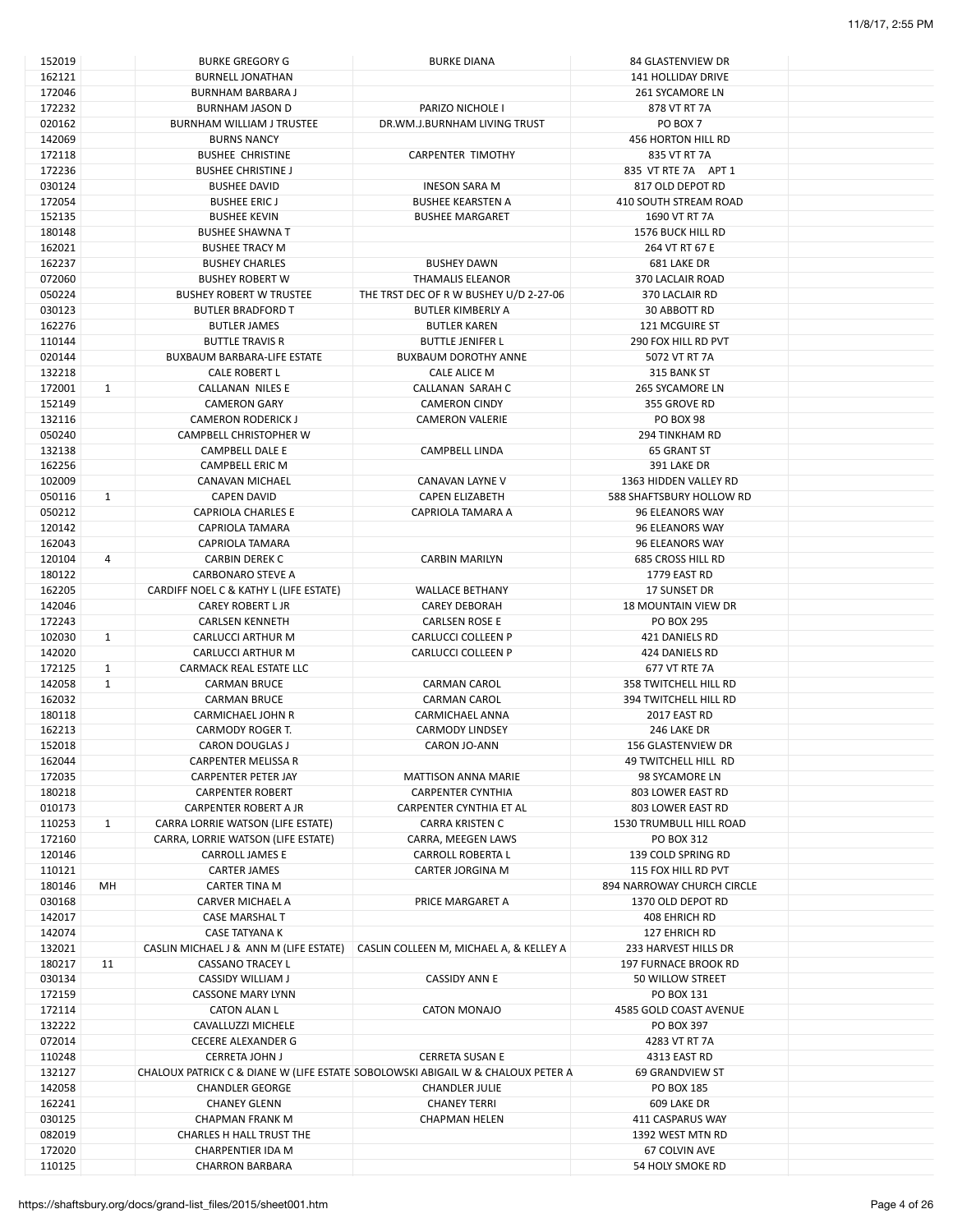| | | | | | |
|---|---|---|---|---|---|
| 152019 | | BURKE GREGORY G | BURKE DIANA | 84 GLASTENVIEW DR | |
| 162121 | | BURNELL JONATHAN | | 141 HOLLIDAY DRIVE | |
| 172046 | | BURNHAM BARBARA J | | 261 SYCAMORE LN | |
| 172232 | | BURNHAM JASON D | PARIZO NICHOLE I | 878 VT RT 7A | |
| 020162 | | BURNHAM WILLIAM J TRUSTEE | DR.WM.J.BURNHAM LIVING TRUST | PO BOX 7 | |
| 142069 | | BURNS NANCY | | 456 HORTON HILL RD | |
| 172118 | | BUSHEE CHRISTINE | CARPENTER TIMOTHY | 835 VT RT 7A | |
| 172236 | | BUSHEE CHRISTINE J | | 835 VT RTE 7A APT 1 | |
| 030124 | | BUSHEE DAVID | INESON SARA M | 817 OLD DEPOT RD | |
| 172054 | | BUSHEE ERIC J | BUSHEE KEARSTEN A | 410 SOUTH STREAM ROAD | |
| 152135 | | BUSHEE KEVIN | BUSHEE MARGARET | 1690 VT RT 7A | |
| 180148 | | BUSHEE SHAWNA T | | 1576 BUCK HILL RD | |
| 162021 | | BUSHEE TRACY M | | 264 VT RT 67 E | |
| 162237 | | BUSHEY CHARLES | BUSHEY DAWN | 681 LAKE DR | |
| 072060 | | BUSHEY ROBERT W | THAMALIS ELEANOR | 370 LACLAIR ROAD | |
| 050224 | | BUSHEY ROBERT W TRUSTEE | THE TRST DEC OF R W BUSHEY U/D 2-27-06 | 370 LACLAIR RD | |
| 030123 | | BUTLER BRADFORD T | BUTLER KIMBERLY A | 30 ABBOTT RD | |
| 162276 | | BUTLER JAMES | BUTLER KAREN | 121 MCGUIRE ST | |
| 110144 | | BUTTLE TRAVIS R | BUTTLE JENIFER L | 290 FOX HILL RD PVT | |
| 020144 | | BUXBAUM BARBARA-LIFE ESTATE | BUXBAUM DOROTHY ANNE | 5072 VT RT 7A | |
| 132218 | | CALE ROBERT L | CALE ALICE M | 315 BANK ST | |
| 172001 | 1 | CALLANAN NILES E | CALLANAN SARAH C | 265 SYCAMORE LN | |
| 152149 | | CAMERON GARY | CAMERON CINDY | 355 GROVE RD | |
| 132116 | | CAMERON RODERICK J | CAMERON VALERIE | PO BOX 98 | |
| 050240 | | CAMPBELL CHRISTOPHER W | | 294 TINKHAM RD | |
| 132138 | | CAMPBELL DALE E | CAMPBELL LINDA | 65 GRANT ST | |
| 162256 | | CAMPBELL ERIC M | | 391 LAKE DR | |
| 102009 | | CANAVAN MICHAEL | CANAVAN LAYNE V | 1363 HIDDEN VALLEY RD | |
| 050116 | 1 | CAPEN DAVID | CAPEN ELIZABETH | 588 SHAFTSBURY HOLLOW RD | |
| 050212 | | CAPRIOLA CHARLES E | CAPRIOLA TAMARA A | 96 ELEANORS WAY | |
| 120142 | | CAPRIOLA TAMARA | | 96 ELEANORS WAY | |
| 162043 | | CAPRIOLA TAMARA | | 96 ELEANORS WAY | |
| 120104 | 4 | CARBIN DEREK C | CARBIN MARILYN | 685 CROSS HILL RD | |
| 180122 | | CARBONARO STEVE A | | 1779 EAST RD | |
| 162205 | | CARDIFF NOEL C & KATHY L (LIFE ESTATE) | WALLACE BETHANY | 17 SUNSET DR | |
| 142046 | | CAREY ROBERT L JR | CAREY DEBORAH | 18 MOUNTAIN VIEW DR | |
| 172243 | | CARLSEN KENNETH | CARLSEN ROSE E | PO BOX 295 | |
| 102030 | 1 | CARLUCCI ARTHUR M | CARLUCCI COLLEEN P | 421 DANIELS RD | |
| 142020 | | CARLUCCI ARTHUR M | CARLUCCI COLLEEN P | 424 DANIELS RD | |
| 172125 | 1 | CARMACK REAL ESTATE LLC | | 677 VT RTE 7A | |
| 142058 | 1 | CARMAN BRUCE | CARMAN CAROL | 358 TWITCHELL HILL RD | |
| 162032 | | CARMAN BRUCE | CARMAN CAROL | 394 TWITCHELL HILL RD | |
| 180118 | | CARMICHAEL JOHN R | CARMICHAEL ANNA | 2017 EAST RD | |
| 162213 | | CARMODY ROGER T. | CARMODY LINDSEY | 246 LAKE DR | |
| 152018 | | CARON DOUGLAS J | CARON JO-ANN | 156 GLASTENVIEW DR | |
| 162044 | | CARPENTER MELISSA R | | 49 TWITCHELL HILL RD | |
| 172035 | | CARPENTER PETER JAY | MATTISON ANNA MARIE | 98 SYCAMORE LN | |
| 180218 | | CARPENTER ROBERT | CARPENTER CYNTHIA | 803 LOWER EAST RD | |
| 010173 | | CARPENTER ROBERT A JR | CARPENTER CYNTHIA ET AL | 803 LOWER EAST RD | |
| 110253 | 1 | CARRA LORRIE WATSON (LIFE ESTATE) | CARRA KRISTEN C | 1530 TRUMBULL HILL ROAD | |
| 172160 | | CARRA, LORRIE WATSON (LIFE ESTATE) | CARRA, MEEGEN LAWS | PO BOX 312 | |
| 120146 | | CARROLL JAMES E | CARROLL ROBERTA L | 139 COLD SPRING RD | |
| 110121 | | CARTER JAMES | CARTER JORGINA M | 115 FOX HILL RD PVT | |
| 180146 | MH | CARTER TINA M | | 894 NARROWAY CHURCH CIRCLE | |
| 030168 | | CARVER MICHAEL A | PRICE MARGARET A | 1370 OLD DEPOT RD | |
| 142017 | | CASE MARSHAL T | | 408 EHRICH RD | |
| 142074 | | CASE TATYANA K | | 127 EHRICH RD | |
| 132021 | | CASLIN MICHAEL J & ANN M (LIFE ESTATE) | CASLIN COLLEEN M, MICHAEL A, & KELLEY A | 233 HARVEST HILLS DR | |
| 180217 | 11 | CASSANO TRACEY L | | 197 FURNACE BROOK RD | |
| 030134 | | CASSIDY WILLIAM J | CASSIDY ANN E | 50 WILLOW STREET | |
| 172159 | | CASSONE MARY LYNN | | PO BOX 131 | |
| 172114 | | CATON ALAN L | CATON MONAJO | 4585 GOLD COAST AVENUE | |
| 132222 | | CAVALLUZZI MICHELE | | PO BOX 397 | |
| 072014 | | CECERE ALEXANDER G | | 4283 VT RT 7A | |
| 110248 | | CERRETA JOHN J | CERRETA SUSAN E | 4313 EAST RD | |
| 132127 | | CHALOUX PATRICK C & DIANE W (LIFE ESTATE | SOBOLOWSKI ABIGAIL W & CHALOUX PETER A | 69 GRANDVIEW ST | |
| 142058 | | CHANDLER GEORGE | CHANDLER JULIE | PO BOX 185 | |
| 162241 | | CHANEY GLENN | CHANEY TERRI | 609 LAKE DR | |
| 030125 | | CHAPMAN FRANK M | CHAPMAN HELEN | 411 CASPARUS WAY | |
| 082019 | | CHARLES H HALL TRUST THE | | 1392 WEST MTN RD | |
| 172020 | | CHARPENTIER IDA M | | 67 COLVIN AVE | |
| 110125 | | CHARRON BARBARA | | 54 HOLY SMOKE RD | |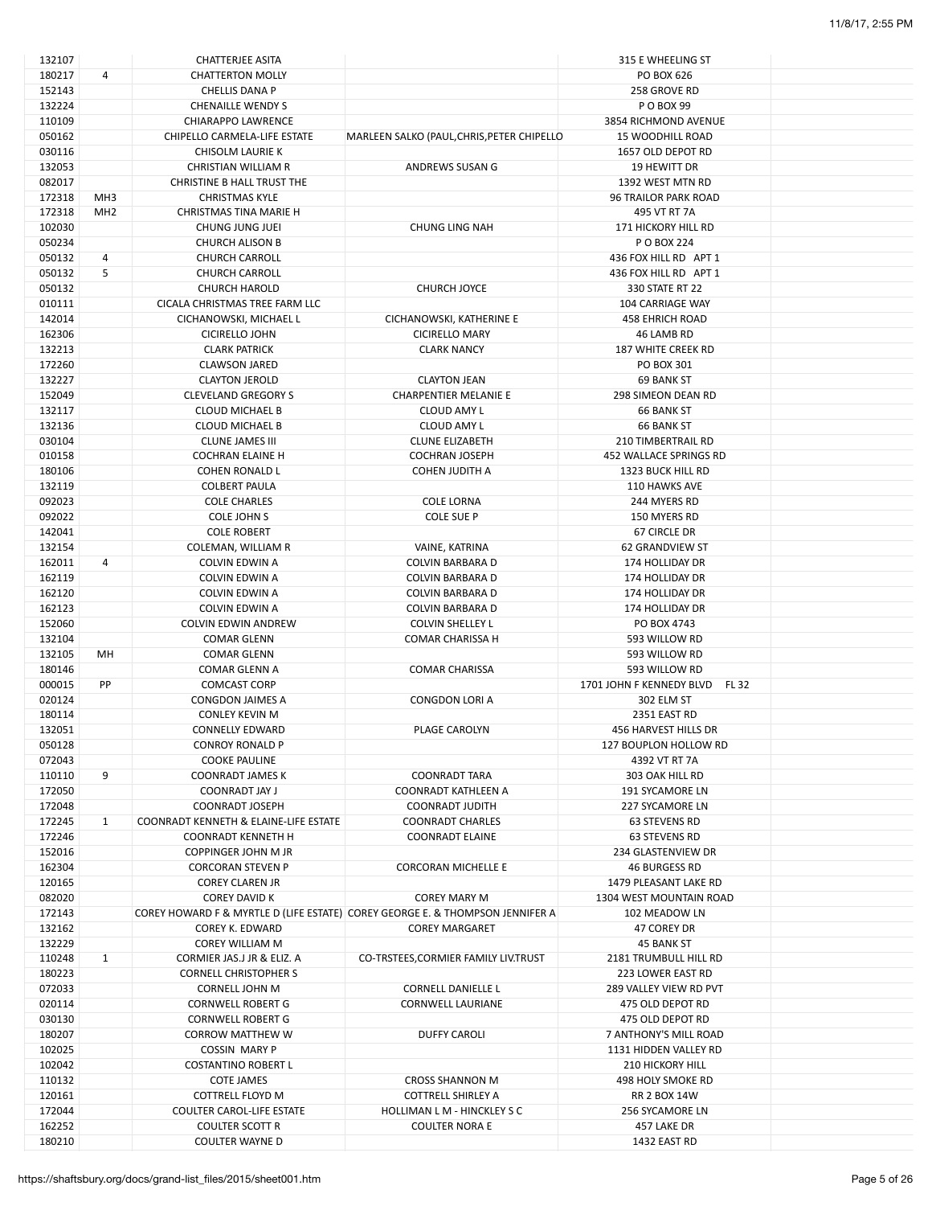| | | | | | |
|---|---|---|---|---|---|
| 132107 | | CHATTERJEE ASITA | | 315 E WHEELING ST | |
| 180217 | 4 | CHATTERTON MOLLY | | PO BOX 626 | |
| 152143 | | CHELLIS DANA P | | 258 GROVE RD | |
| 132224 | | CHENAILLE WENDY S | | P O BOX 99 | |
| 110109 | | CHIARAPPO LAWRENCE | | 3854 RICHMOND AVENUE | |
| 050162 | | CHIPELLO CARMELA-LIFE ESTATE | MARLEEN SALKO (PAUL,CHRIS,PETER CHIPELLO | 15 WOODHILL ROAD | |
| 030116 | | CHISOLM LAURIE K | | 1657 OLD DEPOT RD | |
| 132053 | | CHRISTIAN WILLIAM R | ANDREWS SUSAN G | 19 HEWITT DR | |
| 082017 | | CHRISTINE B HALL TRUST THE | | 1392 WEST MTN RD | |
| 172318 | MH3 | CHRISTMAS KYLE | | 96 TRAILOR PARK ROAD | |
| 172318 | MH2 | CHRISTMAS TINA MARIE H | | 495 VT RT 7A | |
| 102030 | | CHUNG JUNG JUEI | CHUNG LING NAH | 171 HICKORY HILL RD | |
| 050234 | | CHURCH ALISON B | | P O BOX 224 | |
| 050132 | 4 | CHURCH CARROLL | | 436 FOX HILL RD APT 1 | |
| 050132 | 5 | CHURCH CARROLL | | 436 FOX HILL RD APT 1 | |
| 050132 | | CHURCH HAROLD | CHURCH JOYCE | 330 STATE RT 22 | |
| 010111 | | CICALA CHRISTMAS TREE FARM LLC | | 104 CARRIAGE WAY | |
| 142014 | | CICHANOWSKI, MICHAEL L | CICHANOWSKI, KATHERINE E | 458 EHRICH ROAD | |
| 162306 | | CICIRELLO JOHN | CICIRELLO MARY | 46 LAMB RD | |
| 132213 | | CLARK PATRICK | CLARK NANCY | 187 WHITE CREEK RD | |
| 172260 | | CLAWSON JARED | | PO BOX 301 | |
| 132227 | | CLAYTON JEROLD | CLAYTON JEAN | 69 BANK ST | |
| 152049 | | CLEVELAND GREGORY S | CHARPENTIER MELANIE E | 298 SIMEON DEAN RD | |
| 132117 | | CLOUD MICHAEL B | CLOUD AMY L | 66 BANK ST | |
| 132136 | | CLOUD MICHAEL B | CLOUD AMY L | 66 BANK ST | |
| 030104 | | CLUNE JAMES III | CLUNE ELIZABETH | 210 TIMBERTRAIL RD | |
| 010158 | | COCHRAN ELAINE H | COCHRAN JOSEPH | 452 WALLACE SPRINGS RD | |
| 180106 | | COHEN RONALD L | COHEN JUDITH A | 1323 BUCK HILL RD | |
| 132119 | | COLBERT PAULA | | 110 HAWKS AVE | |
| 092023 | | COLE CHARLES | COLE LORNA | 244 MYERS RD | |
| 092022 | | COLE JOHN S | COLE SUE P | 150 MYERS RD | |
| 142041 | | COLE ROBERT | | 67 CIRCLE DR | |
| 132154 | | COLEMAN, WILLIAM R | VAINE, KATRINA | 62 GRANDVIEW ST | |
| 162011 | 4 | COLVIN EDWIN A | COLVIN BARBARA D | 174 HOLLIDAY DR | |
| 162119 | | COLVIN EDWIN A | COLVIN BARBARA D | 174 HOLLIDAY DR | |
| 162120 | | COLVIN EDWIN A | COLVIN BARBARA D | 174 HOLLIDAY DR | |
| 162123 | | COLVIN EDWIN A | COLVIN BARBARA D | 174 HOLLIDAY DR | |
| 152060 | | COLVIN EDWIN ANDREW | COLVIN SHELLEY L | PO BOX 4743 | |
| 132104 | | COMAR GLENN | COMAR CHARISSA H | 593 WILLOW RD | |
| 132105 | MH | COMAR GLENN | | 593 WILLOW RD | |
| 180146 | | COMAR GLENN A | COMAR CHARISSA | 593 WILLOW RD | |
| 000015 | PP | COMCAST CORP | | 1701 JOHN F KENNEDY BLVD FL 32 | |
| 020124 | | CONGDON JAIMES A | CONGDON LORI A | 302 ELM ST | |
| 180114 | | CONLEY KEVIN M | | 2351 EAST RD | |
| 132051 | | CONNELLY EDWARD | PLAGE CAROLYN | 456 HARVEST HILLS DR | |
| 050128 | | CONROY RONALD P | | 127 BOUPLON HOLLOW RD | |
| 072043 | | COOKE PAULINE | | 4392 VT RT 7A | |
| 110110 | 9 | COONRADT JAMES K | COONRADT TARA | 303 OAK HILL RD | |
| 172050 | | COONRADT JAY J | COONRADT KATHLEEN A | 191 SYCAMORE LN | |
| 172048 | | COONRADT JOSEPH | COONRADT JUDITH | 227 SYCAMORE LN | |
| 172245 | 1 | COONRADT KENNETH & ELAINE-LIFE ESTATE | COONRADT CHARLES | 63 STEVENS RD | |
| 172246 | | COONRADT KENNETH H | COONRADT ELAINE | 63 STEVENS RD | |
| 152016 | | COPPINGER JOHN M JR | | 234 GLASTENVIEW DR | |
| 162304 | | CORCORAN STEVEN P | CORCORAN MICHELLE E | 46 BURGESS RD | |
| 120165 | | COREY CLAREN JR | | 1479 PLEASANT LAKE RD | |
| 082020 | | COREY DAVID K | COREY MARY M | 1304 WEST MOUNTAIN ROAD | |
| 172143 | | COREY HOWARD F & MYRTLE D (LIFE ESTATE) | COREY GEORGE E. & THOMPSON JENNIFER A | 102 MEADOW LN | |
| 132162 | | COREY K. EDWARD | COREY MARGARET | 47 COREY DR | |
| 132229 | | COREY WILLIAM M | | 45 BANK ST | |
| 110248 | 1 | CORMIER JAS.J JR & ELIZ. A | CO-TRSTEES,CORMIER FAMILY LIV.TRUST | 2181 TRUMBULL HILL RD | |
| 180223 | | CORNELL CHRISTOPHER S | | 223 LOWER EAST RD | |
| 072033 | | CORNELL JOHN M | CORNELL DANIELLE L | 289 VALLEY VIEW RD PVT | |
| 020114 | | CORNWELL ROBERT G | CORNWELL LAURIANE | 475 OLD DEPOT RD | |
| 030130 | | CORNWELL ROBERT G | | 475 OLD DEPOT RD | |
| 180207 | | CORROW MATTHEW W | DUFFY CAROLI | 7 ANTHONY'S MILL ROAD | |
| 102025 | | COSSIN MARY P | | 1131 HIDDEN VALLEY RD | |
| 102042 | | COSTANTINO ROBERT L | | 210 HICKORY HILL | |
| 110132 | | COTE JAMES | CROSS SHANNON M | 498 HOLY SMOKE RD | |
| 120161 | | COTTRELL FLOYD M | COTTRELL SHIRLEY A | RR 2 BOX 14W | |
| 172044 | | COULTER CAROL-LIFE ESTATE | HOLLIMAN L M - HINCKLEY S C | 256 SYCAMORE LN | |
| 162252 | | COULTER SCOTT R | COULTER NORA E | 457 LAKE DR | |
| 180210 | | COULTER WAYNE D | | 1432 EAST RD | |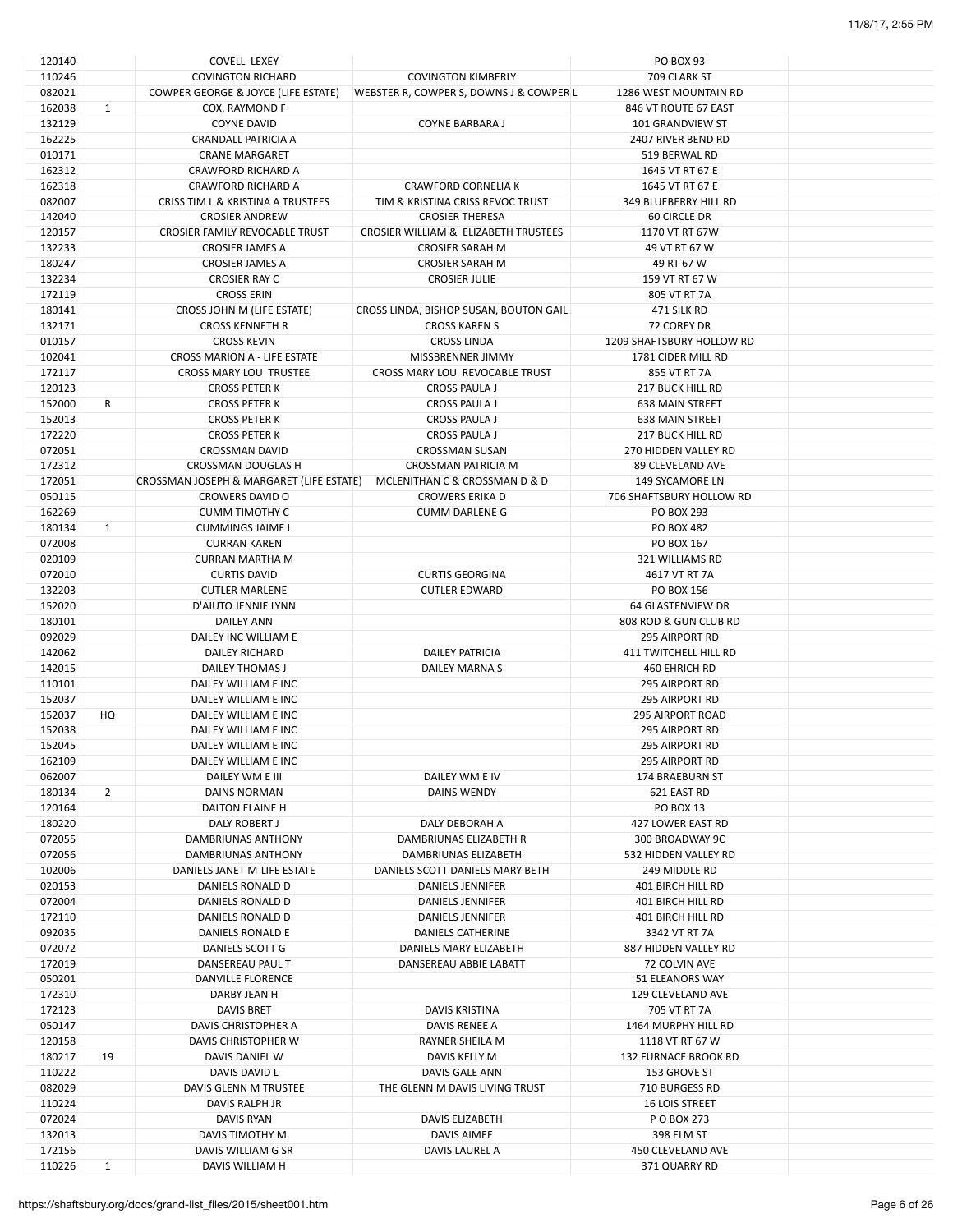| | | | | | |
|---|---|---|---|---|---|
| 120140 | | COVELL LEXEY | | PO BOX 93 | |
| 110246 | | COVINGTON RICHARD | COVINGTON KIMBERLY | 709 CLARK ST | |
| 082021 | | COWPER GEORGE & JOYCE (LIFE ESTATE) | WEBSTER R, COWPER S, DOWNS J & COWPER L | 1286 WEST MOUNTAIN RD | |
| 162038 | 1 | COX, RAYMOND F | | 846 VT ROUTE 67 EAST | |
| 132129 | | COYNE DAVID | COYNE BARBARA J | 101 GRANDVIEW ST | |
| 162225 | | CRANDALL PATRICIA A | | 2407 RIVER BEND RD | |
| 010171 | | CRANE MARGARET | | 519 BERWAL RD | |
| 162312 | | CRAWFORD RICHARD A | | 1645 VT RT 67 E | |
| 162318 | | CRAWFORD RICHARD A | CRAWFORD CORNELIA K | 1645 VT RT 67 E | |
| 082007 | | CRISS TIM L & KRISTINA A TRUSTEES | TIM & KRISTINA CRISS REVOC TRUST | 349 BLUEBERRY HILL RD | |
| 142040 | | CROSIER ANDREW | CROSIER THERESA | 60 CIRCLE DR | |
| 120157 | | CROSIER FAMILY REVOCABLE TRUST | CROSIER WILLIAM & ELIZABETH TRUSTEES | 1170 VT RT 67W | |
| 132233 | | CROSIER JAMES A | CROSIER SARAH M | 49 VT RT 67 W | |
| 180247 | | CROSIER JAMES A | CROSIER SARAH M | 49 RT 67 W | |
| 132234 | | CROSIER RAY C | CROSIER JULIE | 159 VT RT 67 W | |
| 172119 | | CROSS ERIN | | 805 VT RT 7A | |
| 180141 | | CROSS JOHN M (LIFE ESTATE) | CROSS LINDA, BISHOP SUSAN, BOUTON GAIL | 471 SILK RD | |
| 132171 | | CROSS KENNETH R | CROSS KAREN S | 72 COREY DR | |
| 010157 | | CROSS KEVIN | CROSS LINDA | 1209 SHAFTSBURY HOLLOW RD | |
| 102041 | | CROSS MARION A - LIFE ESTATE | MISSBRENNER JIMMY | 1781 CIDER MILL RD | |
| 172117 | | CROSS MARY LOU TRUSTEE | CROSS MARY LOU REVOCABLE TRUST | 855 VT RT 7A | |
| 120123 | | CROSS PETER K | CROSS PAULA J | 217 BUCK HILL RD | |
| 152000 | R | CROSS PETER K | CROSS PAULA J | 638 MAIN STREET | |
| 152013 | | CROSS PETER K | CROSS PAULA J | 638 MAIN STREET | |
| 172220 | | CROSS PETER K | CROSS PAULA J | 217 BUCK HILL RD | |
| 072051 | | CROSSMAN DAVID | CROSSMAN SUSAN | 270 HIDDEN VALLEY RD | |
| 172312 | | CROSSMAN DOUGLAS H | CROSSMAN PATRICIA M | 89 CLEVELAND AVE | |
| 172051 | | CROSSMAN JOSEPH & MARGARET (LIFE ESTATE) | MCLENITHAN C & CROSSMAN D & D | 149 SYCAMORE LN | |
| 050115 | | CROWERS DAVID O | CROWERS ERIKA D | 706 SHAFTSBURY HOLLOW RD | |
| 162269 | | CUMM TIMOTHY C | CUMM DARLENE G | PO BOX 293 | |
| 180134 | 1 | CUMMINGS JAIME L | | PO BOX 482 | |
| 072008 | | CURRAN KAREN | | PO BOX 167 | |
| 020109 | | CURRAN MARTHA M | | 321 WILLIAMS RD | |
| 072010 | | CURTIS DAVID | CURTIS GEORGINA | 4617 VT RT 7A | |
| 132203 | | CUTLER MARLENE | CUTLER EDWARD | PO BOX 156 | |
| 152020 | | D'AIUTO JENNIE LYNN | | 64 GLASTENVIEW DR | |
| 180101 | | DAILEY ANN | | 808 ROD & GUN CLUB RD | |
| 092029 | | DAILEY INC WILLIAM E | | 295 AIRPORT RD | |
| 142062 | | DAILEY RICHARD | DAILEY PATRICIA | 411 TWITCHELL HILL RD | |
| 142015 | | DAILEY THOMAS J | DAILEY MARNA S | 460 EHRICH RD | |
| 110101 | | DAILEY WILLIAM E INC | | 295 AIRPORT RD | |
| 152037 | | DAILEY WILLIAM E INC | | 295 AIRPORT RD | |
| 152037 | HQ | DAILEY WILLIAM E INC | | 295 AIRPORT ROAD | |
| 152038 | | DAILEY WILLIAM E INC | | 295 AIRPORT RD | |
| 152045 | | DAILEY WILLIAM E INC | | 295 AIRPORT RD | |
| 162109 | | DAILEY WILLIAM E INC | | 295 AIRPORT RD | |
| 062007 | | DAILEY WM E III | DAILEY WM E IV | 174 BRAEBURN ST | |
| 180134 | 2 | DAINS NORMAN | DAINS WENDY | 621 EAST RD | |
| 120164 | | DALTON ELAINE H | | PO BOX 13 | |
| 180220 | | DALY ROBERT J | DALY DEBORAH A | 427 LOWER EAST RD | |
| 072055 | | DAMBRIUNAS ANTHONY | DAMBRIUNAS ELIZABETH R | 300 BROADWAY 9C | |
| 072056 | | DAMBRIUNAS ANTHONY | DAMBRIUNAS ELIZABETH | 532 HIDDEN VALLEY RD | |
| 102006 | | DANIELS JANET M-LIFE ESTATE | DANIELS SCOTT-DANIELS MARY BETH | 249 MIDDLE RD | |
| 020153 | | DANIELS RONALD D | DANIELS JENNIFER | 401 BIRCH HILL RD | |
| 072004 | | DANIELS RONALD D | DANIELS JENNIFER | 401 BIRCH HILL RD | |
| 172110 | | DANIELS RONALD D | DANIELS JENNIFER | 401 BIRCH HILL RD | |
| 092035 | | DANIELS RONALD E | DANIELS CATHERINE | 3342 VT RT 7A | |
| 072072 | | DANIELS SCOTT G | DANIELS MARY ELIZABETH | 887 HIDDEN VALLEY RD | |
| 172019 | | DANSEREAU PAUL T | DANSEREAU ABBIE LABATT | 72 COLVIN AVE | |
| 050201 | | DANVILLE FLORENCE | | 51 ELEANORS WAY | |
| 172310 | | DARBY JEAN H | | 129 CLEVELAND AVE | |
| 172123 | | DAVIS BRET | DAVIS KRISTINA | 705 VT RT 7A | |
| 050147 | | DAVIS CHRISTOPHER A | DAVIS RENEE A | 1464 MURPHY HILL RD | |
| 120158 | | DAVIS CHRISTOPHER W | RAYNER SHEILA M | 1118 VT RT 67 W | |
| 180217 | 19 | DAVIS DANIEL W | DAVIS KELLY M | 132 FURNACE BROOK RD | |
| 110222 | | DAVIS DAVID L | DAVIS GALE ANN | 153 GROVE ST | |
| 082029 | | DAVIS GLENN M TRUSTEE | THE GLENN M DAVIS LIVING TRUST | 710 BURGESS RD | |
| 110224 | | DAVIS RALPH JR | | 16 LOIS STREET | |
| 072024 | | DAVIS RYAN | DAVIS ELIZABETH | P O BOX 273 | |
| 132013 | | DAVIS TIMOTHY M. | DAVIS AIMEE | 398 ELM ST | |
| 172156 | | DAVIS WILLIAM G SR | DAVIS LAUREL A | 450 CLEVELAND AVE | |
| 110226 | 1 | DAVIS WILLIAM H | | 371 QUARRY RD | |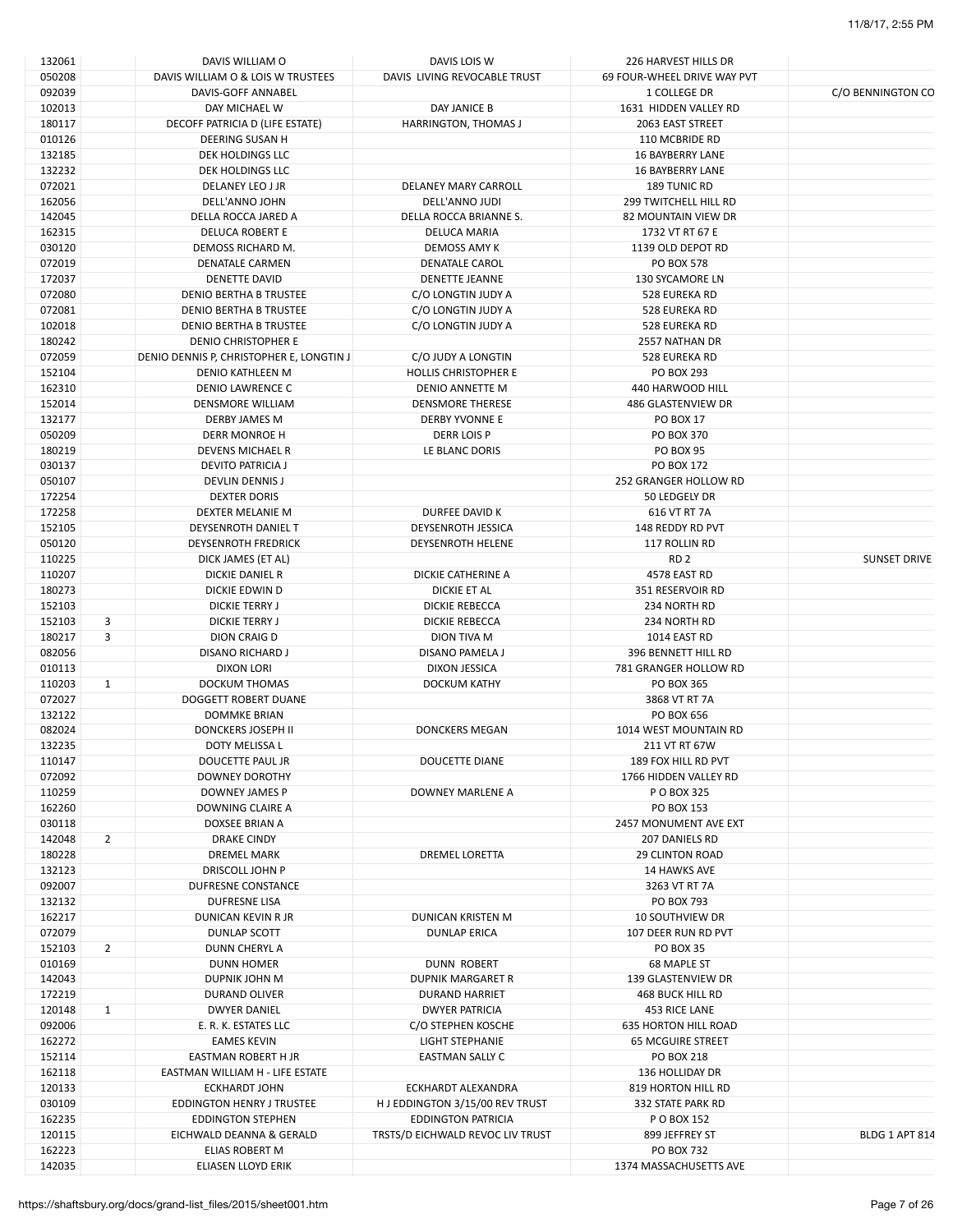| | | | | | |
|---|---|---|---|---|---|
| 132061 | | DAVIS WILLIAM O | DAVIS LOIS W | 226 HARVEST HILLS DR | |
| 050208 | | DAVIS WILLIAM O & LOIS W TRUSTEES | DAVIS LIVING REVOCABLE TRUST | 69 FOUR-WHEEL DRIVE WAY PVT | |
| 092039 | | DAVIS-GOFF ANNABEL | | 1 COLLEGE DR | C/O BENNINGTON CO |
| 102013 | | DAY MICHAEL W | DAY JANICE B | 1631 HIDDEN VALLEY RD | |
| 180117 | | DECOFF PATRICIA D (LIFE ESTATE) | HARRINGTON, THOMAS J | 2063 EAST STREET | |
| 010126 | | DEERING SUSAN H | | 110 MCBRIDE RD | |
| 132185 | | DEK HOLDINGS LLC | | 16 BAYBERRY LANE | |
| 132232 | | DEK HOLDINGS LLC | | 16 BAYBERRY LANE | |
| 072021 | | DELANEY LEO J JR | DELANEY MARY CARROLL | 189 TUNIC RD | |
| 162056 | | DELL'ANNO JOHN | DELL'ANNO JUDI | 299 TWITCHELL HILL RD | |
| 142045 | | DELLA ROCCA JARED A | DELLA ROCCA BRIANNE S. | 82 MOUNTAIN VIEW DR | |
| 162315 | | DELUCA ROBERT E | DELUCA MARIA | 1732 VT RT 67 E | |
| 030120 | | DEMOSS RICHARD M. | DEMOSS AMY K | 1139 OLD DEPOT RD | |
| 072019 | | DENATALE CARMEN | DENATALE CAROL | PO BOX 578 | |
| 172037 | | DENETTE DAVID | DENETTE JEANNE | 130 SYCAMORE LN | |
| 072080 | | DENIO BERTHA B TRUSTEE | C/O LONGTIN JUDY A | 528 EUREKA RD | |
| 072081 | | DENIO BERTHA B TRUSTEE | C/O LONGTIN JUDY A | 528 EUREKA RD | |
| 102018 | | DENIO BERTHA B TRUSTEE | C/O LONGTIN JUDY A | 528 EUREKA RD | |
| 180242 | | DENIO CHRISTOPHER E | | 2557 NATHAN DR | |
| 072059 | | DENIO DENNIS P, CHRISTOPHER E, LONGTIN J | C/O JUDY A LONGTIN | 528 EUREKA RD | |
| 152104 | | DENIO KATHLEEN M | HOLLIS CHRISTOPHER E | PO BOX 293 | |
| 162310 | | DENIO LAWRENCE C | DENIO ANNETTE M | 440 HARWOOD HILL | |
| 152014 | | DENSMORE WILLIAM | DENSMORE THERESE | 486 GLASTENVIEW DR | |
| 132177 | | DERBY JAMES M | DERBY YVONNE E | PO BOX 17 | |
| 050209 | | DERR MONROE H | DERR LOIS P | PO BOX 370 | |
| 180219 | | DEVENS MICHAEL R | LE BLANC DORIS | PO BOX 95 | |
| 030137 | | DEVITO PATRICIA J | | PO BOX 172 | |
| 050107 | | DEVLIN DENNIS J | | 252 GRANGER HOLLOW RD | |
| 172254 | | DEXTER DORIS | | 50 LEDGELY DR | |
| 172258 | | DEXTER MELANIE M | DURFEE DAVID K | 616 VT RT 7A | |
| 152105 | | DEYSENROTH DANIEL T | DEYSENROTH JESSICA | 148 REDDY RD PVT | |
| 050120 | | DEYSENROTH FREDRICK | DEYSENROTH HELENE | 117 ROLLIN RD | |
| 110225 | | DICK JAMES (ET AL) | | RD 2 | SUNSET DRIVE |
| 110207 | | DICKIE DANIEL R | DICKIE CATHERINE A | 4578 EAST RD | |
| 180273 | | DICKIE EDWIN D | DICKIE ET AL | 351 RESERVOIR RD | |
| 152103 | | DICKIE TERRY J | DICKIE REBECCA | 234 NORTH RD | |
| 152103 | 3 | DICKIE TERRY J | DICKIE REBECCA | 234 NORTH RD | |
| 180217 | 3 | DION CRAIG D | DION TIVA M | 1014 EAST RD | |
| 082056 | | DISANO RICHARD J | DISANO PAMELA J | 396 BENNETT HILL RD | |
| 010113 | | DIXON LORI | DIXON JESSICA | 781 GRANGER HOLLOW RD | |
| 110203 | 1 | DOCKUM THOMAS | DOCKUM KATHY | PO BOX 365 | |
| 072027 | | DOGGETT ROBERT DUANE | | 3868 VT RT 7A | |
| 132122 | | DOMMKE BRIAN | | PO BOX 656 | |
| 082024 | | DONCKERS JOSEPH II | DONCKERS MEGAN | 1014 WEST MOUNTAIN RD | |
| 132235 | | DOTY MELISSA L | | 211 VT RT 67W | |
| 110147 | | DOUCETTE PAUL JR | DOUCETTE DIANE | 189 FOX HILL RD PVT | |
| 072092 | | DOWNEY DOROTHY | | 1766 HIDDEN VALLEY RD | |
| 110259 | | DOWNEY JAMES P | DOWNEY MARLENE A | P O BOX 325 | |
| 162260 | | DOWNING CLAIRE A | | PO BOX 153 | |
| 030118 | | DOXSEE BRIAN A | | 2457 MONUMENT AVE EXT | |
| 142048 | 2 | DRAKE CINDY | | 207 DANIELS RD | |
| 180228 | | DREMEL MARK | DREMEL LORETTA | 29 CLINTON ROAD | |
| 132123 | | DRISCOLL JOHN P | | 14 HAWKS AVE | |
| 092007 | | DUFRESNE CONSTANCE | | 3263 VT RT 7A | |
| 132132 | | DUFRESNE LISA | | PO BOX 793 | |
| 162217 | | DUNICAN KEVIN R JR | DUNICAN KRISTEN M | 10 SOUTHVIEW DR | |
| 072079 | | DUNLAP SCOTT | DUNLAP ERICA | 107 DEER RUN RD PVT | |
| 152103 | 2 | DUNN CHERYL A | | PO BOX 35 | |
| 010169 | | DUNN HOMER | DUNN ROBERT | 68 MAPLE ST | |
| 142043 | | DUPNIK JOHN M | DUPNIK MARGARET R | 139 GLASTENVIEW DR | |
| 172219 | | DURAND OLIVER | DURAND HARRIET | 468 BUCK HILL RD | |
| 120148 | 1 | DWYER DANIEL | DWYER PATRICIA | 453 RICE LANE | |
| 092006 | | E. R. K. ESTATES LLC | C/O STEPHEN KOSCHE | 635 HORTON HILL ROAD | |
| 162272 | | EAMES KEVIN | LIGHT STEPHANIE | 65 MCGUIRE STREET | |
| 152114 | | EASTMAN ROBERT H JR | EASTMAN SALLY C | PO BOX 218 | |
| 162118 | | EASTMAN WILLIAM H - LIFE ESTATE | | 136 HOLLIDAY DR | |
| 120133 | | ECKHARDT JOHN | ECKHARDT ALEXANDRA | 819 HORTON HILL RD | |
| 030109 | | EDDINGTON HENRY J TRUSTEE | H J EDDINGTON 3/15/00 REV TRUST | 332 STATE PARK RD | |
| 162235 | | EDDINGTON STEPHEN | EDDINGTON PATRICIA | P O BOX 152 | |
| 120115 | | EICHWALD DEANNA & GERALD | TRSTS/D EICHWALD REVOC LIV TRUST | 899 JEFFREY ST | BLDG 1 APT 814 |
| 162223 | | ELIAS ROBERT M | | PO BOX 732 | |
| 142035 | | ELIASEN LLOYD ERIK | | 1374 MASSACHUSETTS AVE | |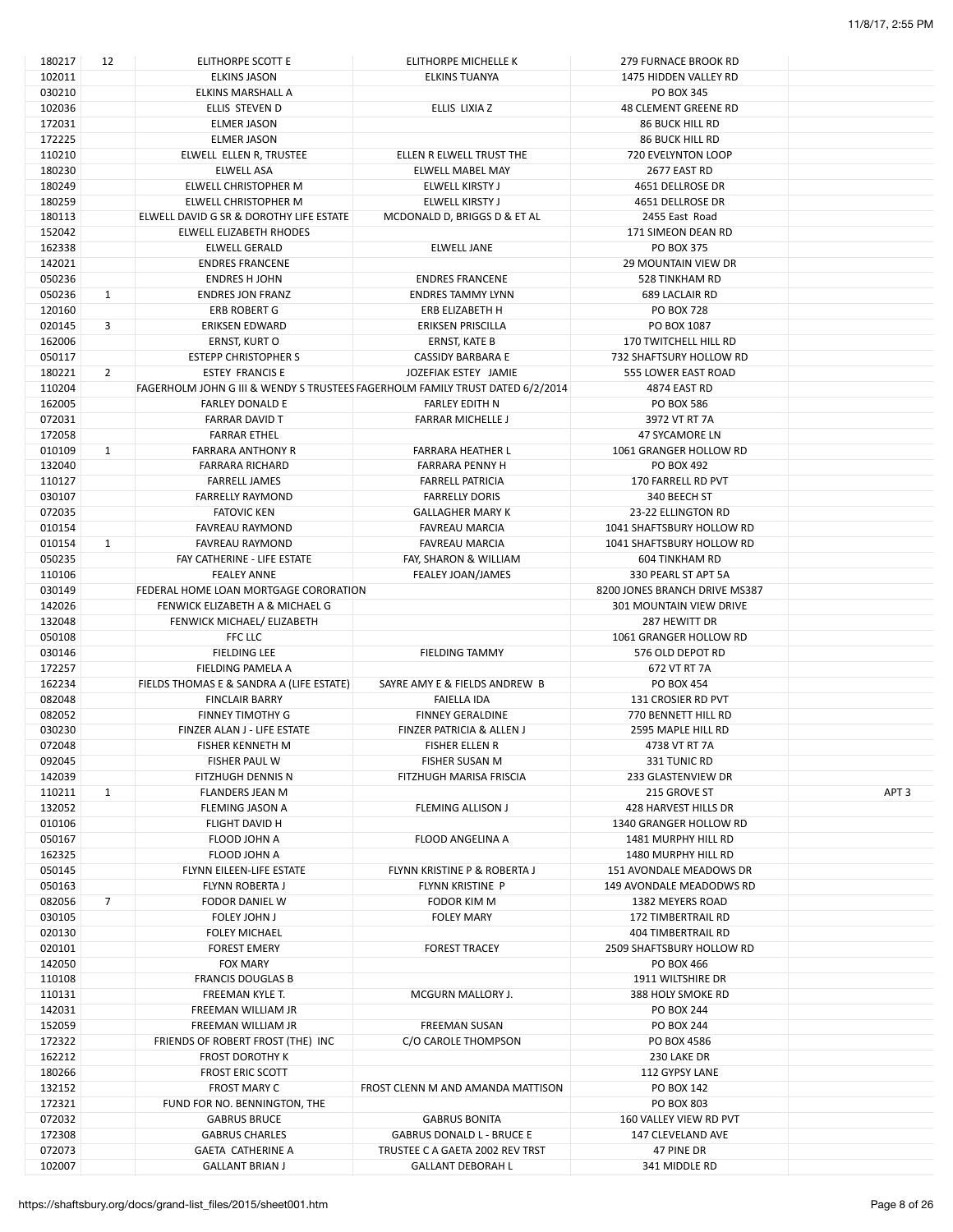| | | | | | |
|---|---|---|---|---|---|
| 180217 | 12 | ELITHORPE SCOTT E | ELITHORPE MICHELLE K | 279 FURNACE BROOK RD | |
| 102011 | | ELKINS JASON | ELKINS TUANYA | 1475 HIDDEN VALLEY RD | |
| 030210 | | ELKINS MARSHALL A | | PO BOX 345 | |
| 102036 | | ELLIS STEVEN D | ELLIS LIXIA Z | 48 CLEMENT GREENE RD | |
| 172031 | | ELMER JASON | | 86 BUCK HILL RD | |
| 172225 | | ELMER JASON | | 86 BUCK HILL RD | |
| 110210 | | ELWELL ELLEN R, TRUSTEE | ELLEN R ELWELL TRUST THE | 720 EVELYNTON LOOP | |
| 180230 | | ELWELL ASA | ELWELL MABEL MAY | 2677 EAST RD | |
| 180249 | | ELWELL CHRISTOPHER M | ELWELL KIRSTY J | 4651 DELLROSE DR | |
| 180259 | | ELWELL CHRISTOPHER M | ELWELL KIRSTY J | 4651 DELLROSE DR | |
| 180113 | | ELWELL DAVID G SR & DOROTHY LIFE ESTATE | MCDONALD D, BRIGGS D & ET AL | 2455 East Road | |
| 152042 | | ELWELL ELIZABETH RHODES | | 171 SIMEON DEAN RD | |
| 162338 | | ELWELL GERALD | ELWELL JANE | PO BOX 375 | |
| 142021 | | ENDRES FRANCENE | | 29 MOUNTAIN VIEW DR | |
| 050236 | | ENDRES H JOHN | ENDRES FRANCENE | 528 TINKHAM RD | |
| 050236 | 1 | ENDRES JON FRANZ | ENDRES TAMMY LYNN | 689 LACLAIR RD | |
| 120160 | | ERB ROBERT G | ERB ELIZABETH H | PO BOX 728 | |
| 020145 | 3 | ERIKSEN EDWARD | ERIKSEN PRISCILLA | PO BOX 1087 | |
| 162006 | | ERNST, KURT O | ERNST, KATE B | 170 TWITCHELL HILL RD | |
| 050117 | | ESTEPP CHRISTOPHER S | CASSIDY BARBARA E | 732 SHAFTSURY HOLLOW RD | |
| 180221 | 2 | ESTEY FRANCIS E | JOZEFIAK ESTEY JAMIE | 555 LOWER EAST ROAD | |
| 110204 | | FAGERHOLM JOHN G III & WENDY S TRUSTEES | FAGERHOLM FAMILY TRUST DATED 6/2/2014 | 4874 EAST RD | |
| 162005 | | FARLEY DONALD E | FARLEY EDITH N | PO BOX 586 | |
| 072031 | | FARRAR DAVID T | FARRAR MICHELLE J | 3972 VT RT 7A | |
| 172058 | | FARRAR ETHEL | | 47 SYCAMORE LN | |
| 010109 | 1 | FARRARA ANTHONY R | FARRARA HEATHER L | 1061 GRANGER HOLLOW RD | |
| 132040 | | FARRARA RICHARD | FARRARA PENNY H | PO BOX 492 | |
| 110127 | | FARRELL JAMES | FARRELL PATRICIA | 170 FARRELL RD PVT | |
| 030107 | | FARRELLY RAYMOND | FARRELLY DORIS | 340 BEECH ST | |
| 072035 | | FATOVIC KEN | GALLAGHER MARY K | 23-22 ELLINGTON RD | |
| 010154 | | FAVREAU RAYMOND | FAVREAU MARCIA | 1041 SHAFTSBURY HOLLOW RD | |
| 010154 | 1 | FAVREAU RAYMOND | FAVREAU MARCIA | 1041 SHAFTSBURY HOLLOW RD | |
| 050235 | | FAY CATHERINE - LIFE ESTATE | FAY, SHARON & WILLIAM | 604 TINKHAM RD | |
| 110106 | | FEALEY ANNE | FEALEY JOAN/JAMES | 330 PEARL ST APT 5A | |
| 030149 | | FEDERAL HOME LOAN MORTGAGE CORORATION | | 8200 JONES BRANCH DRIVE MS387 | |
| 142026 | | FENWICK ELIZABETH A & MICHAEL G | | 301 MOUNTAIN VIEW DRIVE | |
| 132048 | | FENWICK MICHAEL/ ELIZABETH | | 287 HEWITT DR | |
| 050108 | | FFC LLC | | 1061 GRANGER HOLLOW RD | |
| 030146 | | FIELDING LEE | FIELDING TAMMY | 576 OLD DEPOT RD | |
| 172257 | | FIELDING PAMELA A | | 672 VT RT 7A | |
| 162234 | | FIELDS THOMAS E & SANDRA A (LIFE ESTATE) | SAYRE AMY E & FIELDS ANDREW B | PO BOX 454 | |
| 082048 | | FINCLAIR BARRY | FAIELLA IDA | 131 CROSIER RD PVT | |
| 082052 | | FINNEY TIMOTHY G | FINNEY GERALDINE | 770 BENNETT HILL RD | |
| 030230 | | FINZER ALAN J - LIFE ESTATE | FINZER PATRICIA & ALLEN J | 2595 MAPLE HILL RD | |
| 072048 | | FISHER KENNETH M | FISHER ELLEN R | 4738 VT RT 7A | |
| 092045 | | FISHER PAUL W | FISHER SUSAN M | 331 TUNIC RD | |
| 142039 | | FITZHUGH DENNIS N | FITZHUGH MARISA FRISCIA | 233 GLASTENVIEW DR | |
| 110211 | 1 | FLANDERS JEAN M | | 215 GROVE ST | APT 3 |
| 132052 | | FLEMING JASON A | FLEMING ALLISON J | 428 HARVEST HILLS DR | |
| 010106 | | FLIGHT DAVID H | | 1340 GRANGER HOLLOW RD | |
| 050167 | | FLOOD JOHN A | FLOOD ANGELINA A | 1481 MURPHY HILL RD | |
| 162325 | | FLOOD JOHN A | | 1480 MURPHY HILL RD | |
| 050145 | | FLYNN EILEEN-LIFE ESTATE | FLYNN KRISTINE P & ROBERTA J | 151 AVONDALE MEADOWS DR | |
| 050163 | | FLYNN ROBERTA J | FLYNN KRISTINE P | 149 AVONDALE MEADODWS RD | |
| 082056 | 7 | FODOR DANIEL W | FODOR KIM M | 1382 MEYERS ROAD | |
| 030105 | | FOLEY JOHN J | FOLEY MARY | 172 TIMBERTRAIL RD | |
| 020130 | | FOLEY MICHAEL | | 404 TIMBERTRAIL RD | |
| 020101 | | FOREST EMERY | FOREST TRACEY | 2509 SHAFTSBURY HOLLOW RD | |
| 142050 | | FOX MARY | | PO BOX 466 | |
| 110108 | | FRANCIS DOUGLAS B | | 1911 WILTSHIRE DR | |
| 110131 | | FREEMAN KYLE T. | MCGURN MALLORY J. | 388 HOLY SMOKE RD | |
| 142031 | | FREEMAN WILLIAM JR | | PO BOX 244 | |
| 152059 | | FREEMAN WILLIAM JR | FREEMAN SUSAN | PO BOX 244 | |
| 172322 | | FRIENDS OF ROBERT FROST (THE) INC | C/O CAROLE THOMPSON | PO BOX 4586 | |
| 162212 | | FROST DOROTHY K | | 230 LAKE DR | |
| 180266 | | FROST ERIC SCOTT | | 112 GYPSY LANE | |
| 132152 | | FROST MARY C | FROST CLENN M AND AMANDA MATTISON | PO BOX 142 | |
| 172321 | | FUND FOR NO. BENNINGTON, THE | | PO BOX 803 | |
| 072032 | | GABRUS BRUCE | GABRUS BONITA | 160 VALLEY VIEW RD PVT | |
| 172308 | | GABRUS CHARLES | GABRUS DONALD L - BRUCE E | 147 CLEVELAND AVE | |
| 072073 | | GAETA CATHERINE A | TRUSTEE C A GAETA 2002 REV TRST | 47 PINE DR | |
| 102007 | | GALLANT BRIAN J | GALLANT DEBORAH L | 341 MIDDLE RD | |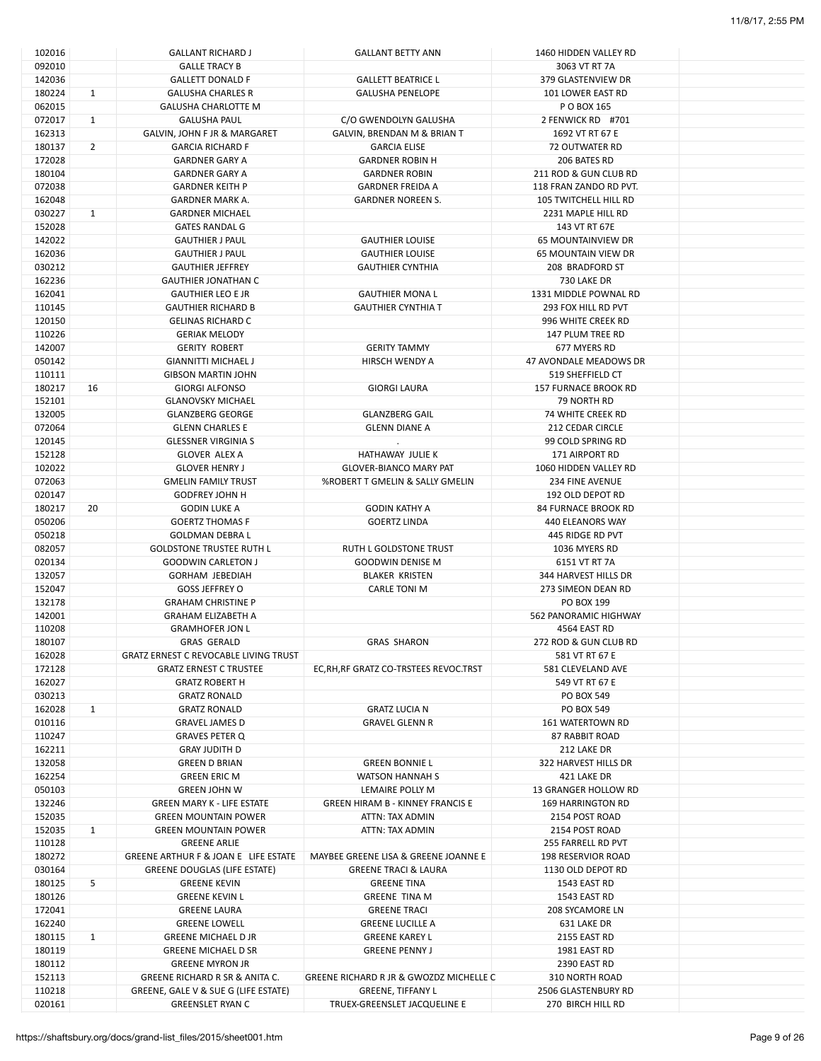| | | | | | |
|---|---|---|---|---|---|
| 102016 | | GALLANT RICHARD J | GALLANT BETTY ANN | 1460 HIDDEN VALLEY RD | |
| 092010 | | GALLE TRACY B | | 3063 VT RT 7A | |
| 142036 | | GALLETT DONALD F | GALLETT BEATRICE L | 379 GLASTENVIEW DR | |
| 180224 | 1 | GALUSHA CHARLES R | GALUSHA PENELOPE | 101 LOWER EAST RD | |
| 062015 | | GALUSHA CHARLOTTE M | | P O BOX 165 | |
| 072017 | 1 | GALUSHA PAUL | C/O GWENDOLYN GALUSHA | 2 FENWICK RD #701 | |
| 162313 | | GALVIN, JOHN F JR & MARGARET | GALVIN, BRENDAN M & BRIAN T | 1692 VT RT 67 E | |
| 180137 | 2 | GARCIA RICHARD F | GARCIA ELISE | 72 OUTWATER RD | |
| 172028 | | GARDNER GARY A | GARDNER ROBIN H | 206 BATES RD | |
| 180104 | | GARDNER GARY A | GARDNER ROBIN | 211 ROD & GUN CLUB RD | |
| 072038 | | GARDNER KEITH P | GARDNER FREIDA A | 118 FRAN ZANDO RD PVT. | |
| 162048 | | GARDNER MARK A. | GARDNER NOREEN S. | 105 TWITCHELL HILL RD | |
| 030227 | 1 | GARDNER MICHAEL | | 2231 MAPLE HILL RD | |
| 152028 | | GATES RANDAL G | | 143 VT RT 67E | |
| 142022 | | GAUTHIER J PAUL | GAUTHIER LOUISE | 65 MOUNTAINVIEW DR | |
| 162036 | | GAUTHIER J PAUL | GAUTHIER LOUISE | 65 MOUNTAIN VIEW DR | |
| 030212 | | GAUTHIER JEFFREY | GAUTHIER CYNTHIA | 208 BRADFORD ST | |
| 162236 | | GAUTHIER JONATHAN C | | 730 LAKE DR | |
| 162041 | | GAUTHIER LEO E JR | GAUTHIER MONA L | 1331 MIDDLE POWNAL RD | |
| 110145 | | GAUTHIER RICHARD B | GAUTHIER CYNTHIA T | 293 FOX HILL RD PVT | |
| 120150 | | GELINAS RICHARD C | | 996 WHITE CREEK RD | |
| 110226 | | GERIAK MELODY | | 147 PLUM TREE RD | |
| 142007 | | GERITY ROBERT | GERITY TAMMY | 677 MYERS RD | |
| 050142 | | GIANNITTI MICHAEL J | HIRSCH WENDY A | 47 AVONDALE MEADOWS DR | |
| 110111 | | GIBSON MARTIN JOHN | | 519 SHEFFIELD CT | |
| 180217 | 16 | GIORGI ALFONSO | GIORGI LAURA | 157 FURNACE BROOK RD | |
| 152101 | | GLANOVSKY MICHAEL | | 79 NORTH RD | |
| 132005 | | GLANZBERG GEORGE | GLANZBERG GAIL | 74 WHITE CREEK RD | |
| 072064 | | GLENN CHARLES E | GLENN DIANE A | 212 CEDAR CIRCLE | |
| 120145 | | GLESSNER VIRGINIA S | . | 99 COLD SPRING RD | |
| 152128 | | GLOVER ALEX A | HATHAWAY JULIE K | 171 AIRPORT RD | |
| 102022 | | GLOVER HENRY J | GLOVER-BIANCO MARY PAT | 1060 HIDDEN VALLEY RD | |
| 072063 | | GMELIN FAMILY TRUST | %ROBERT T GMELIN & SALLY GMELIN | 234 FINE AVENUE | |
| 020147 | | GODFREY JOHN H | | 192 OLD DEPOT RD | |
| 180217 | 20 | GODIN LUKE A | GODIN KATHY A | 84 FURNACE BROOK RD | |
| 050206 | | GOERTZ THOMAS F | GOERTZ LINDA | 440 ELEANORS WAY | |
| 050218 | | GOLDMAN DEBRA L | | 445 RIDGE RD PVT | |
| 082057 | | GOLDSTONE TRUSTEE RUTH L | RUTH L GOLDSTONE TRUST | 1036 MYERS RD | |
| 020134 | | GOODWIN CARLETON J | GOODWIN DENISE M | 6151 VT RT 7A | |
| 132057 | | GORHAM JEBEDIAH | BLAKER KRISTEN | 344 HARVEST HILLS DR | |
| 152047 | | GOSS JEFFREY O | CARLE TONI M | 273 SIMEON DEAN RD | |
| 132178 | | GRAHAM CHRISTINE P | | PO BOX 199 | |
| 142001 | | GRAHAM ELIZABETH A | | 562 PANORAMIC HIGHWAY | |
| 110208 | | GRAMHOFER JON L | | 4564 EAST RD | |
| 180107 | | GRAS GERALD | GRAS SHARON | 272 ROD & GUN CLUB RD | |
| 162028 | | GRATZ ERNEST C REVOCABLE LIVING TRUST | | 581 VT RT 67 E | |
| 172128 | | GRATZ ERNEST C TRUSTEE | EC,RH,RF GRATZ CO-TRSTEES REVOC.TRST | 581 CLEVELAND AVE | |
| 162027 | | GRATZ ROBERT H | | 549 VT RT 67 E | |
| 030213 | | GRATZ RONALD | | PO BOX 549 | |
| 162028 | 1 | GRATZ RONALD | GRATZ LUCIA N | PO BOX 549 | |
| 010116 | | GRAVEL JAMES D | GRAVEL GLENN R | 161 WATERTOWN RD | |
| 110247 | | GRAVES PETER Q | | 87 RABBIT ROAD | |
| 162211 | | GRAY JUDITH D | | 212 LAKE DR | |
| 132058 | | GREEN D BRIAN | GREEN BONNIE L | 322 HARVEST HILLS DR | |
| 162254 | | GREEN ERIC M | WATSON HANNAH S | 421 LAKE DR | |
| 050103 | | GREEN JOHN W | LEMAIRE POLLY M | 13 GRANGER HOLLOW RD | |
| 132246 | | GREEN MARY K - LIFE ESTATE | GREEN HIRAM B - KINNEY FRANCIS E | 169 HARRINGTON RD | |
| 152035 | | GREEN MOUNTAIN POWER | ATTN: TAX ADMIN | 2154 POST ROAD | |
| 152035 | 1 | GREEN MOUNTAIN POWER | ATTN: TAX ADMIN | 2154 POST ROAD | |
| 110128 | | GREENE ARLIE | | 255 FARRELL RD PVT | |
| 180272 | | GREENE ARTHUR F & JOAN E LIFE ESTATE | MAYBEE GREENE LISA & GREENE JOANNE E | 198 RESERVIOR ROAD | |
| 030164 | | GREENE DOUGLAS (LIFE ESTATE) | GREENE TRACI & LAURA | 1130 OLD DEPOT RD | |
| 180125 | 5 | GREENE KEVIN | GREENE TINA | 1543 EAST RD | |
| 180126 | | GREENE KEVIN L | GREENE TINA M | 1543 EAST RD | |
| 172041 | | GREENE LAURA | GREENE TRACI | 208 SYCAMORE LN | |
| 162240 | | GREENE LOWELL | GREENE LUCILLE A | 631 LAKE DR | |
| 180115 | 1 | GREENE MICHAEL D JR | GREENE KAREY L | 2155 EAST RD | |
| 180119 | | GREENE MICHAEL D SR | GREENE PENNY J | 1981 EAST RD | |
| 180112 | | GREENE MYRON JR | | 2390 EAST RD | |
| 152113 | | GREENE RICHARD R SR & ANITA C. | GREENE RICHARD R JR & GWOZDZ MICHELLE C | 310 NORTH ROAD | |
| 110218 | | GREENE, GALE V & SUE G (LIFE ESTATE) | GREENE, TIFFANY L | 2506 GLASTENBURY RD | |
| 020161 | | GREENSLET RYAN C | TRUEX-GREENSLET JACQUELINE E | 270 BIRCH HILL RD | |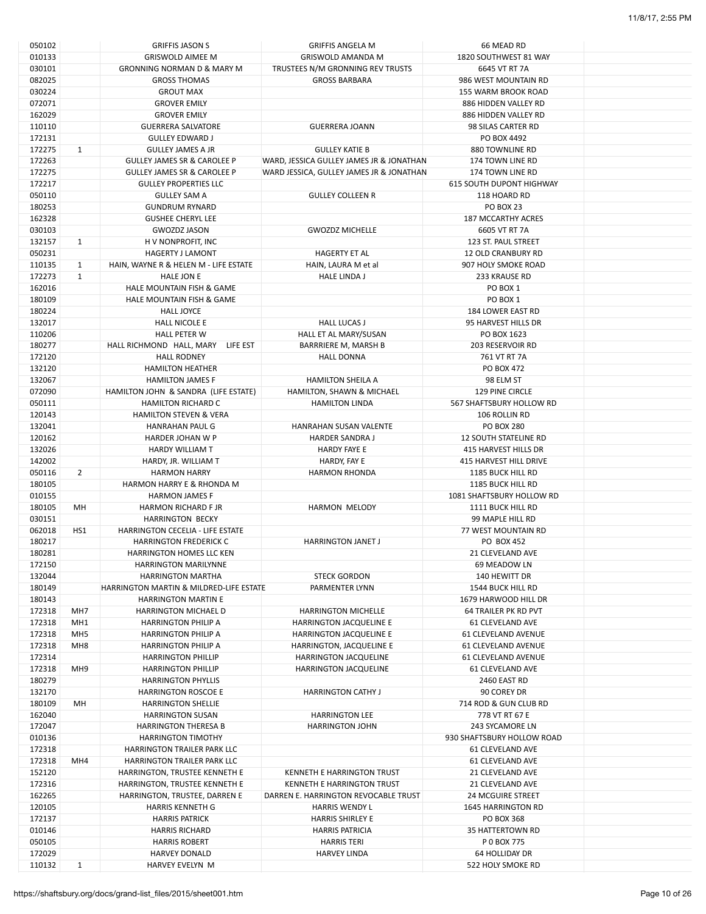| | | | | | |
|---|---|---|---|---|---|
| 050102 | | GRIFFIS JASON S | GRIFFIS ANGELA M | 66 MEAD RD | |
| 010133 | | GRISWOLD AIMEE M | GRISWOLD AMANDA M | 1820 SOUTHWEST 81 WAY | |
| 030101 | | GRONNING NORMAN D & MARY M | TRUSTEES N/M GRONNING REV TRUSTS | 6645 VT RT 7A | |
| 082025 | | GROSS THOMAS | GROSS BARBARA | 986 WEST MOUNTAIN RD | |
| 030224 | | GROUT MAX | | 155 WARM BROOK ROAD | |
| 072071 | | GROVER EMILY | | 886 HIDDEN VALLEY RD | |
| 162029 | | GROVER EMILY | | 886 HIDDEN VALLEY RD | |
| 110110 | | GUERRERA SALVATORE | GUERRERA JOANN | 98 SILAS CARTER RD | |
| 172131 | | GULLEY EDWARD J | | PO BOX 4492 | |
| 172275 | 1 | GULLEY JAMES A JR | GULLEY KATIE B | 880 TOWNLINE RD | |
| 172263 | | GULLEY JAMES SR & CAROLEE P | WARD, JESSICA GULLEY JAMES JR & JONATHAN | 174 TOWN LINE RD | |
| 172275 | | GULLEY JAMES SR & CAROLEE P | WARD JESSICA, GULLEY JAMES JR & JONATHAN | 174 TOWN LINE RD | |
| 172217 | | GULLEY PROPERTIES LLC | | 615 SOUTH DUPONT HIGHWAY | |
| 050110 | | GULLEY SAM A | GULLEY COLLEEN R | 118 HOARD RD | |
| 180253 | | GUNDRUM RYNARD | | PO BOX 23 | |
| 162328 | | GUSHEE CHERYL LEE | | 187 MCCARTHY ACRES | |
| 030103 | | GWOZDZ JASON | GWOZDZ MICHELLE | 6605 VT RT 7A | |
| 132157 | 1 | H V NONPROFIT, INC | | 123 ST. PAUL STREET | |
| 050231 | | HAGERTY J LAMONT | HAGERTY ET AL | 12 OLD CRANBURY RD | |
| 110135 | 1 | HAIN, WAYNE R & HELEN M - LIFE ESTATE | HAIN, LAURA M et al | 907 HOLY SMOKE ROAD | |
| 172273 | 1 | HALE JON E | HALE LINDA J | 233 KRAUSE RD | |
| 162016 | | HALE MOUNTAIN FISH & GAME | | PO BOX 1 | |
| 180109 | | HALE MOUNTAIN FISH & GAME | | PO BOX 1 | |
| 180224 | | HALL JOYCE | | 184 LOWER EAST RD | |
| 132017 | | HALL NICOLE E | HALL LUCAS J | 95 HARVEST HILLS DR | |
| 110206 | | HALL PETER W | HALL ET AL MARY/SUSAN | PO BOX 1623 | |
| 180277 | | HALL RICHMOND HALL, MARY LIFE EST | BARRRIERE M, MARSH B | 203 RESERVOIR RD | |
| 172120 | | HALL RODNEY | HALL DONNA | 761 VT RT 7A | |
| 132120 | | HAMILTON HEATHER | | PO BOX 472 | |
| 132067 | | HAMILTON JAMES F | HAMILTON SHEILA A | 98 ELM ST | |
| 072090 | | HAMILTON JOHN & SANDRA (LIFE ESTATE) | HAMILTON, SHAWN & MICHAEL | 129 PINE CIRCLE | |
| 050111 | | HAMILTON RICHARD C | HAMILTON LINDA | 567 SHAFTSBURY HOLLOW RD | |
| 120143 | | HAMILTON STEVEN & VERA | | 106 ROLLIN RD | |
| 132041 | | HANRAHAN PAUL G | HANRAHAN SUSAN VALENTE | PO BOX 280 | |
| 120162 | | HARDER JOHAN W P | HARDER SANDRA J | 12 SOUTH STATELINE RD | |
| 132026 | | HARDY WILLIAM T | HARDY FAYE E | 415 HARVEST HILLS DR | |
| 142002 | | HARDY, JR. WILLIAM T | HARDY, FAY E | 415 HARVEST HILL DRIVE | |
| 050116 | 2 | HARMON HARRY | HARMON RHONDA | 1185 BUCK HILL RD | |
| 180105 | | HARMON HARRY E & RHONDA M | | 1185 BUCK HILL RD | |
| 010155 | | HARMON JAMES F | | 1081 SHAFTSBURY HOLLOW RD | |
| 180105 | MH | HARMON RICHARD F JR | HARMON MELODY | 1111 BUCK HILL RD | |
| 030151 | | HARRINGTON BECKY | | 99 MAPLE HILL RD | |
| 062018 | HS1 | HARRINGTON CECELIA - LIFE ESTATE | | 77 WEST MOUNTAIN RD | |
| 180217 | | HARRINGTON FREDERICK C | HARRINGTON JANET J | PO BOX 452 | |
| 180281 | | HARRINGTON HOMES LLC KEN | | 21 CLEVELAND AVE | |
| 172150 | | HARRINGTON MARILYNNE | | 69 MEADOW LN | |
| 132044 | | HARRINGTON MARTHA | STECK GORDON | 140 HEWITT DR | |
| 180149 | | HARRINGTON MARTIN & MILDRED-LIFE ESTATE | PARMENTER LYNN | 1544 BUCK HILL RD | |
| 180143 | | HARRINGTON MARTIN E | | 1679 HARWOOD HILL DR | |
| 172318 | MH7 | HARRINGTON MICHAEL D | HARRINGTON MICHELLE | 64 TRAILER PK RD PVT | |
| 172318 | MH1 | HARRINGTON PHILIP A | HARRINGTON JACQUELINE E | 61 CLEVELAND AVE | |
| 172318 | MH5 | HARRINGTON PHILIP A | HARRINGTON JACQUELINE E | 61 CLEVELAND AVENUE | |
| 172318 | MH8 | HARRINGTON PHILIP A | HARRINGTON, JACQUELINE E | 61 CLEVELAND AVENUE | |
| 172314 | | HARRINGTON PHILLIP | HARRINGTON JACQUELINE | 61 CLEVELAND AVENUE | |
| 172318 | MH9 | HARRINGTON PHILLIP | HARRINGTON JACQUELINE | 61 CLEVELAND AVE | |
| 180279 | | HARRINGTON PHYLLIS | | 2460 EAST RD | |
| 132170 | | HARRINGTON ROSCOE E | HARRINGTON CATHY J | 90 COREY DR | |
| 180109 | MH | HARRINGTON SHELLIE | | 714 ROD & GUN CLUB RD | |
| 162040 | | HARRINGTON SUSAN | HARRINGTON LEE | 778 VT RT 67 E | |
| 172047 | | HARRINGTON THERESA B | HARRINGTON JOHN | 243 SYCAMORE LN | |
| 010136 | | HARRINGTON TIMOTHY | | 930 SHAFTSBURY HOLLOW ROAD | |
| 172318 | | HARRINGTON TRAILER PARK LLC | | 61 CLEVELAND AVE | |
| 172318 | MH4 | HARRINGTON TRAILER PARK LLC | | 61 CLEVELAND AVE | |
| 152120 | | HARRINGTON, TRUSTEE KENNETH E | KENNETH E HARRINGTON TRUST | 21 CLEVELAND AVE | |
| 172316 | | HARRINGTON, TRUSTEE KENNETH E | KENNETH E HARRINGTON TRUST | 21 CLEVELAND AVE | |
| 162265 | | HARRINGTON, TRUSTEE, DARREN E | DARREN E. HARRINGTON REVOCABLE TRUST | 24 MCGUIRE STREET | |
| 120105 | | HARRIS KENNETH G | HARRIS WENDY L | 1645 HARRINGTON RD | |
| 172137 | | HARRIS PATRICK | HARRIS SHIRLEY E | PO BOX 368 | |
| 010146 | | HARRIS RICHARD | HARRIS PATRICIA | 35 HATTERTOWN RD | |
| 050105 | | HARRIS ROBERT | HARRIS TERI | P 0 BOX 775 | |
| 172029 | | HARVEY DONALD | HARVEY LINDA | 64 HOLLIDAY DR | |
| 110132 | 1 | HARVEY EVELYN M | | 522 HOLY SMOKE RD | |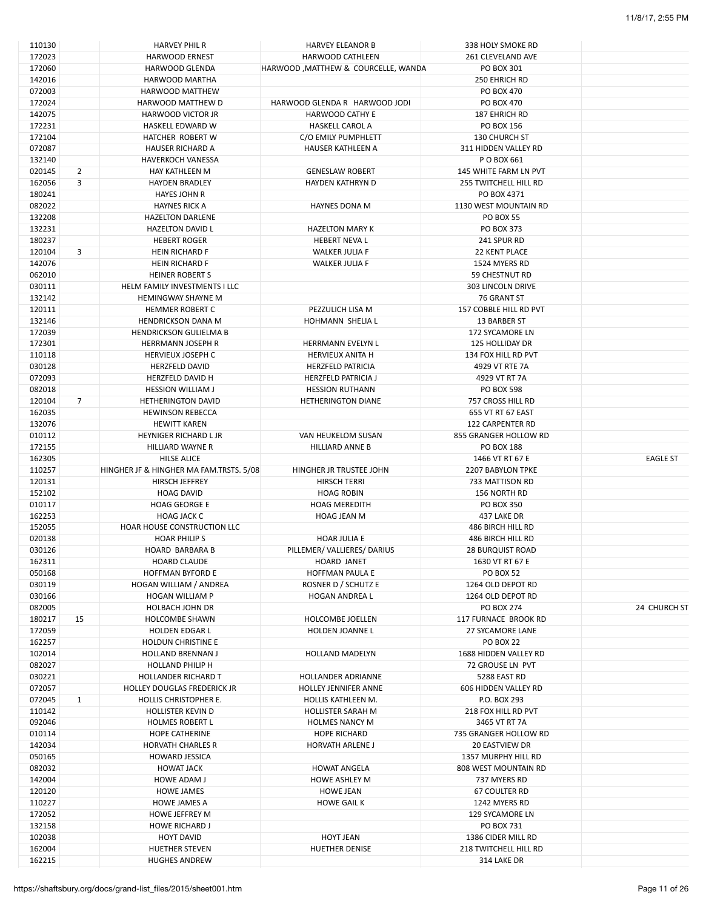| | | | | | |
|---|---|---|---|---|---|
| 110130 | | HARVEY PHIL R | HARVEY ELEANOR B | 338 HOLY SMOKE RD | |
| 172023 | | HARWOOD ERNEST | HARWOOD CATHLEEN | 261 CLEVELAND AVE | |
| 172060 | | HARWOOD GLENDA | HARWOOD ,MATTHEW & COURCELLE, WANDA | PO BOX 301 | |
| 142016 | | HARWOOD MARTHA | | 250 EHRICH RD | |
| 072003 | | HARWOOD MATTHEW | | PO BOX 470 | |
| 172024 | | HARWOOD MATTHEW D | HARWOOD GLENDA R HARWOOD JODI | PO BOX 470 | |
| 142075 | | HARWOOD VICTOR JR | HARWOOD CATHY E | 187 EHRICH RD | |
| 172231 | | HASKELL EDWARD W | HASKELL CAROL A | PO BOX 156 | |
| 172104 | | HATCHER ROBERT W | C/O EMILY PUMPHLETT | 130 CHURCH ST | |
| 072087 | | HAUSER RICHARD A | HAUSER KATHLEEN A | 311 HIDDEN VALLEY RD | |
| 132140 | | HAVERKOCH VANESSA | | P O BOX 661 | |
| 020145 | 2 | HAY KATHLEEN M | GENESLAW ROBERT | 145 WHITE FARM LN PVT | |
| 162056 | 3 | HAYDEN BRADLEY | HAYDEN KATHRYN D | 255 TWITCHELL HILL RD | |
| 180241 | | HAYES JOHN R | | PO BOX 4371 | |
| 082022 | | HAYNES RICK A | HAYNES DONA M | 1130 WEST MOUNTAIN RD | |
| 132208 | | HAZELTON DARLENE | | PO BOX 55 | |
| 132231 | | HAZELTON DAVID L | HAZELTON MARY K | PO BOX 373 | |
| 180237 | | HEBERT ROGER | HEBERT NEVA L | 241 SPUR RD | |
| 120104 | 3 | HEIN RICHARD F | WALKER JULIA F | 22 KENT PLACE | |
| 142076 | | HEIN RICHARD F | WALKER JULIA F | 1524 MYERS RD | |
| 062010 | | HEINER ROBERT S | | 59 CHESTNUT RD | |
| 030111 | | HELM FAMILY INVESTMENTS I LLC | | 303 LINCOLN DRIVE | |
| 132142 | | HEMINGWAY SHAYNE M | | 76 GRANT ST | |
| 120111 | | HEMMER ROBERT C | PEZZULICH LISA M | 157 COBBLE HILL RD PVT | |
| 132146 | | HENDRICKSON DANA M | HOHMANN SHELIA L | 13 BARBER ST | |
| 172039 | | HENDRICKSON GULIELMA B | | 172 SYCAMORE LN | |
| 172301 | | HERRMANN JOSEPH R | HERRMANN EVELYN L | 125 HOLLIDAY DR | |
| 110118 | | HERVIEUX JOSEPH C | HERVIEUX ANITA H | 134 FOX HILL RD PVT | |
| 030128 | | HERZFELD DAVID | HERZFELD PATRICIA | 4929 VT RTE 7A | |
| 072093 | | HERZFELD DAVID H | HERZFELD PATRICIA J | 4929 VT RT 7A | |
| 082018 | | HESSION WILLIAM J | HESSION RUTHANN | PO BOX 598 | |
| 120104 | 7 | HETHERINGTON DAVID | HETHERINGTON DIANE | 757 CROSS HILL RD | |
| 162035 | | HEWINSON REBECCA | | 655 VT RT 67 EAST | |
| 132076 | | HEWITT KAREN | | 122 CARPENTER RD | |
| 010112 | | HEYNIGER RICHARD L JR | VAN HEUKELOM SUSAN | 855 GRANGER HOLLOW RD | |
| 172155 | | HILLIARD WAYNE R | HILLIARD ANNE B | PO BOX 188 | |
| 162305 | | HILSE ALICE | | 1466 VT RT 67 E | EAGLE ST |
| 110257 | | HINGHER JF & HINGHER MA FAM.TRSTS. 5/08 | HINGHER JR TRUSTEE JOHN | 2207 BABYLON TPKE | |
| 120131 | | HIRSCH JEFFREY | HIRSCH TERRI | 733 MATTISON RD | |
| 152102 | | HOAG DAVID | HOAG ROBIN | 156 NORTH RD | |
| 010117 | | HOAG GEORGE E | HOAG MEREDITH | PO BOX 350 | |
| 162253 | | HOAG JACK C | HOAG JEAN M | 437 LAKE DR | |
| 152055 | | HOAR HOUSE CONSTRUCTION LLC | | 486 BIRCH HILL RD | |
| 020138 | | HOAR PHILIP S | HOAR JULIA E | 486 BIRCH HILL RD | |
| 030126 | | HOARD BARBARA B | PILLEMER/ VALLIERES/ DARIUS | 28 BURQUIST ROAD | |
| 162311 | | HOARD CLAUDE | HOARD JANET | 1630 VT RT 67 E | |
| 050168 | | HOFFMAN BYFORD E | HOFFMAN PAULA E | PO BOX 52 | |
| 030119 | | HOGAN WILLIAM / ANDREA | ROSNER D / SCHUTZ E | 1264 OLD DEPOT RD | |
| 030166 | | HOGAN WILLIAM P | HOGAN ANDREA L | 1264 OLD DEPOT RD | |
| 082005 | | HOLBACH JOHN DR | | PO BOX 274 | 24 CHURCH ST |
| 180217 | 15 | HOLCOMBE SHAWN | HOLCOMBE JOELLEN | 117 FURNACE BROOK RD | |
| 172059 | | HOLDEN EDGAR L | HOLDEN JOANNE L | 27 SYCAMORE LANE | |
| 162257 | | HOLDUN CHRISTINE E | | PO BOX 22 | |
| 102014 | | HOLLAND BRENNAN J | HOLLAND MADELYN | 1688 HIDDEN VALLEY RD | |
| 082027 | | HOLLAND PHILIP H | | 72 GROUSE LN PVT | |
| 030221 | | HOLLANDER RICHARD T | HOLLANDER ADRIANNE | 5288 EAST RD | |
| 072057 | | HOLLEY DOUGLAS FREDERICK JR | HOLLEY JENNIFER ANNE | 606 HIDDEN VALLEY RD | |
| 072045 | 1 | HOLLIS CHRISTOPHER E. | HOLLIS KATHLEEN M. | P.O. BOX 293 | |
| 110142 | | HOLLISTER KEVIN D | HOLLISTER SARAH M | 218 FOX HILL RD PVT | |
| 092046 | | HOLMES ROBERT L | HOLMES NANCY M | 3465 VT RT 7A | |
| 010114 | | HOPE CATHERINE | HOPE RICHARD | 735 GRANGER HOLLOW RD | |
| 142034 | | HORVATH CHARLES R | HORVATH ARLENE J | 20 EASTVIEW DR | |
| 050165 | | HOWARD JESSICA | | 1357 MURPHY HILL RD | |
| 082032 | | HOWAT JACK | HOWAT ANGELA | 808 WEST MOUNTAIN RD | |
| 142004 | | HOWE ADAM J | HOWE ASHLEY M | 737 MYERS RD | |
| 120120 | | HOWE JAMES | HOWE JEAN | 67 COULTER RD | |
| 110227 | | HOWE JAMES A | HOWE GAIL K | 1242 MYERS RD | |
| 172052 | | HOWE JEFFREY M | | 129 SYCAMORE LN | |
| 132158 | | HOWE RICHARD J | | PO BOX 731 | |
| 102038 | | HOYT DAVID | HOYT JEAN | 1386 CIDER MILL RD | |
| 162004 | | HUETHER STEVEN | HUETHER DENISE | 218 TWITCHELL HILL RD | |
| 162215 | | HUGHES ANDREW | | 314 LAKE DR | |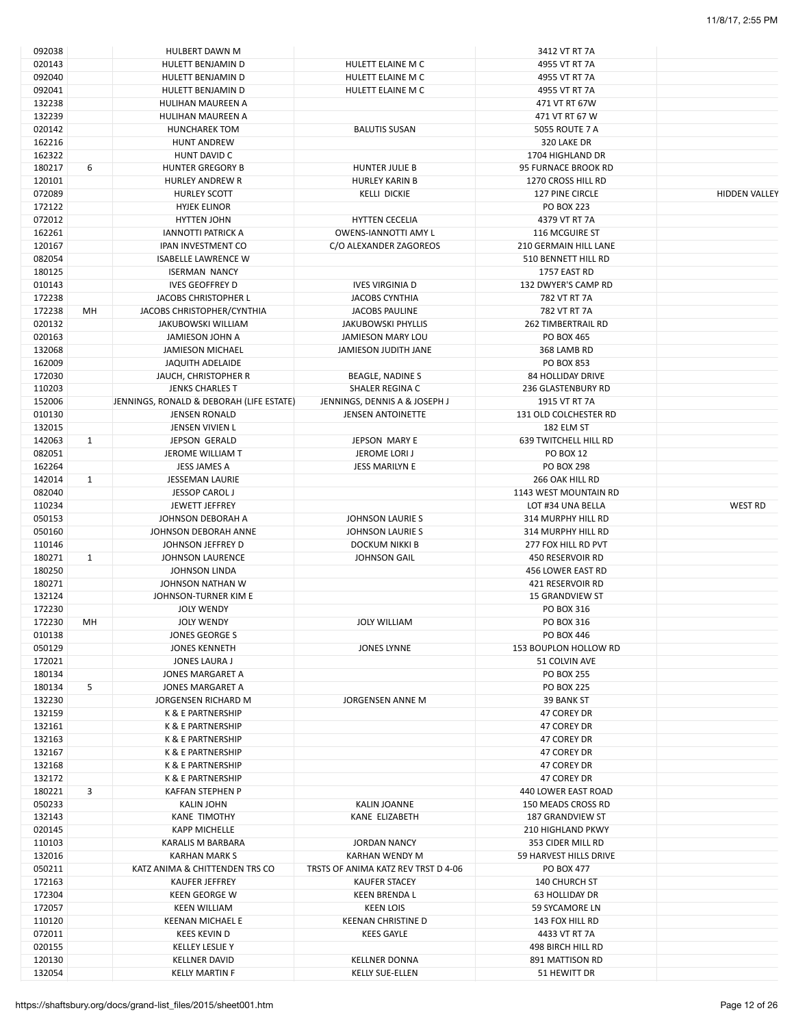| | | | | | |
|---|---|---|---|---|---|
| 092038 | | HULBERT DAWN M | | 3412 VT RT 7A | |
| 020143 | | HULETT BENJAMIN D | HULETT ELAINE M C | 4955 VT RT 7A | |
| 092040 | | HULETT BENJAMIN D | HULETT ELAINE M C | 4955 VT RT 7A | |
| 092041 | | HULETT BENJAMIN D | HULETT ELAINE M C | 4955 VT RT 7A | |
| 132238 | | HULIHAN MAUREEN A | | 471 VT RT 67W | |
| 132239 | | HULIHAN MAUREEN A | | 471 VT RT 67 W | |
| 020142 | | HUNCHAREK TOM | BALUTIS SUSAN | 5055 ROUTE 7 A | |
| 162216 | | HUNT ANDREW | | 320 LAKE DR | |
| 162322 | | HUNT DAVID C | | 1704 HIGHLAND DR | |
| 180217 | 6 | HUNTER GREGORY B | HUNTER JULIE B | 95 FURNACE BROOK RD | |
| 120101 | | HURLEY ANDREW R | HURLEY KARIN B | 1270 CROSS HILL RD | |
| 072089 | | HURLEY SCOTT | KELLI DICKIE | 127 PINE CIRCLE | HIDDEN VALLEY |
| 172122 | | HYJEK ELINOR | | PO BOX 223 | |
| 072012 | | HYTTEN JOHN | HYTTEN CECELIA | 4379 VT RT 7A | |
| 162261 | | IANNOTTI PATRICK A | OWENS-IANNOTTI AMY L | 116 MCGUIRE ST | |
| 120167 | | IPAN INVESTMENT CO | C/O ALEXANDER ZAGOREOS | 210 GERMAIN HILL LANE | |
| 082054 | | ISABELLE LAWRENCE W | | 510 BENNETT HILL RD | |
| 180125 | | ISERMAN NANCY | | 1757 EAST RD | |
| 010143 | | IVES GEOFFREY D | IVES VIRGINIA D | 132 DWYER'S CAMP RD | |
| 172238 | | JACOBS CHRISTOPHER L | JACOBS CYNTHIA | 782 VT RT 7A | |
| 172238 | MH | JACOBS CHRISTOPHER/CYNTHIA | JACOBS PAULINE | 782 VT RT 7A | |
| 020132 | | JAKUBOWSKI WILLIAM | JAKUBOWSKI PHYLLIS | 262 TIMBERTRAIL RD | |
| 020163 | | JAMIESON JOHN A | JAMIESON MARY LOU | PO BOX 465 | |
| 132068 | | JAMIESON MICHAEL | JAMIESON JUDITH JANE | 368 LAMB RD | |
| 162009 | | JAQUITH ADELAIDE | | PO BOX 853 | |
| 172030 | | JAUCH, CHRISTOPHER R | BEAGLE, NADINE S | 84 HOLLIDAY DRIVE | |
| 110203 | | JENKS CHARLES T | SHALER REGINA C | 236 GLASTENBURY RD | |
| 152006 | | JENNINGS, RONALD & DEBORAH (LIFE ESTATE) | JENNINGS, DENNIS A & JOSEPH J | 1915 VT RT 7A | |
| 010130 | | JENSEN RONALD | JENSEN ANTOINETTE | 131 OLD COLCHESTER RD | |
| 132015 | | JENSEN VIVIEN L | | 182 ELM ST | |
| 142063 | 1 | JEPSON GERALD | JEPSON MARY E | 639 TWITCHELL HILL RD | |
| 082051 | | JEROME WILLIAM T | JEROME LORI J | PO BOX 12 | |
| 162264 | | JESS JAMES A | JESS MARILYN E | PO BOX 298 | |
| 142014 | 1 | JESSEMAN LAURIE | | 266 OAK HILL RD | |
| 082040 | | JESSOP CAROL J | | 1143 WEST MOUNTAIN RD | |
| 110234 | | JEWETT JEFFREY | | LOT #34 UNA BELLA | WEST RD |
| 050153 | | JOHNSON DEBORAH A | JOHNSON LAURIE S | 314 MURPHY HILL RD | |
| 050160 | | JOHNSON DEBORAH ANNE | JOHNSON LAURIE S | 314 MURPHY HILL RD | |
| 110146 | | JOHNSON JEFFREY D | DOCKUM NIKKI B | 277 FOX HILL RD PVT | |
| 180271 | 1 | JOHNSON LAURENCE | JOHNSON GAIL | 450 RESERVOIR RD | |
| 180250 | | JOHNSON LINDA | | 456 LOWER EAST RD | |
| 180271 | | JOHNSON NATHAN W | | 421 RESERVOIR RD | |
| 132124 | | JOHNSON-TURNER KIM E | | 15 GRANDVIEW ST | |
| 172230 | | JOLY WENDY | | PO BOX 316 | |
| 172230 | MH | JOLY WENDY | JOLY WILLIAM | PO BOX 316 | |
| 010138 | | JONES GEORGE S | | PO BOX 446 | |
| 050129 | | JONES KENNETH | JONES LYNNE | 153 BOUPLON HOLLOW RD | |
| 172021 | | JONES LAURA J | | 51 COLVIN AVE | |
| 180134 | | JONES MARGARET A | | PO BOX 255 | |
| 180134 | 5 | JONES MARGARET A | | PO BOX 225 | |
| 132230 | | JORGENSEN RICHARD M | JORGENSEN ANNE M | 39 BANK ST | |
| 132159 | | K & E PARTNERSHIP | | 47 COREY DR | |
| 132161 | | K & E PARTNERSHIP | | 47 COREY DR | |
| 132163 | | K & E PARTNERSHIP | | 47 COREY DR | |
| 132167 | | K & E PARTNERSHIP | | 47 COREY DR | |
| 132168 | | K & E PARTNERSHIP | | 47 COREY DR | |
| 132172 | | K & E PARTNERSHIP | | 47 COREY DR | |
| 180221 | 3 | KAFFAN STEPHEN P | | 440 LOWER EAST ROAD | |
| 050233 | | KALIN JOHN | KALIN JOANNE | 150 MEADS CROSS RD | |
| 132143 | | KANE TIMOTHY | KANE ELIZABETH | 187 GRANDVIEW ST | |
| 020145 | | KAPP MICHELLE | | 210 HIGHLAND PKWY | |
| 110103 | | KARALIS M BARBARA | JORDAN NANCY | 353 CIDER MILL RD | |
| 132016 | | KARHAN MARK S | KARHAN WENDY M | 59 HARVEST HILLS DRIVE | |
| 050211 | | KATZ ANIMA & CHITTENDEN TRS CO | TRSTS OF ANIMA KATZ REV TRST D 4-06 | PO BOX 477 | |
| 172163 | | KAUFER JEFFREY | KAUFER STACEY | 140 CHURCH ST | |
| 172304 | | KEEN GEORGE W | KEEN BRENDA L | 63 HOLLIDAY DR | |
| 172057 | | KEEN WILLIAM | KEEN LOIS | 59 SYCAMORE LN | |
| 110120 | | KEENAN MICHAEL E | KEENAN CHRISTINE D | 143 FOX HILL RD | |
| 072011 | | KEES KEVIN D | KEES GAYLE | 4433 VT RT 7A | |
| 020155 | | KELLEY LESLIE Y | | 498 BIRCH HILL RD | |
| 120130 | | KELLNER DAVID | KELLNER DONNA | 891 MATTISON RD | |
| 132054 | | KELLY MARTIN F | KELLY SUE-ELLEN | 51 HEWITT DR | |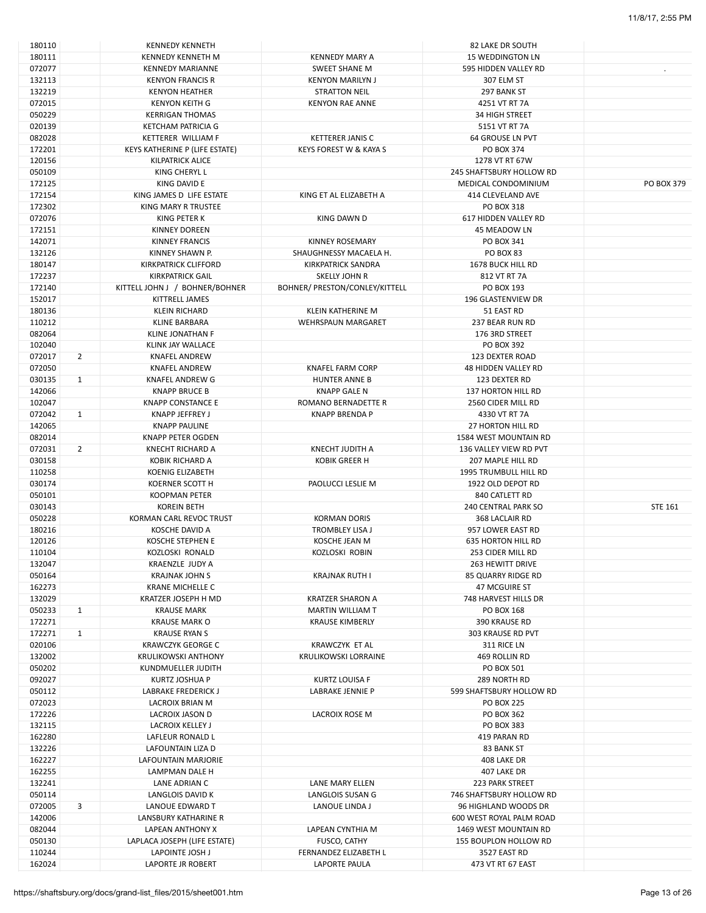| | | | | | |
|---|---|---|---|---|---|
| 180110 | | KENNEDY KENNETH | | 82 LAKE DR SOUTH | |
| 180111 | | KENNEDY KENNETH M | KENNEDY MARY A | 15 WEDDINGTON LN | |
| 072077 | | KENNEDY MARIANNE | SWEET SHANE M | 595 HIDDEN VALLEY RD | . |
| 132113 | | KENYON FRANCIS R | KENYON MARILYN J | 307 ELM ST | |
| 132219 | | KENYON HEATHER | STRATTON NEIL | 297 BANK ST | |
| 072015 | | KENYON KEITH G | KENYON RAE ANNE | 4251 VT RT 7A | |
| 050229 | | KERRIGAN THOMAS | | 34 HIGH STREET | |
| 020139 | | KETCHAM PATRICIA G | | 5151 VT RT 7A | |
| 082028 | | KETTERER WILLIAM F | KETTERER JANIS C | 64 GROUSE LN PVT | |
| 172201 | | KEYS KATHERINE P (LIFE ESTATE) | KEYS FOREST W & KAYA S | PO BOX 374 | |
| 120156 | | KILPATRICK ALICE | | 1278 VT RT 67W | |
| 050109 | | KING CHERYL L | | 245 SHAFTSBURY HOLLOW RD | |
| 172125 | | KING DAVID E | | MEDICAL CONDOMINIUM | PO BOX 379 |
| 172154 | | KING JAMES D LIFE ESTATE | KING ET AL ELIZABETH A | 414 CLEVELAND AVE | |
| 172302 | | KING MARY R TRUSTEE | | PO BOX 318 | |
| 072076 | | KING PETER K | KING DAWN D | 617 HIDDEN VALLEY RD | |
| 172151 | | KINNEY DOREEN | | 45 MEADOW LN | |
| 142071 | | KINNEY FRANCIS | KINNEY ROSEMARY | PO BOX 341 | |
| 132126 | | KINNEY SHAWN P. | SHAUGHNESSY MACAELA H. | PO BOX 83 | |
| 180147 | | KIRKPATRICK CLIFFORD | KIRKPATRICK SANDRA | 1678 BUCK HILL RD | |
| 172237 | | KIRKPATRICK GAIL | SKELLY JOHN R | 812 VT RT 7A | |
| 172140 | | KITTELL JOHN J / BOHNER/BOHNER | BOHNER/ PRESTON/CONLEY/KITTELL | PO BOX 193 | |
| 152017 | | KITTRELL JAMES | | 196 GLASTENVIEW DR | |
| 180136 | | KLEIN RICHARD | KLEIN KATHERINE M | 51 EAST RD | |
| 110212 | | KLINE BARBARA | WEHRSPAUN MARGARET | 237 BEAR RUN RD | |
| 082064 | | KLINE JONATHAN F | | 176 3RD STREET | |
| 102040 | | KLINK JAY WALLACE | | PO BOX 392 | |
| 072017 | 2 | KNAFEL ANDREW | | 123 DEXTER ROAD | |
| 072050 | | KNAFEL ANDREW | KNAFEL FARM CORP | 48 HIDDEN VALLEY RD | |
| 030135 | 1 | KNAFEL ANDREW G | HUNTER ANNE B | 123 DEXTER RD | |
| 142066 | | KNAPP BRUCE B | KNAPP GALE N | 137 HORTON HILL RD | |
| 102047 | | KNAPP CONSTANCE E | ROMANO BERNADETTE R | 2560 CIDER MILL RD | |
| 072042 | 1 | KNAPP JEFFREY J | KNAPP BRENDA P | 4330 VT RT 7A | |
| 142065 | | KNAPP PAULINE | | 27 HORTON HILL RD | |
| 082014 | | KNAPP PETER OGDEN | | 1584 WEST MOUNTAIN RD | |
| 072031 | 2 | KNECHT RICHARD A | KNECHT JUDITH A | 136 VALLEY VIEW RD PVT | |
| 030158 | | KOBIK RICHARD A | KOBIK GREER H | 207 MAPLE HILL RD | |
| 110258 | | KOENIG ELIZABETH | | 1995 TRUMBULL HILL RD | |
| 030174 | | KOERNER SCOTT H | PAOLUCCI LESLIE M | 1922 OLD DEPOT RD | |
| 050101 | | KOOPMAN PETER | | 840 CATLETT RD | |
| 030143 | | KOREIN BETH | | 240 CENTRAL PARK SO | STE 161 |
| 050228 | | KORMAN CARL REVOC TRUST | KORMAN DORIS | 368 LACLAIR RD | |
| 180216 | | KOSCHE DAVID A | TROMBLEY LISA J | 957 LOWER EAST RD | |
| 120126 | | KOSCHE STEPHEN E | KOSCHE JEAN M | 635 HORTON HILL RD | |
| 110104 | | KOZLOSKI RONALD | KOZLOSKI ROBIN | 253 CIDER MILL RD | |
| 132047 | | KRAENZLE JUDY A | | 263 HEWITT DRIVE | |
| 050164 | | KRAJNAK JOHN S | KRAJNAK RUTH I | 85 QUARRY RIDGE RD | |
| 162273 | | KRANE MICHELLE C | | 47 MCGUIRE ST | |
| 132029 | | KRATZER JOSEPH H MD | KRATZER SHARON A | 748 HARVEST HILLS DR | |
| 050233 | 1 | KRAUSE MARK | MARTIN WILLIAM T | PO BOX 168 | |
| 172271 | | KRAUSE MARK O | KRAUSE KIMBERLY | 390 KRAUSE RD | |
| 172271 | 1 | KRAUSE RYAN S | | 303 KRAUSE RD PVT | |
| 020106 | | KRAWCZYK GEORGE C | KRAWCZYK ET AL | 311 RICE LN | |
| 132002 | | KRULIKOWSKI ANTHONY | KRULIKOWSKI LORRAINE | 469 ROLLIN RD | |
| 050202 | | KUNDMUELLER JUDITH | | PO BOX 501 | |
| 092027 | | KURTZ JOSHUA P | KURTZ LOUISA F | 289 NORTH RD | |
| 050112 | | LABRAKE FREDERICK J | LABRAKE JENNIE P | 599 SHAFTSBURY HOLLOW RD | |
| 072023 | | LACROIX BRIAN M | | PO BOX 225 | |
| 172226 | | LACROIX JASON D | LACROIX ROSE M | PO BOX 362 | |
| 132115 | | LACROIX KELLEY J | | PO BOX 383 | |
| 162280 | | LAFLEUR RONALD L | | 419 PARAN RD | |
| 132226 | | LAFOUNTAIN LIZA D | | 83 BANK ST | |
| 162227 | | LAFOUNTAIN MARJORIE | | 408 LAKE DR | |
| 162255 | | LAMPMAN DALE H | | 407 LAKE DR | |
| 132241 | | LANE ADRIAN C | LANE MARY ELLEN | 223 PARK STREET | |
| 050114 | | LANGLOIS DAVID K | LANGLOIS SUSAN G | 746 SHAFTSBURY HOLLOW RD | |
| 072005 | 3 | LANOUE EDWARD T | LANOUE LINDA J | 96 HIGHLAND WOODS DR | |
| 142006 | | LANSBURY KATHARINE R | | 600 WEST ROYAL PALM ROAD | |
| 082044 | | LAPEAN ANTHONY X | LAPEAN CYNTHIA M | 1469 WEST MOUNTAIN RD | |
| 050130 | | LAPLACA JOSEPH (LIFE ESTATE) | FUSCO, CATHY | 155 BOUPLON HOLLOW RD | |
| 110244 | | LAPOINTE JOSH J | FERNANDEZ ELIZABETH L | 3527 EAST RD | |
| 162024 | | LAPORTE JR ROBERT | LAPORTE PAULA | 473 VT RT 67 EAST | |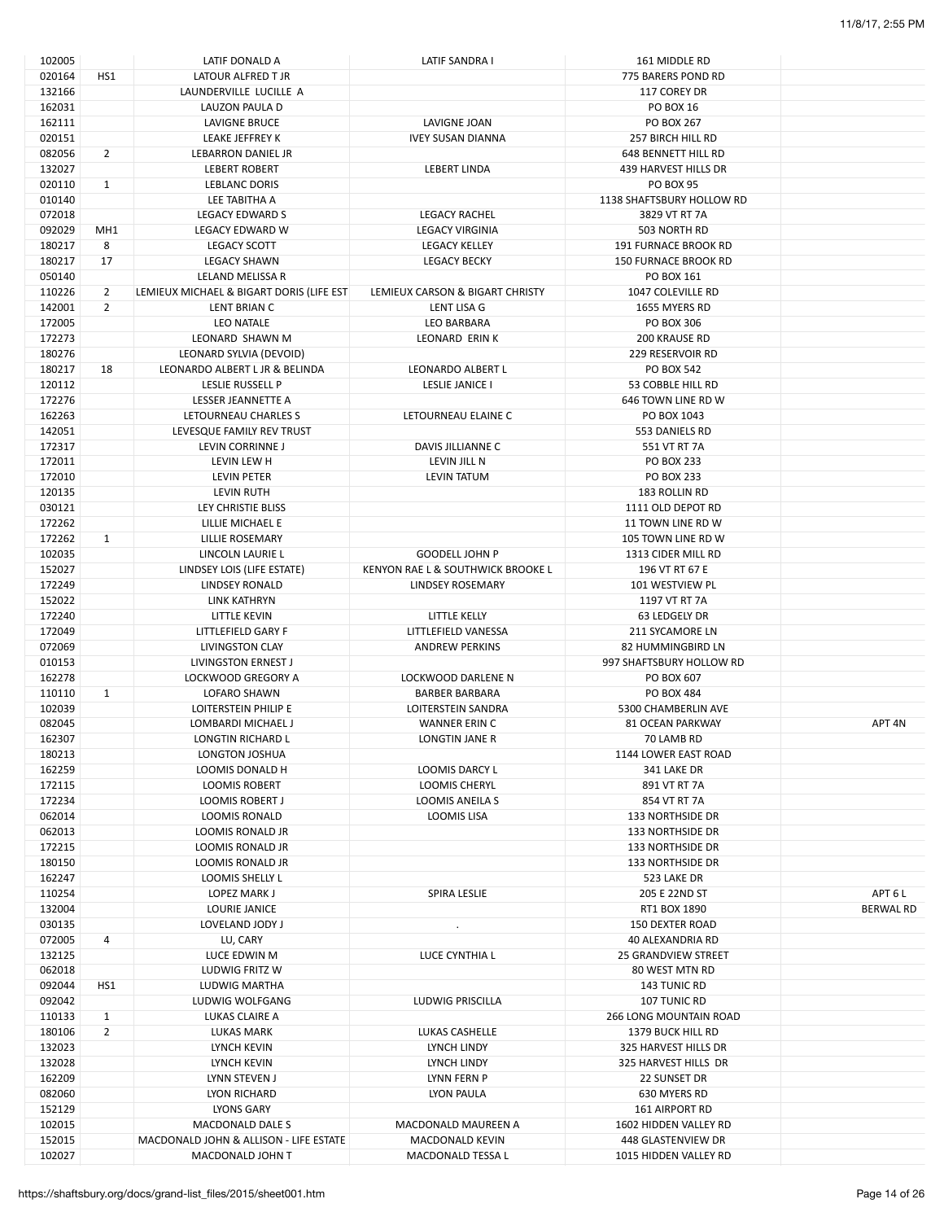| | | | | | |
|---|---|---|---|---|---|
| 102005 | | LATIF DONALD A | LATIF SANDRA I | 161 MIDDLE RD | |
| 020164 | HS1 | LATOUR ALFRED T JR | | 775 BARERS POND RD | |
| 132166 | | LAUNDERVILLE LUCILLE A | | 117 COREY DR | |
| 162031 | | LAUZON PAULA D | | PO BOX 16 | |
| 162111 | | LAVIGNE BRUCE | LAVIGNE JOAN | PO BOX 267 | |
| 020151 | | LEAKE JEFFREY K | IVEY SUSAN DIANNA | 257 BIRCH HILL RD | |
| 082056 | 2 | LEBARRON DANIEL JR | | 648 BENNETT HILL RD | |
| 132027 | | LEBERT ROBERT | LEBERT LINDA | 439 HARVEST HILLS DR | |
| 020110 | 1 | LEBLANC DORIS | | PO BOX 95 | |
| 010140 | | LEE TABITHA A | | 1138 SHAFTSBURY HOLLOW RD | |
| 072018 | | LEGACY EDWARD S | LEGACY RACHEL | 3829 VT RT 7A | |
| 092029 | MH1 | LEGACY EDWARD W | LEGACY VIRGINIA | 503 NORTH RD | |
| 180217 | 8 | LEGACY SCOTT | LEGACY KELLEY | 191 FURNACE BROOK RD | |
| 180217 | 17 | LEGACY SHAWN | LEGACY BECKY | 150 FURNACE BROOK RD | |
| 050140 | | LELAND MELISSA R | | PO BOX 161 | |
| 110226 | 2 | LEMIEUX MICHAEL & BIGART DORIS (LIFE EST | LEMIEUX CARSON & BIGART CHRISTY | 1047 COLEVILLE RD | |
| 142001 | 2 | LENT BRIAN C | LENT LISA G | 1655 MYERS RD | |
| 172005 | | LEO NATALE | LEO BARBARA | PO BOX 306 | |
| 172273 | | LEONARD SHAWN M | LEONARD ERIN K | 200 KRAUSE RD | |
| 180276 | | LEONARD SYLVIA (DEVOID) | | 229 RESERVOIR RD | |
| 180217 | 18 | LEONARDO ALBERT L JR & BELINDA | LEONARDO ALBERT L | PO BOX 542 | |
| 120112 | | LESLIE RUSSELL P | LESLIE JANICE I | 53 COBBLE HILL RD | |
| 172276 | | LESSER JEANNETTE A | | 646 TOWN LINE RD W | |
| 162263 | | LETOURNEAU CHARLES S | LETOURNEAU ELAINE C | PO BOX 1043 | |
| 142051 | | LEVESQUE FAMILY REV TRUST | | 553 DANIELS RD | |
| 172317 | | LEVIN CORRINNE J | DAVIS JILLIANNE C | 551 VT RT 7A | |
| 172011 | | LEVIN LEW H | LEVIN JILL N | PO BOX 233 | |
| 172010 | | LEVIN PETER | LEVIN TATUM | PO BOX 233 | |
| 120135 | | LEVIN RUTH | | 183 ROLLIN RD | |
| 030121 | | LEY CHRISTIE BLISS | | 1111 OLD DEPOT RD | |
| 172262 | | LILLIE MICHAEL E | | 11 TOWN LINE RD W | |
| 172262 | 1 | LILLIE ROSEMARY | | 105 TOWN LINE RD W | |
| 102035 | | LINCOLN LAURIE L | GOODELL JOHN P | 1313 CIDER MILL RD | |
| 152027 | | LINDSEY LOIS (LIFE ESTATE) | KENYON RAE L & SOUTHWICK BROOKE L | 196 VT RT 67 E | |
| 172249 | | LINDSEY RONALD | LINDSEY ROSEMARY | 101 WESTVIEW PL | |
| 152022 | | LINK KATHRYN | | 1197 VT RT 7A | |
| 172240 | | LITTLE KEVIN | LITTLE KELLY | 63 LEDGELY DR | |
| 172049 | | LITTLEFIELD GARY F | LITTLEFIELD VANESSA | 211 SYCAMORE LN | |
| 072069 | | LIVINGSTON CLAY | ANDREW PERKINS | 82 HUMMINGBIRD LN | |
| 010153 | | LIVINGSTON ERNEST J | | 997 SHAFTSBURY HOLLOW RD | |
| 162278 | | LOCKWOOD GREGORY A | LOCKWOOD DARLENE N | PO BOX 607 | |
| 110110 | 1 | LOFARO SHAWN | BARBER BARBARA | PO BOX 484 | |
| 102039 | | LOITERSTEIN PHILIP E | LOITERSTEIN SANDRA | 5300 CHAMBERLIN AVE | |
| 082045 | | LOMBARDI MICHAEL J | WANNER ERIN C | 81 OCEAN PARKWAY | APT 4N |
| 162307 | | LONGTIN RICHARD L | LONGTIN JANE R | 70 LAMB RD | |
| 180213 | | LONGTON JOSHUA | | 1144 LOWER EAST ROAD | |
| 162259 | | LOOMIS DONALD H | LOOMIS DARCY L | 341 LAKE DR | |
| 172115 | | LOOMIS ROBERT | LOOMIS CHERYL | 891 VT RT 7A | |
| 172234 | | LOOMIS ROBERT J | LOOMIS ANEILA S | 854 VT RT 7A | |
| 062014 | | LOOMIS RONALD | LOOMIS LISA | 133 NORTHSIDE DR | |
| 062013 | | LOOMIS RONALD JR | | 133 NORTHSIDE DR | |
| 172215 | | LOOMIS RONALD JR | | 133 NORTHSIDE DR | |
| 180150 | | LOOMIS RONALD JR | | 133 NORTHSIDE DR | |
| 162247 | | LOOMIS SHELLY L | | 523 LAKE DR | |
| 110254 | | LOPEZ MARK J | SPIRA LESLIE | 205 E 22ND ST | APT 6 L |
| 132004 | | LOURIE JANICE | | RT1 BOX 1890 | BERWAL RD |
| 030135 | | LOVELAND JODY J | . | 150 DEXTER ROAD | |
| 072005 | 4 | LU, CARY | | 40 ALEXANDRIA RD | |
| 132125 | | LUCE EDWIN M | LUCE CYNTHIA L | 25 GRANDVIEW STREET | |
| 062018 | | LUDWIG FRITZ W | | 80 WEST MTN RD | |
| 092044 | HS1 | LUDWIG MARTHA | | 143 TUNIC RD | |
| 092042 | | LUDWIG WOLFGANG | LUDWIG PRISCILLA | 107 TUNIC RD | |
| 110133 | 1 | LUKAS CLAIRE A | | 266 LONG MOUNTAIN ROAD | |
| 180106 | 2 | LUKAS MARK | LUKAS CASHELLE | 1379 BUCK HILL RD | |
| 132023 | | LYNCH KEVIN | LYNCH LINDY | 325 HARVEST HILLS DR | |
| 132028 | | LYNCH KEVIN | LYNCH LINDY | 325 HARVEST HILLS DR | |
| 162209 | | LYNN STEVEN J | LYNN FERN P | 22 SUNSET DR | |
| 082060 | | LYON RICHARD | LYON PAULA | 630 MYERS RD | |
| 152129 | | LYONS GARY | | 161 AIRPORT RD | |
| 102015 | | MACDONALD DALE S | MACDONALD MAUREEN A | 1602 HIDDEN VALLEY RD | |
| 152015 | | MACDONALD JOHN & ALLISON - LIFE ESTATE | MACDONALD KEVIN | 448 GLASTENVIEW DR | |
| 102027 | | MACDONALD JOHN T | MACDONALD TESSA L | 1015 HIDDEN VALLEY RD | |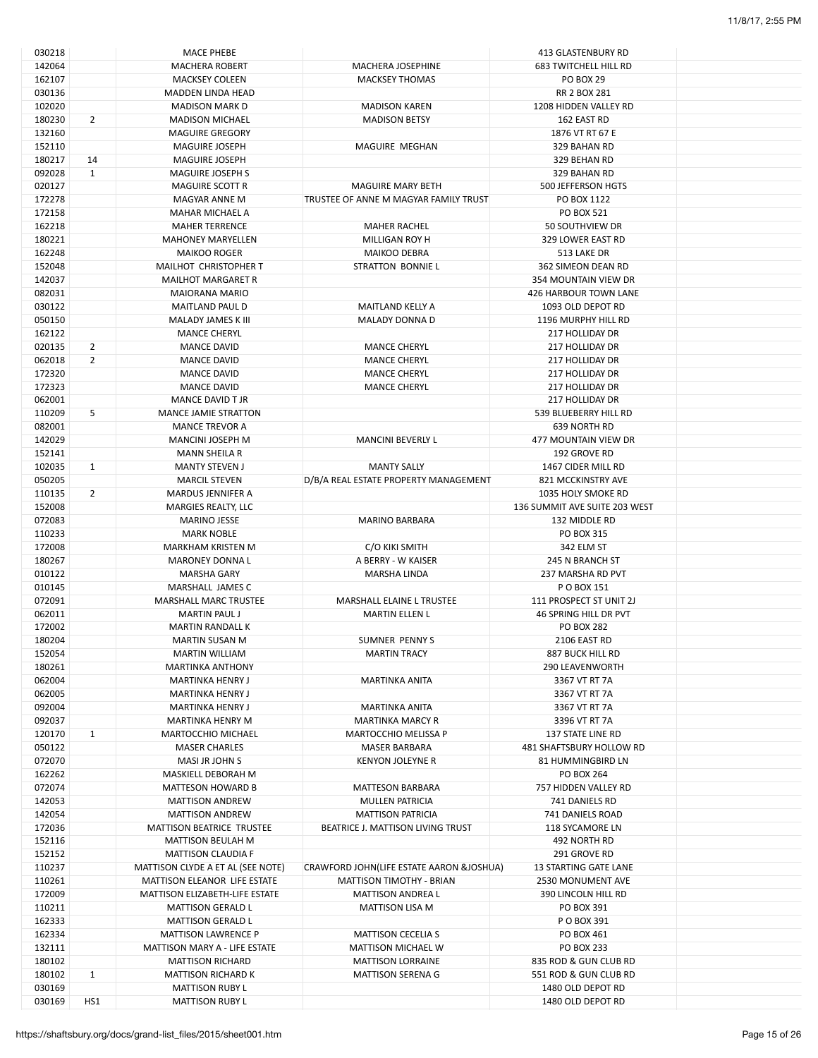| | | | | | |
|---|---|---|---|---|---|
| 030218 | | MACE PHEBE | | 413 GLASTENBURY RD | |
| 142064 | | MACHERA ROBERT | MACHERA JOSEPHINE | 683 TWITCHELL HILL RD | |
| 162107 | | MACKSEY COLEEN | MACKSEY THOMAS | PO BOX 29 | |
| 030136 | | MADDEN LINDA HEAD | | RR 2 BOX 281 | |
| 102020 | | MADISON MARK D | MADISON KAREN | 1208 HIDDEN VALLEY RD | |
| 180230 | 2 | MADISON MICHAEL | MADISON BETSY | 162 EAST RD | |
| 132160 | | MAGUIRE GREGORY | | 1876 VT RT 67 E | |
| 152110 | | MAGUIRE JOSEPH | MAGUIRE MEGHAN | 329 BAHAN RD | |
| 180217 | 14 | MAGUIRE JOSEPH | | 329 BEHAN RD | |
| 092028 | 1 | MAGUIRE JOSEPH S | | 329 BAHAN RD | |
| 020127 | | MAGUIRE SCOTT R | MAGUIRE MARY BETH | 500 JEFFERSON HGTS | |
| 172278 | | MAGYAR ANNE M | TRUSTEE OF ANNE M MAGYAR FAMILY TRUST | PO BOX 1122 | |
| 172158 | | MAHAR MICHAEL A | | PO BOX 521 | |
| 162218 | | MAHER TERRENCE | MAHER RACHEL | 50 SOUTHVIEW DR | |
| 180221 | | MAHONEY MARYELLEN | MILLIGAN ROY H | 329 LOWER EAST RD | |
| 162248 | | MAIKOO ROGER | MAIKOO DEBRA | 513 LAKE DR | |
| 152048 | | MAILHOT CHRISTOPHER T | STRATTON BONNIE L | 362 SIMEON DEAN RD | |
| 142037 | | MAILHOT MARGARET R | | 354 MOUNTAIN VIEW DR | |
| 082031 | | MAIORANA MARIO | | 426 HARBOUR TOWN LANE | |
| 030122 | | MAITLAND PAUL D | MAITLAND KELLY A | 1093 OLD DEPOT RD | |
| 050150 | | MALADY JAMES K III | MALADY DONNA D | 1196 MURPHY HILL RD | |
| 162122 | | MANCE CHERYL | | 217 HOLLIDAY DR | |
| 020135 | 2 | MANCE DAVID | MANCE CHERYL | 217 HOLLIDAY DR | |
| 062018 | 2 | MANCE DAVID | MANCE CHERYL | 217 HOLLIDAY DR | |
| 172320 | | MANCE DAVID | MANCE CHERYL | 217 HOLLIDAY DR | |
| 172323 | | MANCE DAVID | MANCE CHERYL | 217 HOLLIDAY DR | |
| 062001 | | MANCE DAVID T JR | | 217 HOLLIDAY DR | |
| 110209 | 5 | MANCE JAMIE STRATTON | | 539 BLUEBERRY HILL RD | |
| 082001 | | MANCE TREVOR A | | 639 NORTH RD | |
| 142029 | | MANCINI JOSEPH M | MANCINI BEVERLY L | 477 MOUNTAIN VIEW DR | |
| 152141 | | MANN SHEILA R | | 192 GROVE RD | |
| 102035 | 1 | MANTY STEVEN J | MANTY SALLY | 1467 CIDER MILL RD | |
| 050205 | | MARCIL STEVEN | D/B/A REAL ESTATE PROPERTY MANAGEMENT | 821 MCCKINSTRY AVE | |
| 110135 | 2 | MARDUS JENNIFER A | | 1035 HOLY SMOKE RD | |
| 152008 | | MARGIES REALTY, LLC | | 136 SUMMIT AVE SUITE 203 WEST | |
| 072083 | | MARINO JESSE | MARINO BARBARA | 132 MIDDLE RD | |
| 110233 | | MARK NOBLE | | PO BOX 315 | |
| 172008 | | MARKHAM KRISTEN M | C/O KIKI SMITH | 342 ELM ST | |
| 180267 | | MARONEY DONNA L | A BERRY - W KAISER | 245 N BRANCH ST | |
| 010122 | | MARSHA GARY | MARSHA LINDA | 237 MARSHA RD PVT | |
| 010145 | | MARSHALL JAMES C | | P O BOX 151 | |
| 072091 | | MARSHALL MARC TRUSTEE | MARSHALL ELAINE L TRUSTEE | 111 PROSPECT ST UNIT 2J | |
| 062011 | | MARTIN PAUL J | MARTIN ELLEN L | 46 SPRING HILL DR PVT | |
| 172002 | | MARTIN RANDALL K | | PO BOX 282 | |
| 180204 | | MARTIN SUSAN M | SUMNER PENNY S | 2106 EAST RD | |
| 152054 | | MARTIN WILLIAM | MARTIN TRACY | 887 BUCK HILL RD | |
| 180261 | | MARTINKA ANTHONY | | 290 LEAVENWORTH | |
| 062004 | | MARTINKA HENRY J | MARTINKA ANITA | 3367 VT RT 7A | |
| 062005 | | MARTINKA HENRY J | | 3367 VT RT 7A | |
| 092004 | | MARTINKA HENRY J | MARTINKA ANITA | 3367 VT RT 7A | |
| 092037 | | MARTINKA HENRY M | MARTINKA MARCY R | 3396 VT RT 7A | |
| 120170 | 1 | MARTOCCHIO MICHAEL | MARTOCCHIO MELISSA P | 137 STATE LINE RD | |
| 050122 | | MASER CHARLES | MASER BARBARA | 481 SHAFTSBURY HOLLOW RD | |
| 072070 | | MASI JR JOHN S | KENYON JOLEYNE R | 81 HUMMINGBIRD LN | |
| 162262 | | MASKIELL DEBORAH M | | PO BOX 264 | |
| 072074 | | MATTESON HOWARD B | MATTESON BARBARA | 757 HIDDEN VALLEY RD | |
| 142053 | | MATTISON ANDREW | MULLEN PATRICIA | 741 DANIELS RD | |
| 142054 | | MATTISON ANDREW | MATTISON PATRICIA | 741 DANIELS ROAD | |
| 172036 | | MATTISON BEATRICE TRUSTEE | BEATRICE J. MATTISON LIVING TRUST | 118 SYCAMORE LN | |
| 152116 | | MATTISON BEULAH M | | 492 NORTH RD | |
| 152152 | | MATTISON CLAUDIA F | | 291 GROVE RD | |
| 110237 | | MATTISON CLYDE A ET AL (SEE NOTE) | CRAWFORD JOHN(LIFE ESTATE AARON &JOSHUA) | 13 STARTING GATE LANE | |
| 110261 | | MATTISON ELEANOR LIFE ESTATE | MATTISON TIMOTHY - BRIAN | 2530 MONUMENT AVE | |
| 172009 | | MATTISON ELIZABETH-LIFE ESTATE | MATTISON ANDREA L | 390 LINCOLN HILL RD | |
| 110211 | | MATTISON GERALD L | MATTISON LISA M | PO BOX 391 | |
| 162333 | | MATTISON GERALD L | | P O BOX 391 | |
| 162334 | | MATTISON LAWRENCE P | MATTISON CECELIA S | PO BOX 461 | |
| 132111 | | MATTISON MARY A - LIFE ESTATE | MATTISON MICHAEL W | PO BOX 233 | |
| 180102 | | MATTISON RICHARD | MATTISON LORRAINE | 835 ROD & GUN CLUB RD | |
| 180102 | 1 | MATTISON RICHARD K | MATTISON SERENA G | 551 ROD & GUN CLUB RD | |
| 030169 | | MATTISON RUBY L | | 1480 OLD DEPOT RD | |
| 030169 | HS1 | MATTISON RUBY L | | 1480 OLD DEPOT RD | |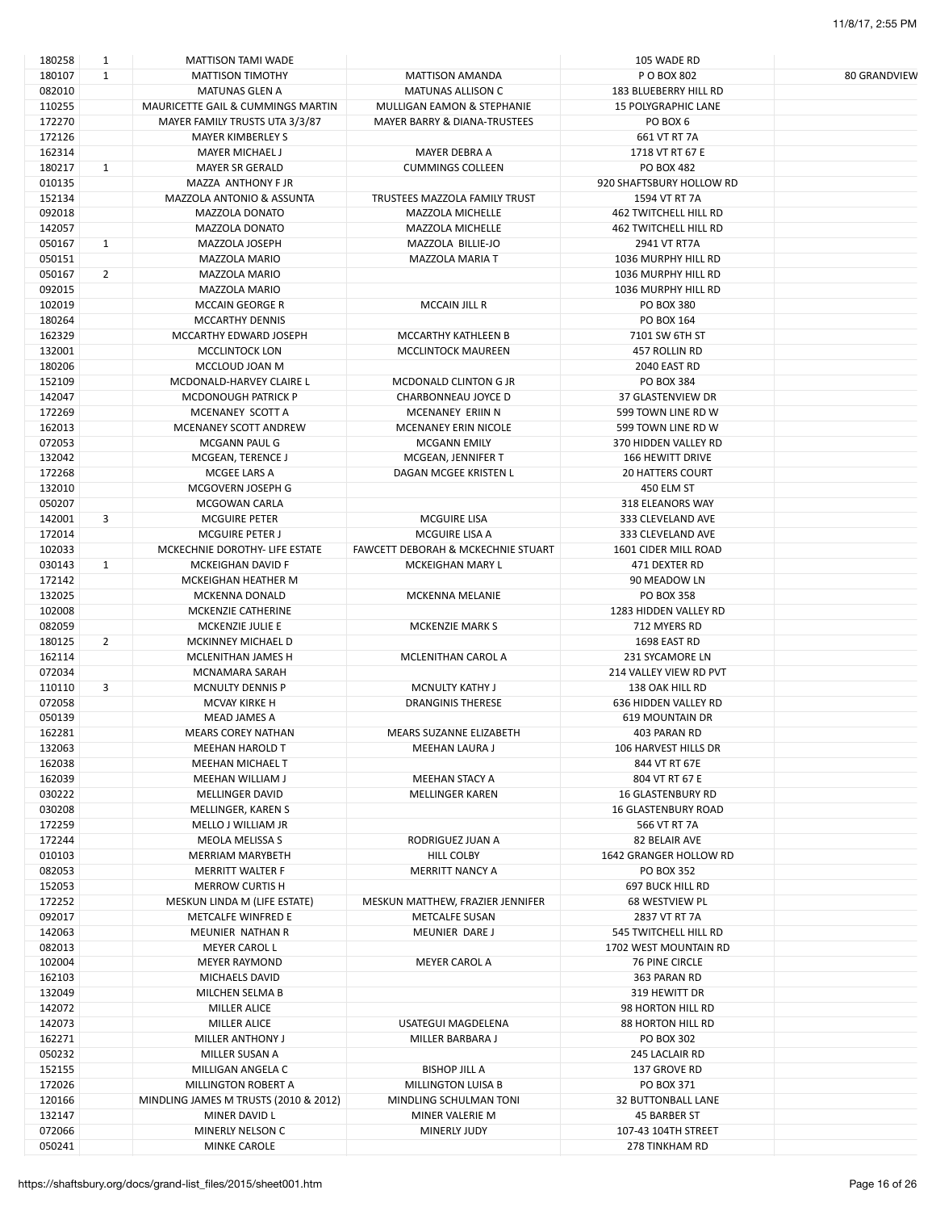| | | | | | |
|---|---|---|---|---|---|
| 180258 | 1 | MATTISON TAMI WADE | | 105 WADE RD | |
| 180107 | 1 | MATTISON TIMOTHY | MATTISON AMANDA | P O BOX 802 | 80 GRANDVIEW |
| 082010 | | MATUNAS GLEN A | MATUNAS ALLISON C | 183 BLUEBERRY HILL RD | |
| 110255 | | MAURICETTE GAIL & CUMMINGS MARTIN | MULLIGAN EAMON & STEPHANIE | 15 POLYGRAPHIC LANE | |
| 172270 | | MAYER FAMILY TRUSTS UTA 3/3/87 | MAYER BARRY & DIANA-TRUSTEES | PO BOX 6 | |
| 172126 | | MAYER KIMBERLEY S | | 661 VT RT 7A | |
| 162314 | | MAYER MICHAEL J | MAYER DEBRA A | 1718 VT RT 67 E | |
| 180217 | 1 | MAYER SR GERALD | CUMMINGS COLLEEN | PO BOX 482 | |
| 010135 | | MAZZA ANTHONY F JR | | 920 SHAFTSBURY HOLLOW RD | |
| 152134 | | MAZZOLA ANTONIO & ASSUNTA | TRUSTEES MAZZOLA FAMILY TRUST | 1594 VT RT 7A | |
| 092018 | | MAZZOLA DONATO | MAZZOLA MICHELLE | 462 TWITCHELL HILL RD | |
| 142057 | | MAZZOLA DONATO | MAZZOLA MICHELLE | 462 TWITCHELL HILL RD | |
| 050167 | 1 | MAZZOLA JOSEPH | MAZZOLA BILLIE-JO | 2941 VT RT7A | |
| 050151 | | MAZZOLA MARIO | MAZZOLA MARIA T | 1036 MURPHY HILL RD | |
| 050167 | 2 | MAZZOLA MARIO | | 1036 MURPHY HILL RD | |
| 092015 | | MAZZOLA MARIO | | 1036 MURPHY HILL RD | |
| 102019 | | MCCAIN GEORGE R | MCCAIN JILL R | PO BOX 380 | |
| 180264 | | MCCARTHY DENNIS | | PO BOX 164 | |
| 162329 | | MCCARTHY EDWARD JOSEPH | MCCARTHY KATHLEEN B | 7101 SW 6TH ST | |
| 132001 | | MCCLINTOCK LON | MCCLINTOCK MAUREEN | 457 ROLLIN RD | |
| 180206 | | MCCLOUD JOAN M | | 2040 EAST RD | |
| 152109 | | MCDONALD-HARVEY CLAIRE L | MCDONALD CLINTON G JR | PO BOX 384 | |
| 142047 | | MCDONOUGH PATRICK P | CHARBONNEAU JOYCE D | 37 GLASTENVIEW DR | |
| 172269 | | MCENANEY SCOTT A | MCENANEY ERIIN N | 599 TOWN LINE RD W | |
| 162013 | | MCENANEY SCOTT ANDREW | MCENANEY ERIN NICOLE | 599 TOWN LINE RD W | |
| 072053 | | MCGANN PAUL G | MCGANN EMILY | 370 HIDDEN VALLEY RD | |
| 132042 | | MCGEAN, TERENCE J | MCGEAN, JENNIFER T | 166 HEWITT DRIVE | |
| 172268 | | MCGEE LARS A | DAGAN MCGEE KRISTEN L | 20 HATTERS COURT | |
| 132010 | | MCGOVERN JOSEPH G | | 450 ELM ST | |
| 050207 | | MCGOWAN CARLA | | 318 ELEANORS WAY | |
| 142001 | 3 | MCGUIRE PETER | MCGUIRE LISA | 333 CLEVELAND AVE | |
| 172014 | | MCGUIRE PETER J | MCGUIRE LISA A | 333 CLEVELAND AVE | |
| 102033 | | MCKECHNIE DOROTHY- LIFE ESTATE | FAWCETT DEBORAH & MCKECHNIE STUART | 1601 CIDER MILL ROAD | |
| 030143 | 1 | MCKEIGHAN DAVID F | MCKEIGHAN MARY L | 471 DEXTER RD | |
| 172142 | | MCKEIGHAN HEATHER M | | 90 MEADOW LN | |
| 132025 | | MCKENNA DONALD | MCKENNA MELANIE | PO BOX 358 | |
| 102008 | | MCKENZIE CATHERINE | | 1283 HIDDEN VALLEY RD | |
| 082059 | | MCKENZIE JULIE E | MCKENZIE MARK S | 712 MYERS RD | |
| 180125 | 2 | MCKINNEY MICHAEL D | | 1698 EAST RD | |
| 162114 | | MCLENITHAN JAMES H | MCLENITHAN CAROL A | 231 SYCAMORE LN | |
| 072034 | | MCNAMARA SARAH | | 214 VALLEY VIEW RD PVT | |
| 110110 | 3 | MCNULTY DENNIS P | MCNULTY KATHY J | 138 OAK HILL RD | |
| 072058 | | MCVAY KIRKE H | DRANGINIS THERESE | 636 HIDDEN VALLEY RD | |
| 050139 | | MEAD JAMES A | | 619 MOUNTAIN DR | |
| 162281 | | MEARS COREY NATHAN | MEARS SUZANNE ELIZABETH | 403 PARAN RD | |
| 132063 | | MEEHAN HAROLD T | MEEHAN LAURA J | 106 HARVEST HILLS DR | |
| 162038 | | MEEHAN MICHAEL T | | 844 VT RT 67E | |
| 162039 | | MEEHAN WILLIAM J | MEEHAN STACY A | 804 VT RT 67 E | |
| 030222 | | MELLINGER DAVID | MELLINGER KAREN | 16 GLASTENBURY RD | |
| 030208 | | MELLINGER, KAREN S | | 16 GLASTENBURY ROAD | |
| 172259 | | MELLO J WILLIAM JR | | 566 VT RT 7A | |
| 172244 | | MEOLA MELISSA S | RODRIGUEZ JUAN A | 82 BELAIR AVE | |
| 010103 | | MERRIAM MARYBETH | HILL COLBY | 1642 GRANGER HOLLOW RD | |
| 082053 | | MERRITT WALTER F | MERRITT NANCY A | PO BOX 352 | |
| 152053 | | MERROW CURTIS H | | 697 BUCK HILL RD | |
| 172252 | | MESKUN LINDA M (LIFE ESTATE) | MESKUN MATTHEW, FRAZIER JENNIFER | 68 WESTVIEW PL | |
| 092017 | | METCALFE WINFRED E | METCALFE SUSAN | 2837 VT RT 7A | |
| 142063 | | MEUNIER NATHAN R | MEUNIER DARE J | 545 TWITCHELL HILL RD | |
| 082013 | | MEYER CAROL L | | 1702 WEST MOUNTAIN RD | |
| 102004 | | MEYER RAYMOND | MEYER CAROL A | 76 PINE CIRCLE | |
| 162103 | | MICHAELS DAVID | | 363 PARAN RD | |
| 132049 | | MILCHEN SELMA B | | 319 HEWITT DR | |
| 142072 | | MILLER ALICE | | 98 HORTON HILL RD | |
| 142073 | | MILLER ALICE | USATEGUI MAGDELENA | 88 HORTON HILL RD | |
| 162271 | | MILLER ANTHONY J | MILLER BARBARA J | PO BOX 302 | |
| 050232 | | MILLER SUSAN A | | 245 LACLAIR RD | |
| 152155 | | MILLIGAN ANGELA C | BISHOP JILL A | 137 GROVE RD | |
| 172026 | | MILLINGTON ROBERT A | MILLINGTON LUISA B | PO BOX 371 | |
| 120166 | | MINDLING JAMES M TRUSTS (2010 & 2012) | MINDLING SCHULMAN TONI | 32 BUTTONBALL LANE | |
| 132147 | | MINER DAVID L | MINER VALERIE M | 45 BARBER ST | |
| 072066 | | MINERLY NELSON C | MINERLY JUDY | 107-43 104TH STREET | |
| 050241 | | MINKE CAROLE | | 278 TINKHAM RD | |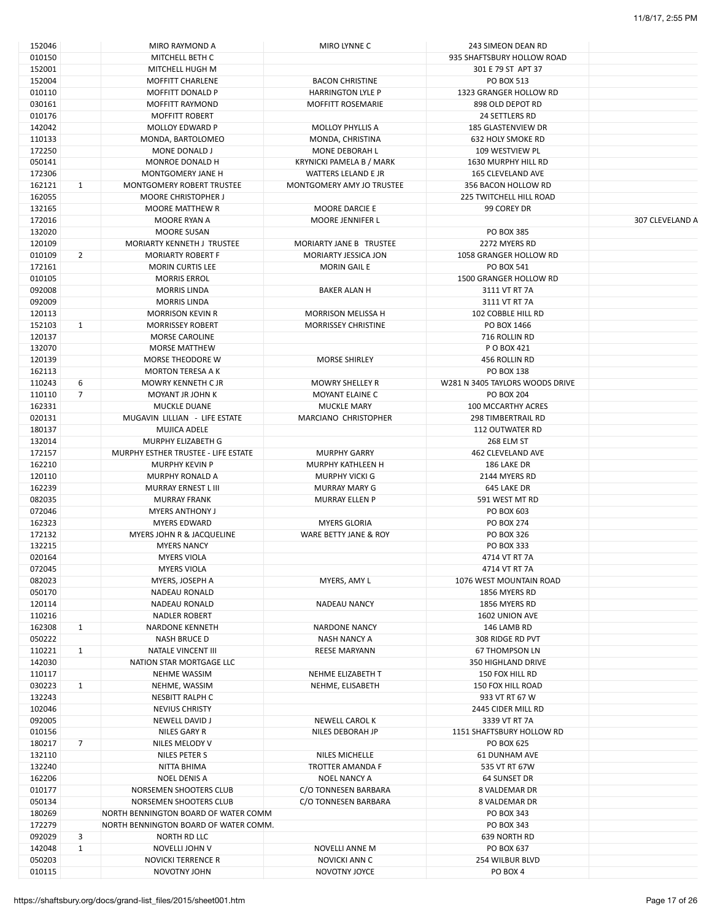| | | | | | |
|---|---|---|---|---|---|
| 152046 | | MIRO RAYMOND A | MIRO LYNNE C | 243 SIMEON DEAN RD | |
| 010150 | | MITCHELL BETH C | | 935 SHAFTSBURY HOLLOW ROAD | |
| 152001 | | MITCHELL HUGH M | | 301 E 79 ST APT 37 | |
| 152004 | | MOFFITT CHARLENE | BACON CHRISTINE | PO BOX 513 | |
| 010110 | | MOFFITT DONALD P | HARRINGTON LYLE P | 1323 GRANGER HOLLOW RD | |
| 030161 | | MOFFITT RAYMOND | MOFFITT ROSEMARIE | 898 OLD DEPOT RD | |
| 010176 | | MOFFITT ROBERT | | 24 SETTLERS RD | |
| 142042 | | MOLLOY EDWARD P | MOLLOY PHYLLIS A | 185 GLASTENVIEW DR | |
| 110133 | | MONDA, BARTOLOMEO | MONDA, CHRISTINA | 632 HOLY SMOKE RD | |
| 172250 | | MONE DONALD J | MONE DEBORAH L | 109 WESTVIEW PL | |
| 050141 | | MONROE DONALD H | KRYNICKI PAMELA B / MARK | 1630 MURPHY HILL RD | |
| 172306 | | MONTGOMERY JANE H | WATTERS LELAND E JR | 165 CLEVELAND AVE | |
| 162121 | 1 | MONTGOMERY ROBERT TRUSTEE | MONTGOMERY AMY JO TRUSTEE | 356 BACON HOLLOW RD | |
| 162055 | | MOORE CHRISTOPHER J | | 225 TWITCHELL HILL ROAD | |
| 132165 | | MOORE MATTHEW R | MOORE DARCIE E | 99 COREY DR | |
| 172016 | | MOORE RYAN A | MOORE JENNIFER L | | 307 CLEVELAND A |
| 132020 | | MOORE SUSAN | | PO BOX 385 | |
| 120109 | | MORIARTY KENNETH J TRUSTEE | MORIARTY JANE B TRUSTEE | 2272 MYERS RD | |
| 010109 | 2 | MORIARTY ROBERT F | MORIARTY JESSICA JON | 1058 GRANGER HOLLOW RD | |
| 172161 | | MORIN CURTIS LEE | MORIN GAIL E | PO BOX 541 | |
| 010105 | | MORRIS ERROL | | 1500 GRANGER HOLLOW RD | |
| 092008 | | MORRIS LINDA | BAKER ALAN H | 3111 VT RT 7A | |
| 092009 | | MORRIS LINDA | | 3111 VT RT 7A | |
| 120113 | | MORRISON KEVIN R | MORRISON MELISSA H | 102 COBBLE HILL RD | |
| 152103 | 1 | MORRISSEY ROBERT | MORRISSEY CHRISTINE | PO BOX 1466 | |
| 120137 | | MORSE CAROLINE | | 716 ROLLIN RD | |
| 132070 | | MORSE MATTHEW | | P O BOX 421 | |
| 120139 | | MORSE THEODORE W | MORSE SHIRLEY | 456 ROLLIN RD | |
| 162113 | | MORTON TERESA A K | | PO BOX 138 | |
| 110243 | 6 | MOWRY KENNETH C JR | MOWRY SHELLEY R | W281 N 3405 TAYLORS WOODS DRIVE | |
| 110110 | 7 | MOYANT JR JOHN K | MOYANT ELAINE C | PO BOX 204 | |
| 162331 | | MUCKLE DUANE | MUCKLE MARY | 100 MCCARTHY ACRES | |
| 020131 | | MUGAVIN LILLIAN - LIFE ESTATE | MARCIANO CHRISTOPHER | 298 TIMBERTRAIL RD | |
| 180137 | | MUJICA ADELE | | 112 OUTWATER RD | |
| 132014 | | MURPHY ELIZABETH G | | 268 ELM ST | |
| 172157 | | MURPHY ESTHER TRUSTEE - LIFE ESTATE | MURPHY GARRY | 462 CLEVELAND AVE | |
| 162210 | | MURPHY KEVIN P | MURPHY KATHLEEN H | 186 LAKE DR | |
| 120110 | | MURPHY RONALD A | MURPHY VICKI G | 2144 MYERS RD | |
| 162239 | | MURRAY ERNEST L III | MURRAY MARY G | 645 LAKE DR | |
| 082035 | | MURRAY FRANK | MURRAY ELLEN P | 591 WEST MT RD | |
| 072046 | | MYERS ANTHONY J | | PO BOX 603 | |
| 162323 | | MYERS EDWARD | MYERS GLORIA | PO BOX 274 | |
| 172132 | | MYERS JOHN R & JACQUELINE | WARE BETTY JANE & ROY | PO BOX 326 | |
| 132215 | | MYERS NANCY | | PO BOX 333 | |
| 020164 | | MYERS VIOLA | | 4714 VT RT 7A | |
| 072045 | | MYERS VIOLA | | 4714 VT RT 7A | |
| 082023 | | MYERS, JOSEPH A | MYERS, AMY L | 1076 WEST MOUNTAIN ROAD | |
| 050170 | | NADEAU RONALD | | 1856 MYERS RD | |
| 120114 | | NADEAU RONALD | NADEAU NANCY | 1856 MYERS RD | |
| 110216 | | NADLER ROBERT | | 1602 UNION AVE | |
| 162308 | 1 | NARDONE KENNETH | NARDONE NANCY | 146 LAMB RD | |
| 050222 | | NASH BRUCE D | NASH NANCY A | 308 RIDGE RD PVT | |
| 110221 | 1 | NATALE VINCENT III | REESE MARYANN | 67 THOMPSON LN | |
| 142030 | | NATION STAR MORTGAGE LLC | | 350 HIGHLAND DRIVE | |
| 110117 | | NEHME WASSIM | NEHME ELIZABETH T | 150 FOX HILL RD | |
| 030223 | 1 | NEHME, WASSIM | NEHME, ELISABETH | 150 FOX HILL ROAD | |
| 132243 | | NESBITT RALPH C | | 933 VT RT 67 W | |
| 102046 | | NEVIUS CHRISTY | | 2445 CIDER MILL RD | |
| 092005 | | NEWELL DAVID J | NEWELL CAROL K | 3339 VT RT 7A | |
| 010156 | | NILES GARY R | NILES DEBORAH JP | 1151 SHAFTSBURY HOLLOW RD | |
| 180217 | 7 | NILES MELODY V | | PO BOX 625 | |
| 132110 | | NILES PETER S | NILES MICHELLE | 61 DUNHAM AVE | |
| 132240 | | NITTA BHIMA | TROTTER AMANDA F | 535 VT RT 67W | |
| 162206 | | NOEL DENIS A | NOEL NANCY A | 64 SUNSET DR | |
| 010177 | | NORSEMEN SHOOTERS CLUB | C/O TONNESEN BARBARA | 8 VALDEMAR DR | |
| 050134 | | NORSEMEN SHOOTERS CLUB | C/O TONNESEN BARBARA | 8 VALDEMAR DR | |
| 180269 | | NORTH BENNINGTON BOARD OF WATER COMM | | PO BOX 343 | |
| 172279 | | NORTH BENNINGTON BOARD OF WATER COMM. | | PO BOX 343 | |
| 092029 | 3 | NORTH RD LLC | | 639 NORTH RD | |
| 142048 | 1 | NOVELLI JOHN V | NOVELLI ANNE M | PO BOX 637 | |
| 050203 | | NOVICKI TERRENCE R | NOVICKI ANN C | 254 WILBUR BLVD | |
| 010115 | | NOVOTNY JOHN | NOVOTNY JOYCE | PO BOX 4 | |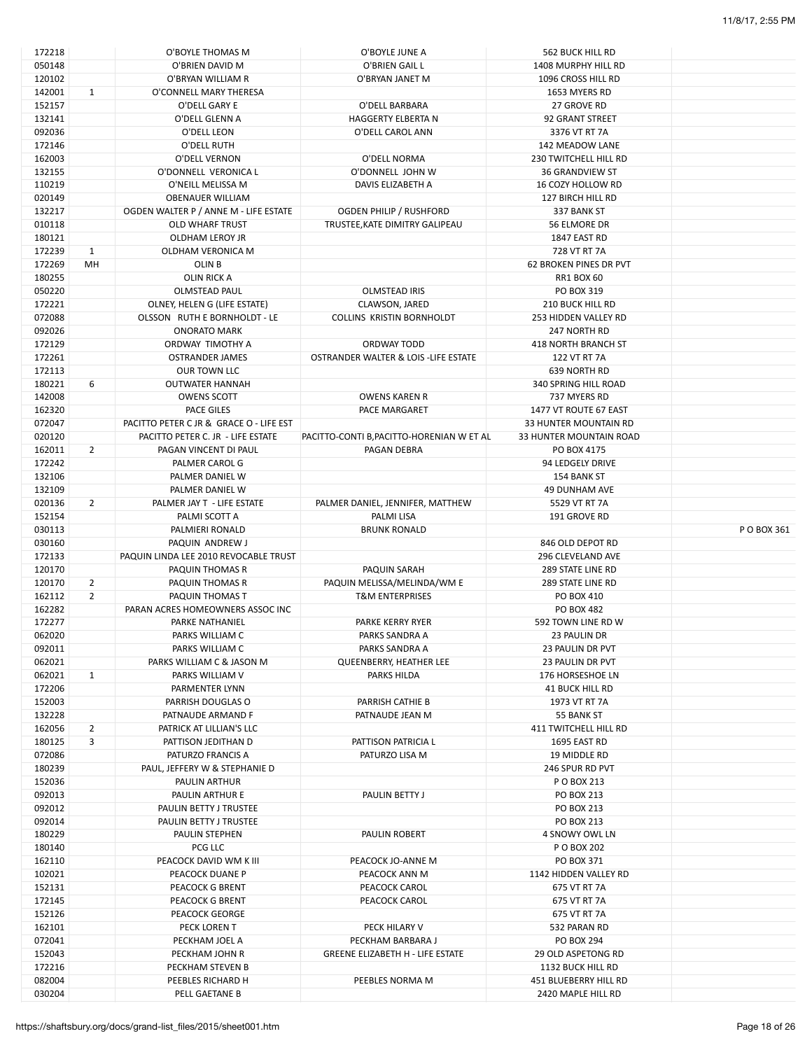| | | | | | |
|---|---|---|---|---|---|
| 172218 | | O'BOYLE THOMAS M | O'BOYLE JUNE A | 562 BUCK HILL RD | |
| 050148 | | O'BRIEN DAVID M | O'BRIEN GAIL L | 1408 MURPHY HILL RD | |
| 120102 | | O'BRYAN WILLIAM R | O'BRYAN JANET M | 1096 CROSS HILL RD | |
| 142001 | 1 | O'CONNELL MARY THERESA | | 1653 MYERS RD | |
| 152157 | | O'DELL GARY E | O'DELL BARBARA | 27 GROVE RD | |
| 132141 | | O'DELL GLENN A | HAGGERTY ELBERTA N | 92 GRANT STREET | |
| 092036 | | O'DELL LEON | O'DELL CAROL ANN | 3376 VT RT 7A | |
| 172146 | | O'DELL RUTH | | 142 MEADOW LANE | |
| 162003 | | O'DELL VERNON | O'DELL NORMA | 230 TWITCHELL HILL RD | |
| 132155 | | O'DONNELL VERONICA L | O'DONNELL JOHN W | 36 GRANDVIEW ST | |
| 110219 | | O'NEILL MELISSA M | DAVIS ELIZABETH A | 16 COZY HOLLOW RD | |
| 020149 | | OBENAUER WILLIAM | | 127 BIRCH HILL RD | |
| 132217 | | OGDEN WALTER P / ANNE M - LIFE ESTATE | OGDEN PHILIP / RUSHFORD | 337 BANK ST | |
| 010118 | | OLD WHARF TRUST | TRUSTEE,KATE DIMITRY GALIPEAU | 56 ELMORE DR | |
| 180121 | | OLDHAM LEROY JR | | 1847 EAST RD | |
| 172239 | 1 | OLDHAM VERONICA M | | 728 VT RT 7A | |
| 172269 | MH | OLIN B | | 62 BROKEN PINES DR PVT | |
| 180255 | | OLIN RICK A | | RR1 BOX 60 | |
| 050220 | | OLMSTEAD PAUL | OLMSTEAD IRIS | PO BOX 319 | |
| 172221 | | OLNEY, HELEN G (LIFE ESTATE) | CLAWSON, JARED | 210 BUCK HILL RD | |
| 072088 | | OLSSON RUTH E BORNHOLDT - LE | COLLINS KRISTIN BORNHOLDT | 253 HIDDEN VALLEY RD | |
| 092026 | | ONORATO MARK | | 247 NORTH RD | |
| 172129 | | ORDWAY TIMOTHY A | ORDWAY TODD | 418 NORTH BRANCH ST | |
| 172261 | | OSTRANDER JAMES | OSTRANDER WALTER & LOIS -LIFE ESTATE | 122 VT RT 7A | |
| 172113 | | OUR TOWN LLC | | 639 NORTH RD | |
| 180221 | 6 | OUTWATER HANNAH | | 340 SPRING HILL ROAD | |
| 142008 | | OWENS SCOTT | OWENS KAREN R | 737 MYERS RD | |
| 162320 | | PACE GILES | PACE MARGARET | 1477 VT ROUTE 67 EAST | |
| 072047 | | PACITTO PETER C JR & GRACE O - LIFE EST | | 33 HUNTER MOUNTAIN RD | |
| 020120 | | PACITTO PETER C. JR - LIFE ESTATE | PACITTO-CONTI B,PACITTO-HORENIAN W ET AL | 33 HUNTER MOUNTAIN ROAD | |
| 162011 | 2 | PAGAN VINCENT DI PAUL | PAGAN DEBRA | PO BOX 4175 | |
| 172242 | | PALMER CAROL G | | 94 LEDGELY DRIVE | |
| 132106 | | PALMER DANIEL W | | 154 BANK ST | |
| 132109 | | PALMER DANIEL W | | 49 DUNHAM AVE | |
| 020136 | 2 | PALMER JAY T - LIFE ESTATE | PALMER DANIEL, JENNIFER, MATTHEW | 5529 VT RT 7A | |
| 152154 | | PALMI SCOTT A | PALMI LISA | 191 GROVE RD | |
| 030113 | | PALMIERI RONALD | BRUNK RONALD | | P O BOX 361 |
| 030160 | | PAQUIN ANDREW J | | 846 OLD DEPOT RD | |
| 172133 | | PAQUIN LINDA LEE 2010 REVOCABLE TRUST | | 296 CLEVELAND AVE | |
| 120170 | | PAQUIN THOMAS R | PAQUIN SARAH | 289 STATE LINE RD | |
| 120170 | 2 | PAQUIN THOMAS R | PAQUIN MELISSA/MELINDA/WM E | 289 STATE LINE RD | |
| 162112 | 2 | PAQUIN THOMAS T | T&M ENTERPRISES | PO BOX 410 | |
| 162282 | | PARAN ACRES HOMEOWNERS ASSOC INC | | PO BOX 482 | |
| 172277 | | PARKE NATHANIEL | PARKE KERRY RYER | 592 TOWN LINE RD W | |
| 062020 | | PARKS WILLIAM C | PARKS SANDRA A | 23 PAULIN DR | |
| 092011 | | PARKS WILLIAM C | PARKS SANDRA A | 23 PAULIN DR PVT | |
| 062021 | | PARKS WILLIAM C & JASON M | QUEENBERRY, HEATHER LEE | 23 PAULIN DR PVT | |
| 062021 | 1 | PARKS WILLIAM V | PARKS HILDA | 176 HORSESHOE LN | |
| 172206 | | PARMENTER LYNN | | 41 BUCK HILL RD | |
| 152003 | | PARRISH DOUGLAS O | PARRISH CATHIE B | 1973 VT RT 7A | |
| 132228 | | PATNAUDE ARMAND F | PATNAUDE JEAN M | 55 BANK ST | |
| 162056 | 2 | PATRICK AT LILLIAN'S LLC | | 411 TWITCHELL HILL RD | |
| 180125 | 3 | PATTISON JEDITHAN D | PATTISON PATRICIA L | 1695 EAST RD | |
| 072086 | | PATURZO FRANCIS A | PATURZO LISA M | 19 MIDDLE RD | |
| 180239 | | PAUL, JEFFERY W & STEPHANIE D | | 246 SPUR RD PVT | |
| 152036 | | PAULIN ARTHUR | | P O BOX 213 | |
| 092013 | | PAULIN ARTHUR E | PAULIN BETTY J | PO BOX 213 | |
| 092012 | | PAULIN BETTY J TRUSTEE | | PO BOX 213 | |
| 092014 | | PAULIN BETTY J TRUSTEE | | PO BOX 213 | |
| 180229 | | PAULIN STEPHEN | PAULIN ROBERT | 4 SNOWY OWL LN | |
| 180140 | | PCG LLC | | P O BOX 202 | |
| 162110 | | PEACOCK DAVID WM K III | PEACOCK JO-ANNE M | PO BOX 371 | |
| 102021 | | PEACOCK DUANE P | PEACOCK ANN M | 1142 HIDDEN VALLEY RD | |
| 152131 | | PEACOCK G BRENT | PEACOCK CAROL | 675 VT RT 7A | |
| 172145 | | PEACOCK G BRENT | PEACOCK CAROL | 675 VT RT 7A | |
| 152126 | | PEACOCK GEORGE | | 675 VT RT 7A | |
| 162101 | | PECK LOREN T | PECK HILARY V | 532 PARAN RD | |
| 072041 | | PECKHAM JOEL A | PECKHAM BARBARA J | PO BOX 294 | |
| 152043 | | PECKHAM JOHN R | GREENE ELIZABETH H - LIFE ESTATE | 29 OLD ASPETONG RD | |
| 172216 | | PECKHAM STEVEN B | | 1132 BUCK HILL RD | |
| 082004 | | PEEBLES RICHARD H | PEEBLES NORMA M | 451 BLUEBERRY HILL RD | |
| 030204 | | PELL GAETANE B | | 2420 MAPLE HILL RD | |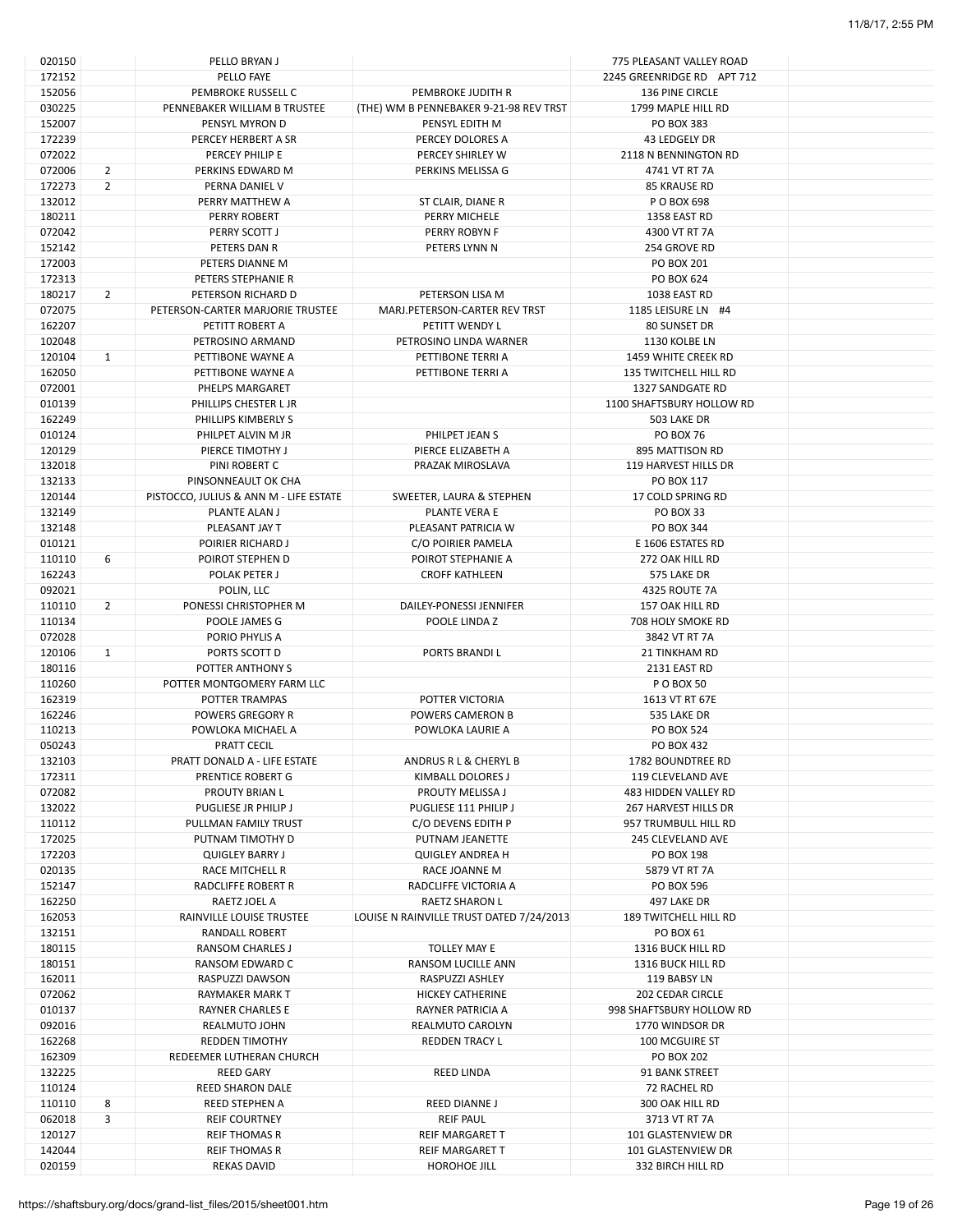| | | | | | |
|---|---|---|---|---|---|
| 020150 | | PELLO BRYAN J | | 775 PLEASANT VALLEY ROAD | |
| 172152 | | PELLO FAYE | | 2245 GREENRIDGE RD APT 712 | |
| 152056 | | PEMBROKE RUSSELL C | PEMBROKE JUDITH R | 136 PINE CIRCLE | |
| 030225 | | PENNEBAKER WILLIAM B TRUSTEE | (THE) WM B PENNEBAKER 9-21-98 REV TRST | 1799 MAPLE HILL RD | |
| 152007 | | PENSYL MYRON D | PENSYL EDITH M | PO BOX 383 | |
| 172239 | | PERCEY HERBERT A SR | PERCEY DOLORES A | 43 LEDGELY DR | |
| 072022 | | PERCEY PHILIP E | PERCEY SHIRLEY W | 2118 N BENNINGTON RD | |
| 072006 | 2 | PERKINS EDWARD M | PERKINS MELISSA G | 4741 VT RT 7A | |
| 172273 | 2 | PERNA DANIEL V | | 85 KRAUSE RD | |
| 132012 | | PERRY MATTHEW A | ST CLAIR, DIANE R | P O BOX 698 | |
| 180211 | | PERRY ROBERT | PERRY MICHELE | 1358 EAST RD | |
| 072042 | | PERRY SCOTT J | PERRY ROBYN F | 4300 VT RT 7A | |
| 152142 | | PETERS DAN R | PETERS LYNN N | 254 GROVE RD | |
| 172003 | | PETERS DIANNE M | | PO BOX 201 | |
| 172313 | | PETERS STEPHANIE R | | PO BOX 624 | |
| 180217 | 2 | PETERSON RICHARD D | PETERSON LISA M | 1038 EAST RD | |
| 072075 | | PETERSON-CARTER MARJORIE TRUSTEE | MARJ.PETERSON-CARTER REV TRST | 1185 LEISURE LN #4 | |
| 162207 | | PETITT ROBERT A | PETITT WENDY L | 80 SUNSET DR | |
| 102048 | | PETROSINO ARMAND | PETROSINO LINDA WARNER | 1130 KOLBE LN | |
| 120104 | 1 | PETTIBONE WAYNE A | PETTIBONE TERRI A | 1459 WHITE CREEK RD | |
| 162050 | | PETTIBONE WAYNE A | PETTIBONE TERRI A | 135 TWITCHELL HILL RD | |
| 072001 | | PHELPS MARGARET | | 1327 SANDGATE RD | |
| 010139 | | PHILLIPS CHESTER L JR | | 1100 SHAFTSBURY HOLLOW RD | |
| 162249 | | PHILLIPS KIMBERLY S | | 503 LAKE DR | |
| 010124 | | PHILPET ALVIN M JR | PHILPET JEAN S | PO BOX 76 | |
| 120129 | | PIERCE TIMOTHY J | PIERCE ELIZABETH A | 895 MATTISON RD | |
| 132018 | | PINI ROBERT C | PRAZAK MIROSLAVA | 119 HARVEST HILLS DR | |
| 132133 | | PINSONNEAULT OK CHA | | PO BOX 117 | |
| 120144 | | PISTOCCO, JULIUS & ANN M - LIFE ESTATE | SWEETER, LAURA & STEPHEN | 17 COLD SPRING RD | |
| 132149 | | PLANTE ALAN J | PLANTE VERA E | PO BOX 33 | |
| 132148 | | PLEASANT JAY T | PLEASANT PATRICIA W | PO BOX 344 | |
| 010121 | | POIRIER RICHARD J | C/O POIRIER PAMELA | E 1606 ESTATES RD | |
| 110110 | 6 | POIROT STEPHEN D | POIROT STEPHANIE A | 272 OAK HILL RD | |
| 162243 | | POLAK PETER J | CROFF KATHLEEN | 575 LAKE DR | |
| 092021 | | POLIN, LLC | | 4325 ROUTE 7A | |
| 110110 | 2 | PONESSI CHRISTOPHER M | DAILEY-PONESSI JENNIFER | 157 OAK HILL RD | |
| 110134 | | POOLE JAMES G | POOLE LINDA Z | 708 HOLY SMOKE RD | |
| 072028 | | PORIO PHYLIS A | | 3842 VT RT 7A | |
| 120106 | 1 | PORTS SCOTT D | PORTS BRANDI L | 21 TINKHAM RD | |
| 180116 | | POTTER ANTHONY S | | 2131 EAST RD | |
| 110260 | | POTTER MONTGOMERY FARM LLC | | P O BOX 50 | |
| 162319 | | POTTER TRAMPAS | POTTER VICTORIA | 1613 VT RT 67E | |
| 162246 | | POWERS GREGORY R | POWERS CAMERON B | 535 LAKE DR | |
| 110213 | | POWLOKA MICHAEL A | POWLOKA LAURIE A | PO BOX 524 | |
| 050243 | | PRATT CECIL | | PO BOX 432 | |
| 132103 | | PRATT DONALD A - LIFE ESTATE | ANDRUS R L & CHERYL B | 1782 BOUNDTREE RD | |
| 172311 | | PRENTICE ROBERT G | KIMBALL DOLORES J | 119 CLEVELAND AVE | |
| 072082 | | PROUTY BRIAN L | PROUTY MELISSA J | 483 HIDDEN VALLEY RD | |
| 132022 | | PUGLIESE JR PHILIP J | PUGLIESE 111 PHILIP J | 267 HARVEST HILLS DR | |
| 110112 | | PULLMAN FAMILY TRUST | C/O DEVENS EDITH P | 957 TRUMBULL HILL RD | |
| 172025 | | PUTNAM TIMOTHY D | PUTNAM JEANETTE | 245 CLEVELAND AVE | |
| 172203 | | QUIGLEY BARRY J | QUIGLEY ANDREA H | PO BOX 198 | |
| 020135 | | RACE MITCHELL R | RACE JOANNE M | 5879 VT RT 7A | |
| 152147 | | RADCLIFFE ROBERT R | RADCLIFFE VICTORIA A | PO BOX 596 | |
| 162250 | | RAETZ JOEL A | RAETZ SHARON L | 497 LAKE DR | |
| 162053 | | RAINVILLE LOUISE TRUSTEE | LOUISE N RAINVILLE TRUST DATED 7/24/2013 | 189 TWITCHELL HILL RD | |
| 132151 | | RANDALL ROBERT | | PO BOX 61 | |
| 180115 | | RANSOM CHARLES J | TOLLEY MAY E | 1316 BUCK HILL RD | |
| 180151 | | RANSOM EDWARD C | RANSOM LUCILLE ANN | 1316 BUCK HILL RD | |
| 162011 | | RASPUZZI DAWSON | RASPUZZI ASHLEY | 119 BABSY LN | |
| 072062 | | RAYMAKER MARK T | HICKEY CATHERINE | 202 CEDAR CIRCLE | |
| 010137 | | RAYNER CHARLES E | RAYNER PATRICIA A | 998 SHAFTSBURY HOLLOW RD | |
| 092016 | | REALMUTO JOHN | REALMUTO CAROLYN | 1770 WINDSOR DR | |
| 162268 | | REDDEN TIMOTHY | REDDEN TRACY L | 100 MCGUIRE ST | |
| 162309 | | REDEEMER LUTHERAN CHURCH | | PO BOX 202 | |
| 132225 | | REED GARY | REED LINDA | 91 BANK STREET | |
| 110124 | | REED SHARON DALE | | 72 RACHEL RD | |
| 110110 | 8 | REED STEPHEN A | REED DIANNE J | 300 OAK HILL RD | |
| 062018 | 3 | REIF COURTNEY | REIF PAUL | 3713 VT RT 7A | |
| 120127 | | REIF THOMAS R | REIF MARGARET T | 101 GLASTENVIEW DR | |
| 142044 | | REIF THOMAS R | REIF MARGARET T | 101 GLASTENVIEW DR | |
| 020159 | | REKAS DAVID | HOROHOE JILL | 332 BIRCH HILL RD | |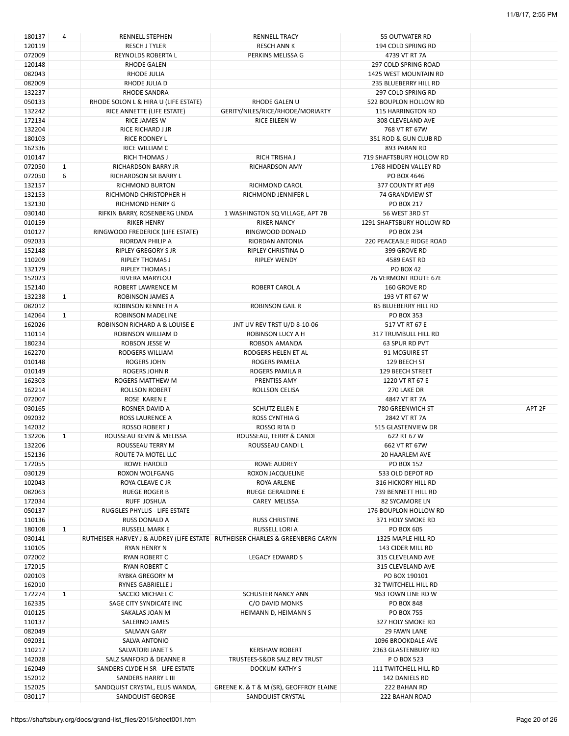| | | | | | |
|---|---|---|---|---|---|
| 180137 | 4 | RENNELL STEPHEN | RENNELL TRACY | 55 OUTWATER RD | |
| 120119 | | RESCH J TYLER | RESCH ANN K | 194 COLD SPRING RD | |
| 072009 | | REYNOLDS ROBERTA L | PERKINS MELISSA G | 4739 VT RT 7A | |
| 120148 | | RHODE GALEN | | 297 COLD SPRING ROAD | |
| 082043 | | RHODE JULIA | | 1425 WEST MOUNTAIN RD | |
| 082009 | | RHODE JULIA D | | 235 BLUEBERRY HILL RD | |
| 132237 | | RHODE SANDRA | | 297 COLD SPRING RD | |
| 050133 | | RHODE SOLON L & HIRA U (LIFE ESTATE) | RHODE GALEN U | 522 BOUPLON HOLLOW RD | |
| 132242 | | RICE ANNETTE (LIFE ESTATE) | GERITY/NILES/RICE/RHODE/MORIARTY | 115 HARRINGTON RD | |
| 172134 | | RICE JAMES W | RICE EILEEN W | 308 CLEVELAND AVE | |
| 132204 | | RICE RICHARD J JR | | 768 VT RT 67W | |
| 180103 | | RICE RODNEY L | | 351 ROD & GUN CLUB RD | |
| 162336 | | RICE WILLIAM C | | 893 PARAN RD | |
| 010147 | | RICH THOMAS J | RICH TRISHA J | 719 SHAFTSBURY HOLLOW RD | |
| 072050 | 1 | RICHARDSON BARRY JR | RICHARDSON AMY | 1768 HIDDEN VALLEY RD | |
| 072050 | 6 | RICHARDSON SR BARRY L | | PO BOX 4646 | |
| 132157 | | RICHMOND BURTON | RICHMOND CAROL | 377 COUNTY RT #69 | |
| 132153 | | RICHMOND CHRISTOPHER H | RICHMOND JENNIFER L | 74 GRANDVIEW ST | |
| 132130 | | RICHMOND HENRY G | | PO BOX 217 | |
| 030140 | | RIFKIN BARRY, ROSENBERG LINDA | 1 WASHINGTON SQ VILLAGE, APT 7B | 56 WEST 3RD ST | |
| 010159 | | RIKER HENRY | RIKER NANCY | 1291 SHAFTSBURY HOLLOW RD | |
| 010127 | | RINGWOOD FREDERICK (LIFE ESTATE) | RINGWOOD DONALD | PO BOX 234 | |
| 092033 | | RIORDAN PHILIP A | RIORDAN ANTONIA | 220 PEACEABLE RIDGE ROAD | |
| 152148 | | RIPLEY GREGORY S JR | RIPLEY CHRISTINA D | 399 GROVE RD | |
| 110209 | | RIPLEY THOMAS J | RIPLEY WENDY | 4589 EAST RD | |
| 132179 | | RIPLEY THOMAS J | | PO BOX 42 | |
| 152023 | | RIVERA MARYLOU | | 76 VERMONT ROUTE 67E | |
| 152140 | | ROBERT LAWRENCE M | ROBERT CAROL A | 160 GROVE RD | |
| 132238 | 1 | ROBINSON JAMES A | | 193 VT RT 67 W | |
| 082012 | | ROBINSON KENNETH A | ROBINSON GAIL R | 85 BLUEBERRY HILL RD | |
| 142064 | 1 | ROBINSON MADELINE | | PO BOX 353 | |
| 162026 | | ROBINSON RICHARD A & LOUISE E | JNT LIV REV TRST U/D 8-10-06 | 517 VT RT 67 E | |
| 110114 | | ROBINSON WILLIAM D | ROBINSON LUCY A H | 317 TRUMBULL HILL RD | |
| 180234 | | ROBSON JESSE W | ROBSON AMANDA | 63 SPUR RD PVT | |
| 162270 | | RODGERS WILLIAM | RODGERS HELEN ET AL | 91 MCGUIRE ST | |
| 010148 | | ROGERS JOHN | ROGERS PAMELA | 129 BEECH ST | |
| 010149 | | ROGERS JOHN R | ROGERS PAMILA R | 129 BEECH STREET | |
| 162303 | | ROGERS MATTHEW M | PRENTISS AMY | 1220 VT RT 67 E | |
| 162214 | | ROLLSON ROBERT | ROLLSON CELISA | 270 LAKE DR | |
| 072007 | | ROSE KAREN E | | 4847 VT RT 7A | |
| 030165 | | ROSNER DAVID A | SCHUTZ ELLEN E | 780 GREENWICH ST | APT 2F |
| 092032 | | ROSS LAURENCE A | ROSS CYNTHIA G | 2842 VT RT 7A | |
| 142032 | | ROSSO ROBERT J | ROSSO RITA D | 515 GLASTENVIEW DR | |
| 132206 | 1 | ROUSSEAU KEVIN & MELISSA | ROUSSEAU, TERRY & CANDI | 622 RT 67 W | |
| 132206 | | ROUSSEAU TERRY M | ROUSSEAU CANDI L | 662 VT RT 67W | |
| 152136 | | ROUTE 7A MOTEL LLC | | 20 HAARLEM AVE | |
| 172055 | | ROWE HAROLD | ROWE AUDREY | PO BOX 152 | |
| 030129 | | ROXON WOLFGANG | ROXON JACQUELINE | 533 OLD DEPOT RD | |
| 102043 | | ROYA CLEAVE C JR | ROYA ARLENE | 316 HICKORY HILL RD | |
| 082063 | | RUEGE ROGER B | RUEGE GERALDINE E | 739 BENNETT HILL RD | |
| 172034 | | RUFF JOSHUA | CAREY MELISSA | 82 SYCAMORE LN | |
| 050137 | | RUGGLES PHYLLIS - LIFE ESTATE | | 176 BOUPLON HOLLOW RD | |
| 110136 | | RUSS DONALD A | RUSS CHRISTINE | 371 HOLY SMOKE RD | |
| 180108 | 1 | RUSSELL MARK E | RUSSELL LORI A | PO BOX 605 | |
| 030141 | | RUTHEISER HARVEY J & AUDREY (LIFE ESTATE | RUTHEISER CHARLES & GREENBERG CARYN | 1325 MAPLE HILL RD | |
| 110105 | | RYAN HENRY N | | 143 CIDER MILL RD | |
| 072002 | | RYAN ROBERT C | LEGACY EDWARD S | 315 CLEVELAND AVE | |
| 172015 | | RYAN ROBERT C | | 315 CLEVELAND AVE | |
| 020103 | | RYBKA GREGORY M | | PO BOX 190101 | |
| 162010 | | RYNES GABRIELLE J | | 32 TWITCHELL HILL RD | |
| 172274 | 1 | SACCIO MICHAEL C | SCHUSTER NANCY ANN | 963 TOWN LINE RD W | |
| 162335 | | SAGE CITY SYNDICATE INC | C/O DAVID MONKS | PO BOX 848 | |
| 010125 | | SAKALAS JOAN M | HEIMANN D, HEIMANN S | PO BOX 755 | |
| 110137 | | SALERNO JAMES | | 327 HOLY SMOKE RD | |
| 082049 | | SALMAN GARY | | 29 FAWN LANE | |
| 092031 | | SALVA ANTONIO | | 1096 BROOKDALE AVE | |
| 110217 | | SALVATORI JANET S | KERSHAW ROBERT | 2363 GLASTENBURY RD | |
| 142028 | | SALZ SANFORD & DEANNE R | TRUSTEES-S&DR SALZ REV TRUST | P O BOX 523 | |
| 162049 | | SANDERS CLYDE H SR - LIFE ESTATE | DOCKUM KATHY S | 111 TWITCHELL HILL RD | |
| 152012 | | SANDERS HARRY L III | | 142 DANIELS RD | |
| 152025 | | SANDQUIST CRYSTAL, ELLIS WANDA, | GREENE K. & T & M (SR), GEOFFROY ELAINE | 222 BAHAN RD | |
| 030117 | | SANDQUIST GEORGE | SANDQUIST CRYSTAL | 222 BAHAN ROAD | |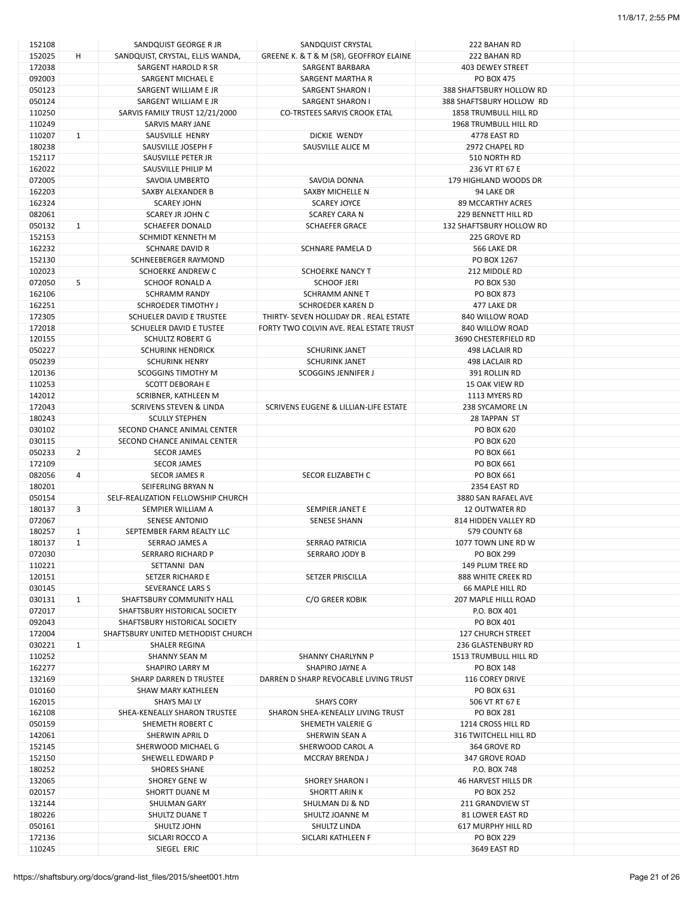| | | | | | |
|---|---|---|---|---|---|
| 152108 | | SANDQUIST GEORGE R JR | SANDQUIST CRYSTAL | 222 BAHAN RD | |
| 152025 | H | SANDQUIST, CRYSTAL, ELLIS WANDA, | GREENE K. & T & M (SR), GEOFFROY ELAINE | 222 BAHAN RD | |
| 172038 | | SARGENT HAROLD R SR | SARGENT BARBARA | 403 DEWEY STREET | |
| 092003 | | SARGENT MICHAEL E | SARGENT MARTHA R | PO BOX 475 | |
| 050123 | | SARGENT WILLIAM E JR | SARGENT SHARON I | 388 SHAFTSBURY HOLLOW RD | |
| 050124 | | SARGENT WILLIAM E JR | SARGENT SHARON I | 388 SHAFTSBURY HOLLOW RD | |
| 110250 | | SARVIS FAMILY TRUST 12/21/2000 | CO-TRSTEES SARVIS CROOK ETAL | 1858 TRUMBULL HILL RD | |
| 110249 | | SARVIS MARY JANE | | 1968 TRUMBULL HILL RD | |
| 110207 | 1 | SAUSVILLE HENRY | DICKIE WENDY | 4778 EAST RD | |
| 180238 | | SAUSVILLE JOSEPH F | SAUSVILLE ALICE M | 2972 CHAPEL RD | |
| 152117 | | SAUSVILLE PETER JR | | 510 NORTH RD | |
| 162022 | | SAUSVILLE PHILIP M | | 236 VT RT 67 E | |
| 072005 | | SAVOIA UMBERTO | SAVOIA DONNA | 179 HIGHLAND WOODS DR | |
| 162203 | | SAXBY ALEXANDER B | SAXBY MICHELLE N | 94 LAKE DR | |
| 162324 | | SCAREY JOHN | SCAREY JOYCE | 89 MCCARTHY ACRES | |
| 082061 | | SCAREY JR JOHN C | SCAREY CARA N | 229 BENNETT HILL RD | |
| 050132 | 1 | SCHAEFER DONALD | SCHAEFER GRACE | 132 SHAFTSBURY HOLLOW RD | |
| 152153 | | SCHMIDT KENNETH M | | 225 GROVE RD | |
| 162232 | | SCHNARE DAVID R | SCHNARE PAMELA D | 566 LAKE DR | |
| 152130 | | SCHNEEBERGER RAYMOND | | PO BOX 1267 | |
| 102023 | | SCHOERKE ANDREW C | SCHOERKE NANCY T | 212 MIDDLE RD | |
| 072050 | 5 | SCHOOF RONALD A | SCHOOF JERI | PO BOX 530 | |
| 162106 | | SCHRAMM RANDY | SCHRAMM ANNE T | PO BOX 873 | |
| 162251 | | SCHROEDER TIMOTHY J | SCHROEDER KAREN D | 477 LAKE DR | |
| 172305 | | SCHUELER DAVID E TRUSTEE | THIRTY- SEVEN HOLLIDAY DR . REAL ESTATE | 840 WILLOW ROAD | |
| 172018 | | SCHUELER DAVID E TUSTEE | FORTY TWO COLVIN AVE. REAL ESTATE TRUST | 840 WILLOW ROAD | |
| 120155 | | SCHULTZ ROBERT G | | 3690 CHESTERFIELD RD | |
| 050227 | | SCHURINK HENDRICK | SCHURINK JANET | 498 LACLAIR RD | |
| 050239 | | SCHURINK HENRY | SCHURINK JANET | 498 LACLAIR RD | |
| 120136 | | SCOGGINS TIMOTHY M | SCOGGINS JENNIFER J | 391 ROLLIN RD | |
| 110253 | | SCOTT DEBORAH E | | 15 OAK VIEW RD | |
| 142012 | | SCRIBNER, KATHLEEN M | | 1113 MYERS RD | |
| 172043 | | SCRIVENS STEVEN & LINDA | SCRIVENS EUGENE & LILLIAN-LIFE ESTATE | 238 SYCAMORE LN | |
| 180243 | | SCULLY STEPHEN | | 28 TAPPAN ST | |
| 030102 | | SECOND CHANCE ANIMAL CENTER | | PO BOX 620 | |
| 030115 | | SECOND CHANCE ANIMAL CENTER | | PO BOX 620 | |
| 050233 | 2 | SECOR JAMES | | PO BOX 661 | |
| 172109 | | SECOR JAMES | | PO BOX 661 | |
| 082056 | 4 | SECOR JAMES R | SECOR ELIZABETH C | PO BOX 661 | |
| 180201 | | SEIFERLING BRYAN N | | 2354 EAST RD | |
| 050154 | | SELF-REALIZATION FELLOWSHIP CHURCH | | 3880 SAN RAFAEL AVE | |
| 180137 | 3 | SEMPIER WILLIAM A | SEMPIER JANET E | 12 OUTWATER RD | |
| 072067 | | SENESE ANTONIO | SENESE SHANN | 814 HIDDEN VALLEY RD | |
| 180257 | 1 | SEPTEMBER FARM REALTY LLC | | 579 COUNTY 68 | |
| 180137 | 1 | SERRAO JAMES A | SERRAO PATRICIA | 1077 TOWN LINE RD W | |
| 072030 | | SERRARO RICHARD P | SERRARO JODY B | PO BOX 299 | |
| 110221 | | SETTANNI DAN | | 149 PLUM TREE RD | |
| 120151 | | SETZER RICHARD E | SETZER PRISCILLA | 888 WHITE CREEK RD | |
| 030145 | | SEVERANCE LARS S | | 66 MAPLE HILL RD | |
| 030131 | 1 | SHAFTSBURY COMMUNITY HALL | C/O GREER KOBIK | 207 MAPLE HILLL ROAD | |
| 072017 | | SHAFTSBURY HISTORICAL SOCIETY | | P.O. BOX 401 | |
| 092043 | | SHAFTSBURY HISTORICAL SOCIETY | | PO BOX 401 | |
| 172004 | | SHAFTSBURY UNITED METHODIST CHURCH | | 127 CHURCH STREET | |
| 030221 | 1 | SHALER REGINA | | 236 GLASTENBURY RD | |
| 110252 | | SHANNY SEAN M | SHANNY CHARLYNN P | 1513 TRUMBULL HILL RD | |
| 162277 | | SHAPIRO LARRY M | SHAPIRO JAYNE A | PO BOX 148 | |
| 132169 | | SHARP DARREN D TRUSTEE | DARREN D SHARP REVOCABLE LIVING TRUST | 116 COREY DRIVE | |
| 010160 | | SHAW MARY KATHLEEN | | PO BOX 631 | |
| 162015 | | SHAYS MAI LY | SHAYS CORY | 506 VT RT 67 E | |
| 162108 | | SHEA-KENEALLY SHARON TRUSTEE | SHARON SHEA-KENEALLY LIVING TRUST | PO BOX 281 | |
| 050159 | | SHEMETH ROBERT C | SHEMETH VALERIE G | 1214 CROSS HILL RD | |
| 142061 | | SHERWIN APRIL D | SHERWIN SEAN A | 316 TWITCHELL HILL RD | |
| 152145 | | SHERWOOD MICHAEL G | SHERWOOD CAROL A | 364 GROVE RD | |
| 152150 | | SHEWELL EDWARD P | MCCRAY BRENDA J | 347 GROVE ROAD | |
| 180252 | | SHORES SHANE | | P.O. BOX 748 | |
| 132065 | | SHOREY GENE W | SHOREY SHARON I | 46 HARVEST HILLS DR | |
| 020157 | | SHORTT DUANE M | SHORTT ARIN K | PO BOX 252 | |
| 132144 | | SHULMAN GARY | SHULMAN DJ & ND | 211 GRANDVIEW ST | |
| 180226 | | SHULTZ DUANE T | SHULTZ JOANNE M | 81 LOWER EAST RD | |
| 050161 | | SHULTZ JOHN | SHULTZ LINDA | 617 MURPHY HILL RD | |
| 172136 | | SICLARI ROCCO A | SICLARI KATHLEEN F | PO BOX 229 | |
| 110245 | | SIEGEL ERIC | | 3649 EAST RD | |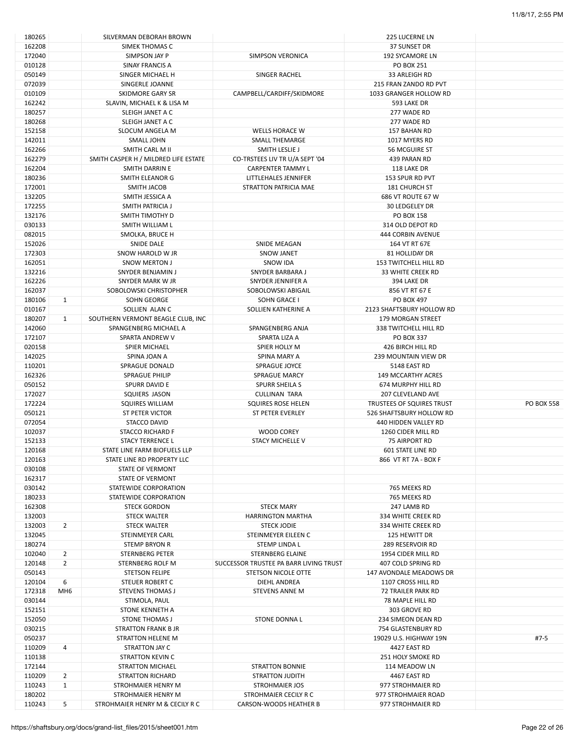| | | | | | |
|---|---|---|---|---|---|
| 180265 | | SILVERMAN DEBORAH BROWN | | 225 LUCERNE LN | |
| 162208 | | SIMEK THOMAS C | | 37 SUNSET DR | |
| 172040 | | SIMPSON JAY P | SIMPSON VERONICA | 192 SYCAMORE LN | |
| 010128 | | SINAY FRANCIS A | | PO BOX 251 | |
| 050149 | | SINGER MICHAEL H | SINGER RACHEL | 33 ARLEIGH RD | |
| 072039 | | SINGERLE JOANNE | | 215 FRAN ZANDO RD PVT | |
| 010109 | | SKIDMORE GARY SR | CAMPBELL/CARDIFF/SKIDMORE | 1033 GRANGER HOLLOW RD | |
| 162242 | | SLAVIN, MICHAEL K & LISA M | | 593 LAKE DR | |
| 180257 | | SLEIGH JANET A C | | 277 WADE RD | |
| 180268 | | SLEIGH JANET A C | | 277 WADE RD | |
| 152158 | | SLOCUM ANGELA M | WELLS HORACE W | 157 BAHAN RD | |
| 142011 | | SMALL JOHN | SMALL THEMARGE | 1017 MYERS RD | |
| 162266 | | SMITH CARL M II | SMITH LESLIE J | 56 MCGUIRE ST | |
| 162279 | | SMITH CASPER H / MILDRED LIFE ESTATE | CO-TRSTEES LIV TR U/A SEPT '04 | 439 PARAN RD | |
| 162204 | | SMITH DARRIN E | CARPENTER TAMMY L | 118 LAKE DR | |
| 180236 | | SMITH ELEANOR G | LITTLEHALES JENNIFER | 153 SPUR RD PVT | |
| 172001 | | SMITH JACOB | STRATTON PATRICIA MAE | 181 CHURCH ST | |
| 132205 | | SMITH JESSICA A | | 686 VT ROUTE 67 W | |
| 172255 | | SMITH PATRICIA J | | 30 LEDGELEY DR | |
| 132176 | | SMITH TIMOTHY D | | PO BOX 158 | |
| 030133 | | SMITH WILLIAM L | | 314 OLD DEPOT RD | |
| 082015 | | SMOLKA, BRUCE H | | 444 CORBIN AVENUE | |
| 152026 | | SNIDE DALE | SNIDE MEAGAN | 164 VT RT 67E | |
| 172303 | | SNOW HAROLD W JR | SNOW JANET | 81 HOLLIDAY DR | |
| 162051 | | SNOW MERTON J | SNOW IDA | 153 TWITCHELL HILL RD | |
| 132216 | | SNYDER BENJAMIN J | SNYDER BARBARA J | 33 WHITE CREEK RD | |
| 162226 | | SNYDER MARK W JR | SNYDER JENNIFER A | 394 LAKE DR | |
| 162037 | | SOBOLOWSKI CHRISTOPHER | SOBOLOWSKI ABIGAIL | 856 VT RT 67 E | |
| 180106 | 1 | SOHN GEORGE | SOHN GRACE I | PO BOX 497 | |
| 010167 | | SOLLIEN ALAN C | SOLLIEN KATHERINE A | 2123 SHAFTSBURY HOLLOW RD | |
| 180207 | 1 | SOUTHERN VERMONT BEAGLE CLUB, INC | | 179 MORGAN STREET | |
| 142060 | | SPANGENBERG MICHAEL A | SPANGENBERG ANJA | 338 TWITCHELL HILL RD | |
| 172107 | | SPARTA ANDREW V | SPARTA LIZA A | PO BOX 337 | |
| 020158 | | SPIER MICHAEL | SPIER HOLLY M | 426 BIRCH HILL RD | |
| 142025 | | SPINA JOAN A | SPINA MARY A | 239 MOUNTAIN VIEW DR | |
| 110201 | | SPRAGUE DONALD | SPRAGUE JOYCE | 5148 EAST RD | |
| 162326 | | SPRAGUE PHILIP | SPRAGUE MARCY | 149 MCCARTHY ACRES | |
| 050152 | | SPURR DAVID E | SPURR SHEILA S | 674 MURPHY HILL RD | |
| 172027 | | SQUIERS JASON | CULLINAN TARA | 207 CLEVELAND AVE | |
| 172224 | | SQUIRES WILLIAM | SQUIRES ROSE HELEN | TRUSTEES OF SQUIRES TRUST | PO BOX 558 |
| 050121 | | ST PETER VICTOR | ST PETER EVERLEY | 526 SHAFTSBURY HOLLOW RD | |
| 072054 | | STACCO DAVID | | 440 HIDDEN VALLEY RD | |
| 102037 | | STACCO RICHARD F | WOOD COREY | 1260 CIDER MILL RD | |
| 152133 | | STACY TERRENCE L | STACY MICHELLE V | 75 AIRPORT RD | |
| 120168 | | STATE LINE FARM BIOFUELS LLP | | 601 STATE LINE RD | |
| 120163 | | STATE LINE RD PROPERTY LLC | | 866 VT RT 7A - BOX F | |
| 030108 | | STATE OF VERMONT | | | |
| 162317 | | STATE OF VERMONT | | | |
| 030142 | | STATEWIDE CORPORATION | | 765 MEEKS RD | |
| 180233 | | STATEWIDE CORPORATION | | 765 MEEKS RD | |
| 162308 | | STECK GORDON | STECK MARY | 247 LAMB RD | |
| 132003 | | STECK WALTER | HARRINGTON MARTHA | 334 WHITE CREEK RD | |
| 132003 | 2 | STECK WALTER | STECK JODIE | 334 WHITE CREEK RD | |
| 132045 | | STEINMEYER CARL | STEINMEYER EILEEN C | 125 HEWITT DR | |
| 180274 | | STEMP BRYON R | STEMP LINDA L | 289 RESERVOIR RD | |
| 102040 | 2 | STERNBERG PETER | STERNBERG ELAINE | 1954 CIDER MILL RD | |
| 120148 | 2 | STERNBERG ROLF M | SUCCESSOR TRUSTEE PA BARR LIVING TRUST | 407 COLD SPRING RD | |
| 050143 | | STETSON FELIPE | STETSON NICOLE OTTE | 147 AVONDALE MEADOWS DR | |
| 120104 | 6 | STEUER ROBERT C | DIEHL ANDREA | 1107 CROSS HILL RD | |
| 172318 | MH6 | STEVENS THOMAS J | STEVENS ANNE M | 72 TRAILER PARK RD | |
| 030144 | | STIMOLA, PAUL | | 78 MAPLE HILL RD | |
| 152151 | | STONE KENNETH A | | 303 GROVE RD | |
| 152050 | | STONE THOMAS J | STONE DONNA L | 234 SIMEON DEAN RD | |
| 030215 | | STRATTON FRANK B JR | | 754 GLASTENBURY RD | |
| 050237 | | STRATTON HELENE M | | 19029 U.S. HIGHWAY 19N | #7-5 |
| 110209 | 4 | STRATTON JAY C | | 4427 EAST RD | |
| 110138 | | STRATTON KEVIN C | | 251 HOLY SMOKE RD | |
| 172144 | | STRATTON MICHAEL | STRATTON BONNIE | 114 MEADOW LN | |
| 110209 | 2 | STRATTON RICHARD | STRATTON JUDITH | 4467 EAST RD | |
| 110243 | 1 | STROHMAIER HENRY M | STROHMAIER JOS | 977 STROHMAIER RD | |
| 180202 | | STROHMAIER HENRY M | STROHMAIER CECILY R C | 977 STROHMAIER ROAD | |
| 110243 | 5 | STROHMAIER HENRY M & CECILY R C | CARSON-WOODS HEATHER B | 977 STROHMAIER RD | |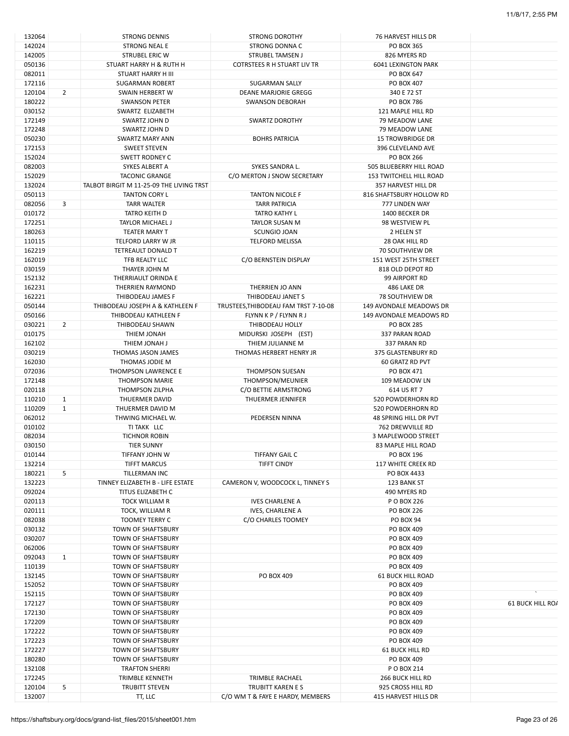| | | | | | |
|---|---|---|---|---|---|
| 132064 | | STRONG DENNIS | STRONG DOROTHY | 76 HARVEST HILLS DR | |
| 142024 | | STRONG NEAL E | STRONG DONNA C | PO BOX 365 | |
| 142005 | | STRUBEL ERIC W | STRUBEL TAMSEN J | 826 MYERS RD | |
| 050136 | | STUART HARRY H & RUTH H | COTRSTEES R H STUART LIV TR | 6041 LEXINGTON PARK | |
| 082011 | | STUART HARRY H III | | PO BOX 647 | |
| 172116 | | SUGARMAN ROBERT | SUGARMAN SALLY | PO BOX 407 | |
| 120104 | 2 | SWAIN HERBERT W | DEANE MARJORIE GREGG | 340 E 72 ST | |
| 180222 | | SWANSON PETER | SWANSON DEBORAH | PO BOX 786 | |
| 030152 | | SWARTZ ELIZABETH | | 121 MAPLE HILL RD | |
| 172149 | | SWARTZ JOHN D | SWARTZ DOROTHY | 79 MEADOW LANE | |
| 172248 | | SWARTZ JOHN D | | 79 MEADOW LANE | |
| 050230 | | SWARTZ MARY ANN | BOHRS PATRICIA | 15 TROWBRIDGE DR | |
| 172153 | | SWEET STEVEN | | 396 CLEVELAND AVE | |
| 152024 | | SWETT RODNEY C | | PO BOX 266 | |
| 082003 | | SYKES ALBERT A | SYKES SANDRA L. | 505 BLUEBERRY HILL ROAD | |
| 152029 | | TACONIC GRANGE | C/O MERTON J SNOW SECRETARY | 153 TWITCHELL HILL ROAD | |
| 132024 | | TALBOT BIRGIT M 11-25-09 THE LIVING TRST | | 357 HARVEST HILL DR | |
| 050113 | | TANTON CORY L | TANTON NICOLE F | 816 SHAFTSBURY HOLLOW RD | |
| 082056 | 3 | TARR WALTER | TARR PATRICIA | 777 LINDEN WAY | |
| 010172 | | TATRO KEITH D | TATRO KATHY L | 1400 BECKER DR | |
| 172251 | | TAYLOR MICHAEL J | TAYLOR SUSAN M | 98 WESTVIEW PL | |
| 180263 | | TEATER MARY T | SCUNGIO JOAN | 2 HELEN ST | |
| 110115 | | TELFORD LARRY W JR | TELFORD MELISSA | 28 OAK HILL RD | |
| 162219 | | TETREAULT DONALD T | | 70 SOUTHVIEW DR | |
| 162019 | | TFB REALTY LLC | C/O BERNSTEIN DISPLAY | 151 WEST 25TH STREET | |
| 030159 | | THAYER JOHN M | | 818 OLD DEPOT RD | |
| 152132 | | THERRIAULT ORINDA E | | 99 AIRPORT RD | |
| 162231 | | THERRIEN RAYMOND | THERRIEN JO ANN | 486 LAKE DR | |
| 162221 | | THIBODEAU JAMES F | THIBODEAU JANET S | 78 SOUTHVIEW DR | |
| 050144 | | THIBODEAU JOSEPH A & KATHLEEN F | TRUSTEES,THIBODEAU FAM TRST 7-10-08 | 149 AVONDALE MEADOWS DR | |
| 050166 | | THIBODEAU KATHLEEN F | FLYNN K P / FLYNN R J | 149 AVONDALE MEADOWS RD | |
| 030221 | 2 | THIBODEAU SHAWN | THIBODEAU HOLLY | PO BOX 285 | |
| 010175 | | THIEM JONAH | MIDURSKI JOSEPH (EST) | 337 PARAN ROAD | |
| 162102 | | THIEM JONAH J | THIEM JULIANNE M | 337 PARAN RD | |
| 030219 | | THOMAS JASON JAMES | THOMAS HERBERT HENRY JR | 375 GLASTENBURY RD | |
| 162030 | | THOMAS JODIE M | | 60 GRATZ RD PVT | |
| 072036 | | THOMPSON LAWRENCE E | THOMPSON SUESAN | PO BOX 471 | |
| 172148 | | THOMPSON MARIE | THOMPSON/MEUNIER | 109 MEADOW LN | |
| 020118 | | THOMPSON ZILPHA | C/O BETTIE ARMSTRONG | 614 US RT 7 | |
| 110210 | 1 | THUERMER DAVID | THUERMER JENNIFER | 520 POWDERHORN RD | |
| 110209 | 1 | THUERMER DAVID M | | 520 POWDERHORN RD | |
| 062012 | | THWING MICHAEL W. | PEDERSEN NINNA | 48 SPRING HILL DR PVT | |
| 010102 | | TI TAKK LLC | | 762 DREWVILLE RD | |
| 082034 | | TICHNOR ROBIN | | 3 MAPLEWOOD STREET | |
| 030150 | | TIER SUNNY | | 83 MAPLE HILL ROAD | |
| 010144 | | TIFFANY JOHN W | TIFFANY GAIL C | PO BOX 196 | |
| 132214 | | TIFFT MARCUS | TIFFT CINDY | 117 WHITE CREEK RD | |
| 180221 | 5 | TILLERMAN INC | | PO BOX 4433 | |
| 132223 | | TINNEY ELIZABETH B - LIFE ESTATE | CAMERON V, WOODCOCK L, TINNEY S | 123 BANK ST | |
| 092024 | | TITUS ELIZABETH C | | 490 MYERS RD | |
| 020113 | | TOCK WILLIAM R | IVES CHARLENE A | P O BOX 226 | |
| 020111 | | TOCK, WILLIAM R | IVES, CHARLENE A | PO BOX 226 | |
| 082038 | | TOOMEY TERRY C | C/O CHARLES TOOMEY | PO BOX 94 | |
| 030132 | | TOWN OF SHAFTSBURY | | PO BOX 409 | |
| 030207 | | TOWN OF SHAFTSBURY | | PO BOX 409 | |
| 062006 | | TOWN OF SHAFTSBURY | | PO BOX 409 | |
| 092043 | 1 | TOWN OF SHAFTSBURY | | PO BOX 409 | |
| 110139 | | TOWN OF SHAFTSBURY | | PO BOX 409 | |
| 132145 | | TOWN OF SHAFTSBURY | PO BOX 409 | 61 BUCK HILL ROAD | |
| 152052 | | TOWN OF SHAFTSBURY | | PO BOX 409 | |
| 152115 | | TOWN OF SHAFTSBURY | | PO BOX 409 | ` |
| 172127 | | TOWN OF SHAFTSBURY | | PO BOX 409 | 61 BUCK HILL ROA |
| 172130 | | TOWN OF SHAFTSBURY | | PO BOX 409 | |
| 172209 | | TOWN OF SHAFTSBURY | | PO BOX 409 | |
| 172222 | | TOWN OF SHAFTSBURY | | PO BOX 409 | |
| 172223 | | TOWN OF SHAFTSBURY | | PO BOX 409 | |
| 172227 | | TOWN OF SHAFTSBURY | | 61 BUCK HILL RD | |
| 180280 | | TOWN OF SHAFTSBURY | | PO BOX 409 | |
| 132108 | | TRAFTON SHERRI | | P O BOX 214 | |
| 172245 | | TRIMBLE KENNETH | TRIMBLE RACHAEL | 266 BUCK HILL RD | |
| 120104 | 5 | TRUBITT STEVEN | TRUBITT KAREN E S | 925 CROSS HILL RD | |
| 132007 | | TT, LLC | C/O WM T & FAYE E HARDY, MEMBERS | 415 HARVEST HILLS DR | |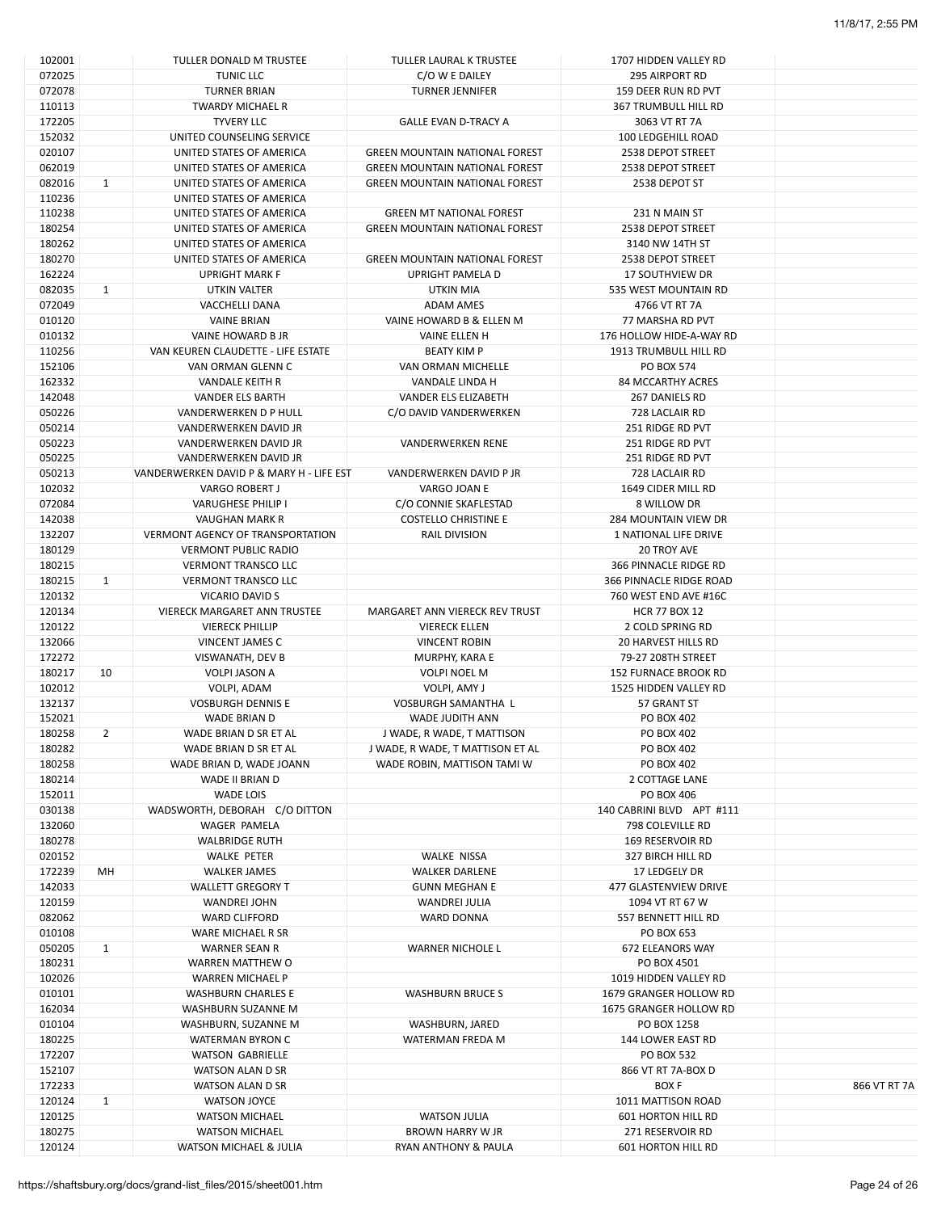| | | | | | |
|---|---|---|---|---|---|
| 102001 | | TULLER DONALD M TRUSTEE | TULLER LAURAL K TRUSTEE | 1707 HIDDEN VALLEY RD | |
| 072025 | | TUNIC LLC | C/O W E DAILEY | 295 AIRPORT RD | |
| 072078 | | TURNER BRIAN | TURNER JENNIFER | 159 DEER RUN RD PVT | |
| 110113 | | TWARDY MICHAEL R | | 367 TRUMBULL HILL RD | |
| 172205 | | TYVERY LLC | GALLE EVAN D-TRACY A | 3063 VT RT 7A | |
| 152032 | | UNITED COUNSELING SERVICE | | 100 LEDGEHILL ROAD | |
| 020107 | | UNITED STATES OF AMERICA | GREEN MOUNTAIN NATIONAL FOREST | 2538 DEPOT STREET | |
| 062019 | | UNITED STATES OF AMERICA | GREEN MOUNTAIN NATIONAL FOREST | 2538 DEPOT STREET | |
| 082016 | 1 | UNITED STATES OF AMERICA | GREEN MOUNTAIN NATIONAL FOREST | 2538 DEPOT ST | |
| 110236 | | UNITED STATES OF AMERICA | | | |
| 110238 | | UNITED STATES OF AMERICA | GREEN MT NATIONAL FOREST | 231 N MAIN ST | |
| 180254 | | UNITED STATES OF AMERICA | GREEN MOUNTAIN NATIONAL FOREST | 2538 DEPOT STREET | |
| 180262 | | UNITED STATES OF AMERICA | | 3140 NW 14TH ST | |
| 180270 | | UNITED STATES OF AMERICA | GREEN MOUNTAIN NATIONAL FOREST | 2538 DEPOT STREET | |
| 162224 | | UPRIGHT MARK F | UPRIGHT PAMELA D | 17 SOUTHVIEW DR | |
| 082035 | 1 | UTKIN VALTER | UTKIN MIA | 535 WEST MOUNTAIN RD | |
| 072049 | | VACCHELLI DANA | ADAM AMES | 4766 VT RT 7A | |
| 010120 | | VAINE BRIAN | VAINE HOWARD B & ELLEN M | 77 MARSHA RD PVT | |
| 010132 | | VAINE HOWARD B JR | VAINE ELLEN H | 176 HOLLOW HIDE-A-WAY RD | |
| 110256 | | VAN KEUREN CLAUDETTE - LIFE ESTATE | BEATY KIM P | 1913 TRUMBULL HILL RD | |
| 152106 | | VAN ORMAN GLENN C | VAN ORMAN MICHELLE | PO BOX 574 | |
| 162332 | | VANDALE KEITH R | VANDALE LINDA H | 84 MCCARTHY ACRES | |
| 142048 | | VANDER ELS BARTH | VANDER ELS ELIZABETH | 267 DANIELS RD | |
| 050226 | | VANDERWERKEN D P HULL | C/O DAVID VANDERWERKEN | 728 LACLAIR RD | |
| 050214 | | VANDERWERKEN DAVID JR | | 251 RIDGE RD PVT | |
| 050223 | | VANDERWERKEN DAVID JR | VANDERWERKEN RENE | 251 RIDGE RD PVT | |
| 050225 | | VANDERWERKEN DAVID JR | | 251 RIDGE RD PVT | |
| 050213 | | VANDERWERKEN DAVID P & MARY H - LIFE EST | VANDERWERKEN DAVID P JR | 728 LACLAIR RD | |
| 102032 | | VARGO ROBERT J | VARGO JOAN E | 1649 CIDER MILL RD | |
| 072084 | | VARUGHESE PHILIP I | C/O CONNIE SKAFLESTAD | 8 WILLOW DR | |
| 142038 | | VAUGHAN MARK R | COSTELLO CHRISTINE E | 284 MOUNTAIN VIEW DR | |
| 132207 | | VERMONT AGENCY OF TRANSPORTATION | RAIL DIVISION | 1 NATIONAL LIFE DRIVE | |
| 180129 | | VERMONT PUBLIC RADIO | | 20 TROY AVE | |
| 180215 | | VERMONT TRANSCO LLC | | 366 PINNACLE RIDGE RD | |
| 180215 | 1 | VERMONT TRANSCO LLC | | 366 PINNACLE RIDGE ROAD | |
| 120132 | | VICARIO DAVID S | | 760 WEST END AVE #16C | |
| 120134 | | VIERECK MARGARET ANN TRUSTEE | MARGARET ANN VIERECK REV TRUST | HCR 77 BOX 12 | |
| 120122 | | VIERECK PHILLIP | VIERECK ELLEN | 2 COLD SPRING RD | |
| 132066 | | VINCENT JAMES C | VINCENT ROBIN | 20 HARVEST HILLS RD | |
| 172272 | | VISWANATH, DEV B | MURPHY, KARA E | 79-27 208TH STREET | |
| 180217 | 10 | VOLPI JASON A | VOLPI NOEL M | 152 FURNACE BROOK RD | |
| 102012 | | VOLPI, ADAM | VOLPI, AMY J | 1525 HIDDEN VALLEY RD | |
| 132137 | | VOSBURGH DENNIS E | VOSBURGH SAMANTHA L | 57 GRANT ST | |
| 152021 | | WADE BRIAN D | WADE JUDITH ANN | PO BOX 402 | |
| 180258 | 2 | WADE BRIAN D SR ET AL | J WADE, R WADE, T MATTISON | PO BOX 402 | |
| 180282 | | WADE BRIAN D SR ET AL | J WADE, R WADE, T MATTISON ET AL | PO BOX 402 | |
| 180258 | | WADE BRIAN D, WADE JOANN | WADE ROBIN, MATTISON TAMI W | PO BOX 402 | |
| 180214 | | WADE II BRIAN D | | 2 COTTAGE LANE | |
| 152011 | | WADE LOIS | | PO BOX 406 | |
| 030138 | | WADSWORTH, DEBORAH C/O DITTON | | 140 CABRINI BLVD APT #111 | |
| 132060 | | WAGER PAMELA | | 798 COLEVILLE RD | |
| 180278 | | WALBRIDGE RUTH | | 169 RESERVOIR RD | |
| 020152 | | WALKE PETER | WALKE NISSA | 327 BIRCH HILL RD | |
| 172239 | MH | WALKER JAMES | WALKER DARLENE | 17 LEDGELY DR | |
| 142033 | | WALLETT GREGORY T | GUNN MEGHAN E | 477 GLASTENVIEW DRIVE | |
| 120159 | | WANDREI JOHN | WANDREI JULIA | 1094 VT RT 67 W | |
| 082062 | | WARD CLIFFORD | WARD DONNA | 557 BENNETT HILL RD | |
| 010108 | | WARE MICHAEL R SR | | PO BOX 653 | |
| 050205 | 1 | WARNER SEAN R | WARNER NICHOLE L | 672 ELEANORS WAY | |
| 180231 | | WARREN MATTHEW O | | PO BOX 4501 | |
| 102026 | | WARREN MICHAEL P | | 1019 HIDDEN VALLEY RD | |
| 010101 | | WASHBURN CHARLES E | WASHBURN BRUCE S | 1679 GRANGER HOLLOW RD | |
| 162034 | | WASHBURN SUZANNE M | | 1675 GRANGER HOLLOW RD | |
| 010104 | | WASHBURN, SUZANNE M | WASHBURN, JARED | PO BOX 1258 | |
| 180225 | | WATERMAN BYRON C | WATERMAN FREDA M | 144 LOWER EAST RD | |
| 172207 | | WATSON GABRIELLE | | PO BOX 532 | |
| 152107 | | WATSON ALAN D SR | | 866 VT RT 7A-BOX D | |
| 172233 | | WATSON ALAN D SR | | BOX F | 866 VT RT 7A |
| 120124 | 1 | WATSON JOYCE | | 1011 MATTISON ROAD | |
| 120125 | | WATSON MICHAEL | WATSON JULIA | 601 HORTON HILL RD | |
| 180275 | | WATSON MICHAEL | BROWN HARRY W JR | 271 RESERVOIR RD | |
| 120124 | | WATSON MICHAEL & JULIA | RYAN ANTHONY & PAULA | 601 HORTON HILL RD | |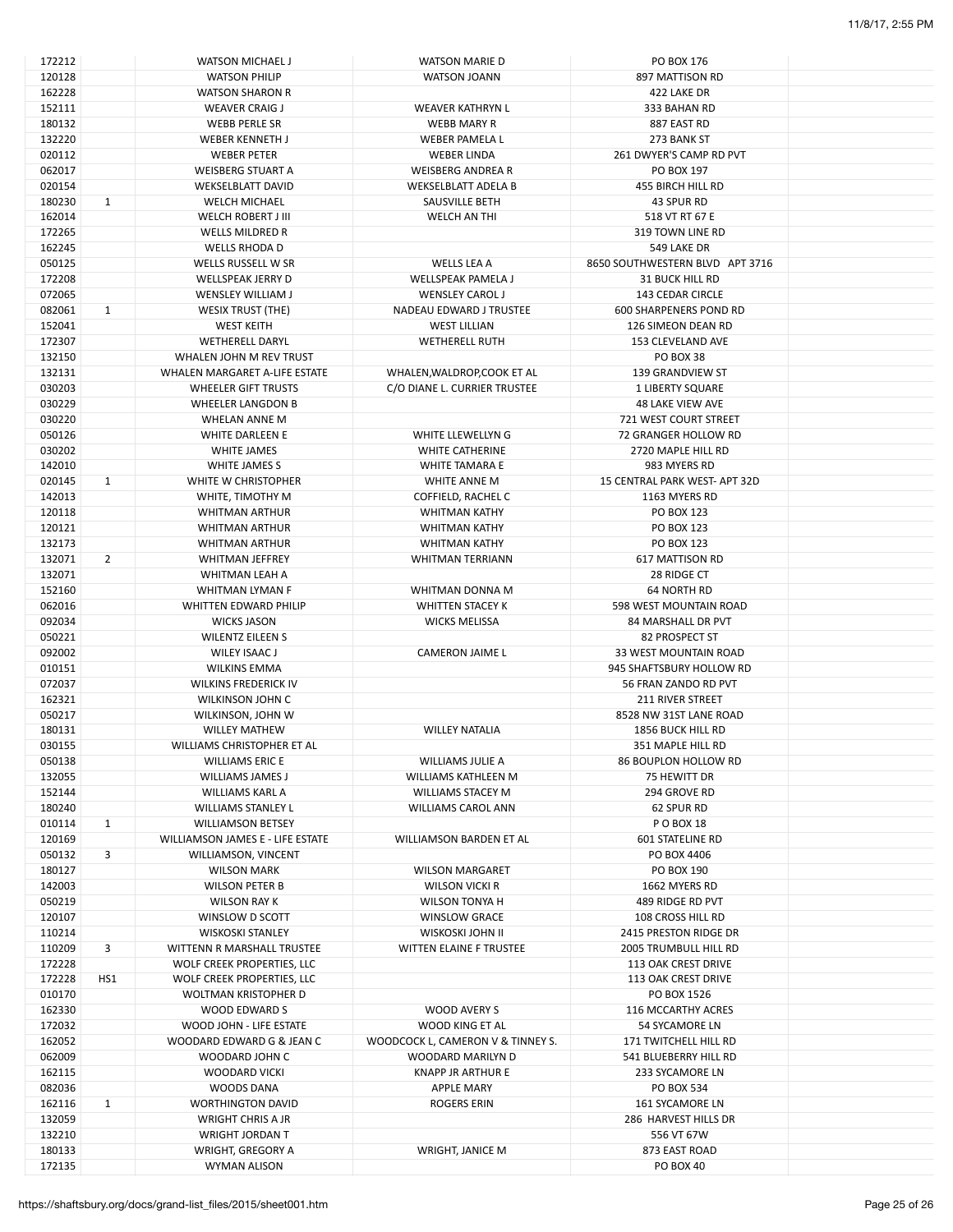| | | | | | |
|---|---|---|---|---|---|
| 172212 | | WATSON MICHAEL J | WATSON MARIE D | PO BOX 176 | |
| 120128 | | WATSON PHILIP | WATSON JOANN | 897 MATTISON RD | |
| 162228 | | WATSON SHARON R | | 422 LAKE DR | |
| 152111 | | WEAVER CRAIG J | WEAVER KATHRYN L | 333 BAHAN RD | |
| 180132 | | WEBB PERLE SR | WEBB MARY R | 887 EAST RD | |
| 132220 | | WEBER KENNETH J | WEBER PAMELA L | 273 BANK ST | |
| 020112 | | WEBER PETER | WEBER LINDA | 261 DWYER'S CAMP RD PVT | |
| 062017 | | WEISBERG STUART A | WEISBERG ANDREA R | PO BOX 197 | |
| 020154 | | WEKSELBLATT DAVID | WEKSELBLATT ADELA B | 455 BIRCH HILL RD | |
| 180230 | 1 | WELCH MICHAEL | SAUSVILLE BETH | 43 SPUR RD | |
| 162014 | | WELCH ROBERT J III | WELCH AN THI | 518 VT RT 67 E | |
| 172265 | | WELLS MILDRED R | | 319 TOWN LINE RD | |
| 162245 | | WELLS RHODA D | | 549 LAKE DR | |
| 050125 | | WELLS RUSSELL W SR | WELLS LEA A | 8650 SOUTHWESTERN BLVD APT 3716 | |
| 172208 | | WELLSPEAK JERRY D | WELLSPEAK PAMELA J | 31 BUCK HILL RD | |
| 072065 | | WENSLEY WILLIAM J | WENSLEY CAROL J | 143 CEDAR CIRCLE | |
| 082061 | 1 | WESIX TRUST (THE) | NADEAU EDWARD J TRUSTEE | 600 SHARPENERS POND RD | |
| 152041 | | WEST KEITH | WEST LILLIAN | 126 SIMEON DEAN RD | |
| 172307 | | WETHERELL DARYL | WETHERELL RUTH | 153 CLEVELAND AVE | |
| 132150 | | WHALEN JOHN M REV TRUST | | PO BOX 38 | |
| 132131 | | WHALEN MARGARET A-LIFE ESTATE | WHALEN,WALDROP,COOK ET AL | 139 GRANDVIEW ST | |
| 030203 | | WHEELER GIFT TRUSTS | C/O DIANE L. CURRIER TRUSTEE | 1 LIBERTY SQUARE | |
| 030229 | | WHEELER LANGDON B | | 48 LAKE VIEW AVE | |
| 030220 | | WHELAN ANNE M | | 721 WEST COURT STREET | |
| 050126 | | WHITE DARLEEN E | WHITE LLEWELLYN G | 72 GRANGER HOLLOW RD | |
| 030202 | | WHITE JAMES | WHITE CATHERINE | 2720 MAPLE HILL RD | |
| 142010 | | WHITE JAMES S | WHITE TAMARA E | 983 MYERS RD | |
| 020145 | 1 | WHITE W CHRISTOPHER | WHITE ANNE M | 15 CENTRAL PARK WEST- APT 32D | |
| 142013 | | WHITE, TIMOTHY M | COFFIELD, RACHEL C | 1163 MYERS RD | |
| 120118 | | WHITMAN ARTHUR | WHITMAN KATHY | PO BOX 123 | |
| 120121 | | WHITMAN ARTHUR | WHITMAN KATHY | PO BOX 123 | |
| 132173 | | WHITMAN ARTHUR | WHITMAN KATHY | PO BOX 123 | |
| 132071 | 2 | WHITMAN JEFFREY | WHITMAN TERRIANN | 617 MATTISON RD | |
| 132071 | | WHITMAN LEAH A | | 28 RIDGE CT | |
| 152160 | | WHITMAN LYMAN F | WHITMAN DONNA M | 64 NORTH RD | |
| 062016 | | WHITTEN EDWARD PHILIP | WHITTEN STACEY K | 598 WEST MOUNTAIN ROAD | |
| 092034 | | WICKS JASON | WICKS MELISSA | 84 MARSHALL DR PVT | |
| 050221 | | WILENTZ EILEEN S | | 82 PROSPECT ST | |
| 092002 | | WILEY ISAAC J | CAMERON JAIME L | 33 WEST MOUNTAIN ROAD | |
| 010151 | | WILKINS EMMA | | 945 SHAFTSBURY HOLLOW RD | |
| 072037 | | WILKINS FREDERICK IV | | 56 FRAN ZANDO RD PVT | |
| 162321 | | WILKINSON JOHN C | | 211 RIVER STREET | |
| 050217 | | WILKINSON, JOHN W | | 8528 NW 31ST LANE ROAD | |
| 180131 | | WILLEY MATHEW | WILLEY NATALIA | 1856 BUCK HILL RD | |
| 030155 | | WILLIAMS CHRISTOPHER ET AL | | 351 MAPLE HILL RD | |
| 050138 | | WILLIAMS ERIC E | WILLIAMS JULIE A | 86 BOUPLON HOLLOW RD | |
| 132055 | | WILLIAMS JAMES J | WILLIAMS KATHLEEN M | 75 HEWITT DR | |
| 152144 | | WILLIAMS KARL A | WILLIAMS STACEY M | 294 GROVE RD | |
| 180240 | | WILLIAMS STANLEY L | WILLIAMS CAROL ANN | 62 SPUR RD | |
| 010114 | 1 | WILLIAMSON BETSEY | | P O BOX 18 | |
| 120169 | | WILLIAMSON JAMES E - LIFE ESTATE | WILLIAMSON BARDEN ET AL | 601 STATELINE RD | |
| 050132 | 3 | WILLIAMSON, VINCENT | | PO BOX 4406 | |
| 180127 | | WILSON MARK | WILSON MARGARET | PO BOX 190 | |
| 142003 | | WILSON PETER B | WILSON VICKI R | 1662 MYERS RD | |
| 050219 | | WILSON RAY K | WILSON TONYA H | 489 RIDGE RD PVT | |
| 120107 | | WINSLOW D SCOTT | WINSLOW GRACE | 108 CROSS HILL RD | |
| 110214 | | WISKOSKI STANLEY | WISKOSKI JOHN II | 2415 PRESTON RIDGE DR | |
| 110209 | 3 | WITTENN R MARSHALL TRUSTEE | WITTEN ELAINE F TRUSTEE | 2005 TRUMBULL HILL RD | |
| 172228 | | WOLF CREEK PROPERTIES, LLC | | 113 OAK CREST DRIVE | |
| 172228 | HS1 | WOLF CREEK PROPERTIES, LLC | | 113 OAK CREST DRIVE | |
| 010170 | | WOLTMAN KRISTOPHER D | | PO BOX 1526 | |
| 162330 | | WOOD EDWARD S | WOOD AVERY S | 116 MCCARTHY ACRES | |
| 172032 | | WOOD JOHN - LIFE ESTATE | WOOD KING ET AL | 54 SYCAMORE LN | |
| 162052 | | WOODARD EDWARD G & JEAN C | WOODCOCK L, CAMERON V & TINNEY S. | 171 TWITCHELL HILL RD | |
| 062009 | | WOODARD JOHN C | WOODARD MARILYN D | 541 BLUEBERRY HILL RD | |
| 162115 | | WOODARD VICKI | KNAPP JR ARTHUR E | 233 SYCAMORE LN | |
| 082036 | | WOODS DANA | APPLE MARY | PO BOX 534 | |
| 162116 | 1 | WORTHINGTON DAVID | ROGERS ERIN | 161 SYCAMORE LN | |
| 132059 | | WRIGHT CHRIS A JR | | 286 HARVEST HILLS DR | |
| 132210 | | WRIGHT JORDAN T | | 556 VT 67W | |
| 180133 | | WRIGHT, GREGORY A | WRIGHT, JANICE M | 873 EAST ROAD | |
| 172135 | | WYMAN ALISON | | PO BOX 40 | |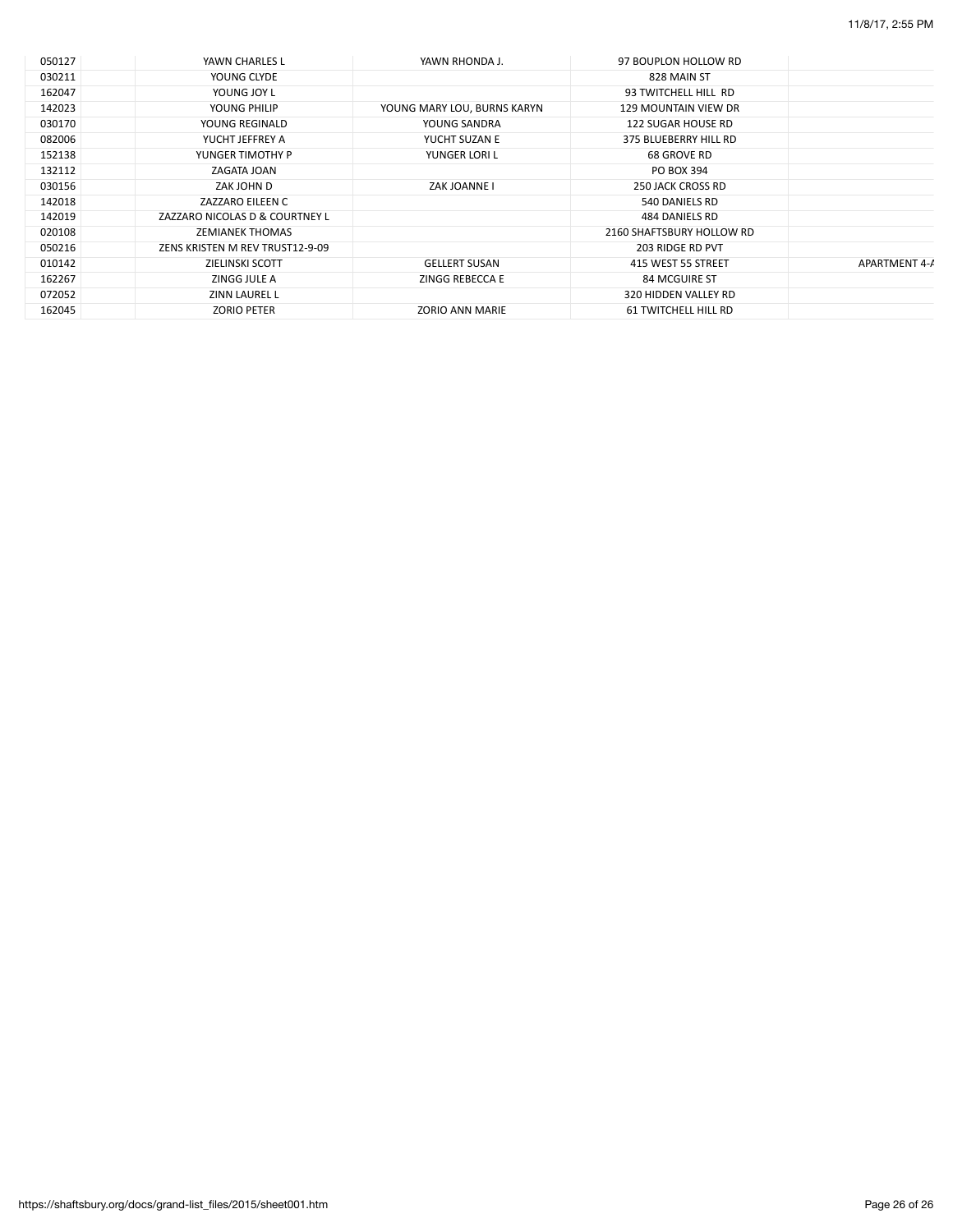| | | | | | |
|---|---|---|---|---|---|
| 050127 | | YAWN CHARLES L | YAWN RHONDA J. | 97 BOUPLON HOLLOW RD | |
| 030211 | | YOUNG CLYDE | | 828 MAIN ST | |
| 162047 | | YOUNG JOY L | | 93 TWITCHELL HILL RD | |
| 142023 | | YOUNG PHILIP | YOUNG MARY LOU, BURNS KARYN | 129 MOUNTAIN VIEW DR | |
| 030170 | | YOUNG REGINALD | YOUNG SANDRA | 122 SUGAR HOUSE RD | |
| 082006 | | YUCHT JEFFREY A | YUCHT SUZAN E | 375 BLUEBERRY HILL RD | |
| 152138 | | YUNGER TIMOTHY P | YUNGER LORI L | 68 GROVE RD | |
| 132112 | | ZAGATA JOAN | | PO BOX 394 | |
| 030156 | | ZAK JOHN D | ZAK JOANNE I | 250 JACK CROSS RD | |
| 142018 | | ZAZZARO EILEEN C | | 540 DANIELS RD | |
| 142019 | | ZAZZARO NICOLAS D & COURTNEY L | | 484 DANIELS RD | |
| 020108 | | ZEMIANEK THOMAS | | 2160 SHAFTSBURY HOLLOW RD | |
| 050216 | | ZENS KRISTEN M REV TRUST12-9-09 | | 203 RIDGE RD PVT | |
| 010142 | | ZIELINSKI SCOTT | GELLERT SUSAN | 415 WEST 55 STREET | APARTMENT 4-A |
| 162267 | | ZINGG JULE A | ZINGG REBECCA E | 84 MCGUIRE ST | |
| 072052 | | ZINN LAUREL L | | 320 HIDDEN VALLEY RD | |
| 162045 | | ZORIO PETER | ZORIO ANN MARIE | 61 TWITCHELL HILL RD | |